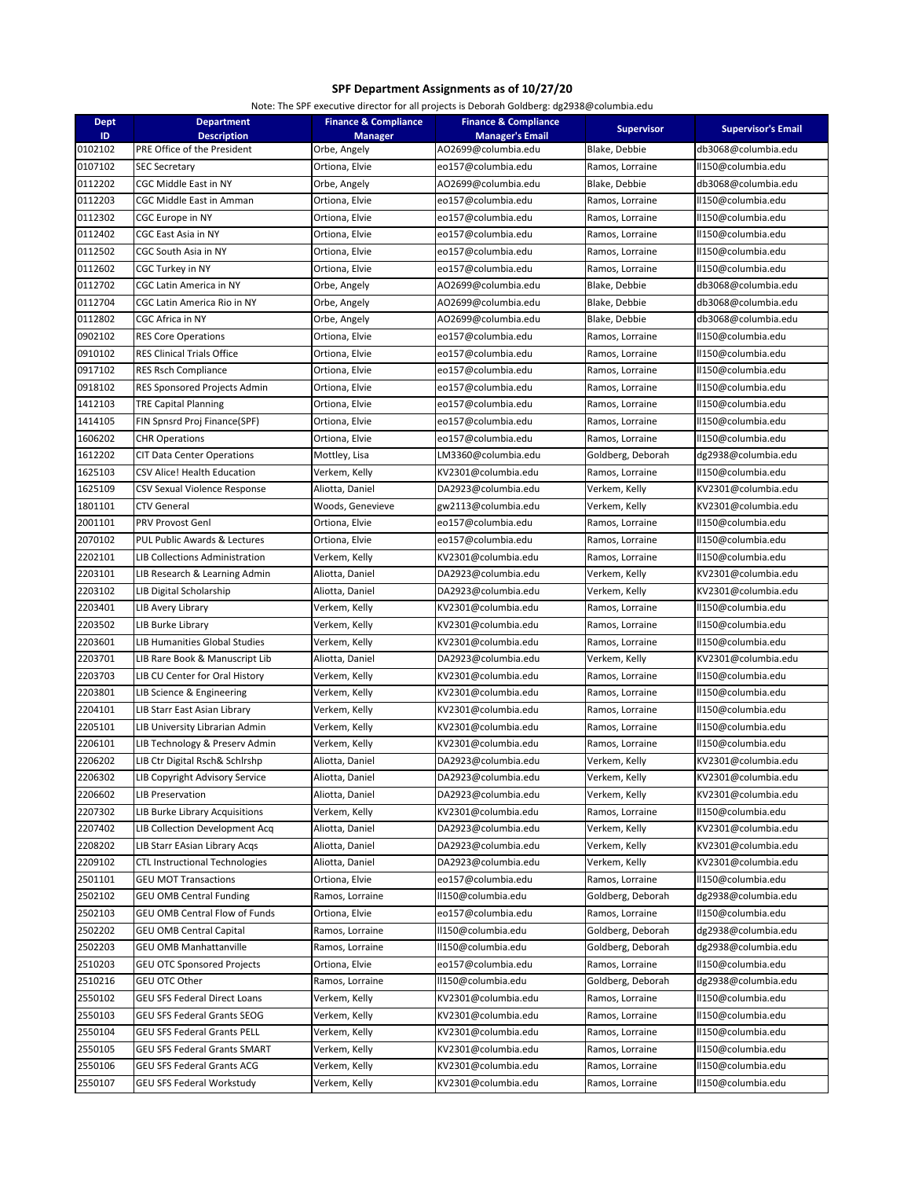# SPF Department Assignments as of 10/27/20

Note: The SPF executive director for all projects is Deborah Goldberg: dg2938@columbia.edu

| Dept ID | Department Description | Finance & Compliance Manager | Finance & Compliance Manager's Email | Supervisor | Supervisor's Email |
|---|---|---|---|---|---|
| 0102102 | PRE Office of the President | Orbe, Angely | AO2699@columbia.edu | Blake, Debbie | db3068@columbia.edu |
| 0107102 | SEC Secretary | Ortiona, Elvie | eo157@columbia.edu | Ramos, Lorraine | ll150@columbia.edu |
| 0112202 | CGC Middle East in NY | Orbe, Angely | AO2699@columbia.edu | Blake, Debbie | db3068@columbia.edu |
| 0112203 | CGC Middle East in Amman | Ortiona, Elvie | eo157@columbia.edu | Ramos, Lorraine | ll150@columbia.edu |
| 0112302 | CGC Europe in NY | Ortiona, Elvie | eo157@columbia.edu | Ramos, Lorraine | ll150@columbia.edu |
| 0112402 | CGC East Asia in NY | Ortiona, Elvie | eo157@columbia.edu | Ramos, Lorraine | ll150@columbia.edu |
| 0112502 | CGC South Asia in NY | Ortiona, Elvie | eo157@columbia.edu | Ramos, Lorraine | ll150@columbia.edu |
| 0112602 | CGC Turkey in NY | Ortiona, Elvie | eo157@columbia.edu | Ramos, Lorraine | ll150@columbia.edu |
| 0112702 | CGC Latin America in NY | Orbe, Angely | AO2699@columbia.edu | Blake, Debbie | db3068@columbia.edu |
| 0112704 | CGC Latin America Rio in NY | Orbe, Angely | AO2699@columbia.edu | Blake, Debbie | db3068@columbia.edu |
| 0112802 | CGC Africa in NY | Orbe, Angely | AO2699@columbia.edu | Blake, Debbie | db3068@columbia.edu |
| 0902102 | RES Core Operations | Ortiona, Elvie | eo157@columbia.edu | Ramos, Lorraine | ll150@columbia.edu |
| 0910102 | RES Clinical Trials Office | Ortiona, Elvie | eo157@columbia.edu | Ramos, Lorraine | ll150@columbia.edu |
| 0917102 | RES Rsch Compliance | Ortiona, Elvie | eo157@columbia.edu | Ramos, Lorraine | ll150@columbia.edu |
| 0918102 | RES Sponsored Projects Admin | Ortiona, Elvie | eo157@columbia.edu | Ramos, Lorraine | ll150@columbia.edu |
| 1412103 | TRE Capital Planning | Ortiona, Elvie | eo157@columbia.edu | Ramos, Lorraine | ll150@columbia.edu |
| 1414105 | FIN Spnsrd Proj Finance(SPF) | Ortiona, Elvie | eo157@columbia.edu | Ramos, Lorraine | ll150@columbia.edu |
| 1606202 | CHR Operations | Ortiona, Elvie | eo157@columbia.edu | Ramos, Lorraine | ll150@columbia.edu |
| 1612202 | CIT Data Center Operations | Mottley, Lisa | LM3360@columbia.edu | Goldberg, Deborah | dg2938@columbia.edu |
| 1625103 | CSV Alice! Health Education | Verkem, Kelly | KV2301@columbia.edu | Ramos, Lorraine | ll150@columbia.edu |
| 1625109 | CSV Sexual Violence Response | Aliotta, Daniel | DA2923@columbia.edu | Verkem, Kelly | KV2301@columbia.edu |
| 1801101 | CTV General | Woods, Genevieve | gw2113@columbia.edu | Verkem, Kelly | KV2301@columbia.edu |
| 2001101 | PRV Provost Genl | Ortiona, Elvie | eo157@columbia.edu | Ramos, Lorraine | ll150@columbia.edu |
| 2070102 | PUL Public Awards & Lectures | Ortiona, Elvie | eo157@columbia.edu | Ramos, Lorraine | ll150@columbia.edu |
| 2202101 | LIB Collections Administration | Verkem, Kelly | KV2301@columbia.edu | Ramos, Lorraine | ll150@columbia.edu |
| 2203101 | LIB Research & Learning Admin | Aliotta, Daniel | DA2923@columbia.edu | Verkem, Kelly | KV2301@columbia.edu |
| 2203102 | LIB Digital Scholarship | Aliotta, Daniel | DA2923@columbia.edu | Verkem, Kelly | KV2301@columbia.edu |
| 2203401 | LIB Avery Library | Verkem, Kelly | KV2301@columbia.edu | Ramos, Lorraine | ll150@columbia.edu |
| 2203502 | LIB Burke Library | Verkem, Kelly | KV2301@columbia.edu | Ramos, Lorraine | ll150@columbia.edu |
| 2203601 | LIB Humanities Global Studies | Verkem, Kelly | KV2301@columbia.edu | Ramos, Lorraine | ll150@columbia.edu |
| 2203701 | LIB Rare Book & Manuscript Lib | Aliotta, Daniel | DA2923@columbia.edu | Verkem, Kelly | KV2301@columbia.edu |
| 2203703 | LIB CU Center for Oral History | Verkem, Kelly | KV2301@columbia.edu | Ramos, Lorraine | ll150@columbia.edu |
| 2203801 | LIB Science & Engineering | Verkem, Kelly | KV2301@columbia.edu | Ramos, Lorraine | ll150@columbia.edu |
| 2204101 | LIB Starr East Asian Library | Verkem, Kelly | KV2301@columbia.edu | Ramos, Lorraine | ll150@columbia.edu |
| 2205101 | LIB University Librarian Admin | Verkem, Kelly | KV2301@columbia.edu | Ramos, Lorraine | ll150@columbia.edu |
| 2206101 | LIB Technology & Preserv Admin | Verkem, Kelly | KV2301@columbia.edu | Ramos, Lorraine | ll150@columbia.edu |
| 2206202 | LIB Ctr Digital Rsch& Schlrshp | Aliotta, Daniel | DA2923@columbia.edu | Verkem, Kelly | KV2301@columbia.edu |
| 2206302 | LIB Copyright Advisory Service | Aliotta, Daniel | DA2923@columbia.edu | Verkem, Kelly | KV2301@columbia.edu |
| 2206602 | LIB Preservation | Aliotta, Daniel | DA2923@columbia.edu | Verkem, Kelly | KV2301@columbia.edu |
| 2207302 | LIB Burke Library Acquisitions | Verkem, Kelly | KV2301@columbia.edu | Ramos, Lorraine | ll150@columbia.edu |
| 2207402 | LIB Collection Development Acq | Aliotta, Daniel | DA2923@columbia.edu | Verkem, Kelly | KV2301@columbia.edu |
| 2208202 | LIB Starr EAsian Library Acqs | Aliotta, Daniel | DA2923@columbia.edu | Verkem, Kelly | KV2301@columbia.edu |
| 2209102 | CTL Instructional Technologies | Aliotta, Daniel | DA2923@columbia.edu | Verkem, Kelly | KV2301@columbia.edu |
| 2501101 | GEU MOT Transactions | Ortiona, Elvie | eo157@columbia.edu | Ramos, Lorraine | ll150@columbia.edu |
| 2502102 | GEU OMB Central Funding | Ramos, Lorraine | ll150@columbia.edu | Goldberg, Deborah | dg2938@columbia.edu |
| 2502103 | GEU OMB Central Flow of Funds | Ortiona, Elvie | eo157@columbia.edu | Ramos, Lorraine | ll150@columbia.edu |
| 2502202 | GEU OMB Central Capital | Ramos, Lorraine | ll150@columbia.edu | Goldberg, Deborah | dg2938@columbia.edu |
| 2502203 | GEU OMB Manhattanville | Ramos, Lorraine | ll150@columbia.edu | Goldberg, Deborah | dg2938@columbia.edu |
| 2510203 | GEU OTC Sponsored Projects | Ortiona, Elvie | eo157@columbia.edu | Ramos, Lorraine | ll150@columbia.edu |
| 2510216 | GEU OTC Other | Ramos, Lorraine | ll150@columbia.edu | Goldberg, Deborah | dg2938@columbia.edu |
| 2550102 | GEU SFS Federal Direct Loans | Verkem, Kelly | KV2301@columbia.edu | Ramos, Lorraine | ll150@columbia.edu |
| 2550103 | GEU SFS Federal Grants SEOG | Verkem, Kelly | KV2301@columbia.edu | Ramos, Lorraine | ll150@columbia.edu |
| 2550104 | GEU SFS Federal Grants PELL | Verkem, Kelly | KV2301@columbia.edu | Ramos, Lorraine | ll150@columbia.edu |
| 2550105 | GEU SFS Federal Grants SMART | Verkem, Kelly | KV2301@columbia.edu | Ramos, Lorraine | ll150@columbia.edu |
| 2550106 | GEU SFS Federal Grants ACG | Verkem, Kelly | KV2301@columbia.edu | Ramos, Lorraine | ll150@columbia.edu |
| 2550107 | GEU SFS Federal Workstudy | Verkem, Kelly | KV2301@columbia.edu | Ramos, Lorraine | ll150@columbia.edu |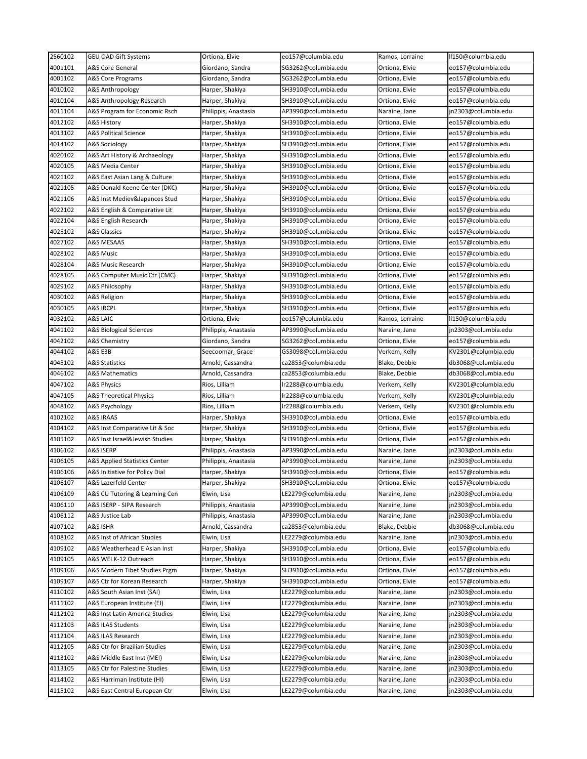| 2560102 | GEU OAD Gift Systems | Ortiona, Elvie | eo157@columbia.edu | Ramos, Lorraine | ll150@columbia.edu |
|---|---|---|---|---|---|
| 4001101 | A&S Core General | Giordano, Sandra | SG3262@columbia.edu | Ortiona, Elvie | eo157@columbia.edu |
| 4001102 | A&S Core Programs | Giordano, Sandra | SG3262@columbia.edu | Ortiona, Elvie | eo157@columbia.edu |
| 4010102 | A&S Anthropology | Harper, Shakiya | SH3910@columbia.edu | Ortiona, Elvie | eo157@columbia.edu |
| 4010104 | A&S Anthropology Research | Harper, Shakiya | SH3910@columbia.edu | Ortiona, Elvie | eo157@columbia.edu |
| 4011104 | A&S Program for Economic Rsch | Philippis, Anastasia | AP3990@columbia.edu | Naraine, Jane | jn2303@columbia.edu |
| 4012102 | A&S History | Harper, Shakiya | SH3910@columbia.edu | Ortiona, Elvie | eo157@columbia.edu |
| 4013102 | A&S Political Science | Harper, Shakiya | SH3910@columbia.edu | Ortiona, Elvie | eo157@columbia.edu |
| 4014102 | A&S Sociology | Harper, Shakiya | SH3910@columbia.edu | Ortiona, Elvie | eo157@columbia.edu |
| 4020102 | A&S Art History & Archaeology | Harper, Shakiya | SH3910@columbia.edu | Ortiona, Elvie | eo157@columbia.edu |
| 4020105 | A&S Media Center | Harper, Shakiya | SH3910@columbia.edu | Ortiona, Elvie | eo157@columbia.edu |
| 4021102 | A&S East Asian Lang & Culture | Harper, Shakiya | SH3910@columbia.edu | Ortiona, Elvie | eo157@columbia.edu |
| 4021105 | A&S Donald Keene Center (DKC) | Harper, Shakiya | SH3910@columbia.edu | Ortiona, Elvie | eo157@columbia.edu |
| 4021106 | A&S Inst Mediev&Japances Stud | Harper, Shakiya | SH3910@columbia.edu | Ortiona, Elvie | eo157@columbia.edu |
| 4022102 | A&S English & Comparative Lit | Harper, Shakiya | SH3910@columbia.edu | Ortiona, Elvie | eo157@columbia.edu |
| 4022104 | A&S English Research | Harper, Shakiya | SH3910@columbia.edu | Ortiona, Elvie | eo157@columbia.edu |
| 4025102 | A&S Classics | Harper, Shakiya | SH3910@columbia.edu | Ortiona, Elvie | eo157@columbia.edu |
| 4027102 | A&S MESAAS | Harper, Shakiya | SH3910@columbia.edu | Ortiona, Elvie | eo157@columbia.edu |
| 4028102 | A&S Music | Harper, Shakiya | SH3910@columbia.edu | Ortiona, Elvie | eo157@columbia.edu |
| 4028104 | A&S Music Research | Harper, Shakiya | SH3910@columbia.edu | Ortiona, Elvie | eo157@columbia.edu |
| 4028105 | A&S Computer Music Ctr (CMC) | Harper, Shakiya | SH3910@columbia.edu | Ortiona, Elvie | eo157@columbia.edu |
| 4029102 | A&S Philosophy | Harper, Shakiya | SH3910@columbia.edu | Ortiona, Elvie | eo157@columbia.edu |
| 4030102 | A&S Religion | Harper, Shakiya | SH3910@columbia.edu | Ortiona, Elvie | eo157@columbia.edu |
| 4030105 | A&S IRCPL | Harper, Shakiya | SH3910@columbia.edu | Ortiona, Elvie | eo157@columbia.edu |
| 4032102 | A&S LAIC | Ortiona, Elvie | eo157@columbia.edu | Ramos, Lorraine | ll150@columbia.edu |
| 4041102 | A&S Biological Sciences | Philippis, Anastasia | AP3990@columbia.edu | Naraine, Jane | jn2303@columbia.edu |
| 4042102 | A&S Chemistry | Giordano, Sandra | SG3262@columbia.edu | Ortiona, Elvie | eo157@columbia.edu |
| 4044102 | A&S E3B | Seecoomar, Grace | GS3098@columbia.edu | Verkem, Kelly | KV2301@columbia.edu |
| 4045102 | A&S Statistics | Arnold, Cassandra | ca2853@columbia.edu | Blake, Debbie | db3068@columbia.edu |
| 4046102 | A&S Mathematics | Arnold, Cassandra | ca2853@columbia.edu | Blake, Debbie | db3068@columbia.edu |
| 4047102 | A&S Physics | Rios, Lilliam | lr2288@columbia.edu | Verkem, Kelly | KV2301@columbia.edu |
| 4047105 | A&S Theoretical Physics | Rios, Lilliam | lr2288@columbia.edu | Verkem, Kelly | KV2301@columbia.edu |
| 4048102 | A&S Psychology | Rios, Lilliam | lr2288@columbia.edu | Verkem, Kelly | KV2301@columbia.edu |
| 4102102 | A&S IRAAS | Harper, Shakiya | SH3910@columbia.edu | Ortiona, Elvie | eo157@columbia.edu |
| 4104102 | A&S Inst Comparative Lit & Soc | Harper, Shakiya | SH3910@columbia.edu | Ortiona, Elvie | eo157@columbia.edu |
| 4105102 | A&S Inst Israel&Jewish Studies | Harper, Shakiya | SH3910@columbia.edu | Ortiona, Elvie | eo157@columbia.edu |
| 4106102 | A&S ISERP | Philippis, Anastasia | AP3990@columbia.edu | Naraine, Jane | jn2303@columbia.edu |
| 4106105 | A&S Applied Statistics Center | Philippis, Anastasia | AP3990@columbia.edu | Naraine, Jane | jn2303@columbia.edu |
| 4106106 | A&S Initiative for Policy Dial | Harper, Shakiya | SH3910@columbia.edu | Ortiona, Elvie | eo157@columbia.edu |
| 4106107 | A&S Lazerfeld Center | Harper, Shakiya | SH3910@columbia.edu | Ortiona, Elvie | eo157@columbia.edu |
| 4106109 | A&S CU Tutoring & Learning Cen | Elwin, Lisa | LE2279@columbia.edu | Naraine, Jane | jn2303@columbia.edu |
| 4106110 | A&S ISERP - SIPA Research | Philippis, Anastasia | AP3990@columbia.edu | Naraine, Jane | jn2303@columbia.edu |
| 4106112 | A&S Justice Lab | Philippis, Anastasia | AP3990@columbia.edu | Naraine, Jane | jn2303@columbia.edu |
| 4107102 | A&S ISHR | Arnold, Cassandra | ca2853@columbia.edu | Blake, Debbie | db3068@columbia.edu |
| 4108102 | A&S Inst of African Studies | Elwin, Lisa | LE2279@columbia.edu | Naraine, Jane | jn2303@columbia.edu |
| 4109102 | A&S Weatherhead E Asian Inst | Harper, Shakiya | SH3910@columbia.edu | Ortiona, Elvie | eo157@columbia.edu |
| 4109105 | A&S WEI K-12 Outreach | Harper, Shakiya | SH3910@columbia.edu | Ortiona, Elvie | eo157@columbia.edu |
| 4109106 | A&S Modern Tibet Studies Prgm | Harper, Shakiya | SH3910@columbia.edu | Ortiona, Elvie | eo157@columbia.edu |
| 4109107 | A&S Ctr for Korean Research | Harper, Shakiya | SH3910@columbia.edu | Ortiona, Elvie | eo157@columbia.edu |
| 4110102 | A&S South Asian Inst (SAI) | Elwin, Lisa | LE2279@columbia.edu | Naraine, Jane | jn2303@columbia.edu |
| 4111102 | A&S European Institute (EI) | Elwin, Lisa | LE2279@columbia.edu | Naraine, Jane | jn2303@columbia.edu |
| 4112102 | A&S Inst Latin America Studies | Elwin, Lisa | LE2279@columbia.edu | Naraine, Jane | jn2303@columbia.edu |
| 4112103 | A&S ILAS Students | Elwin, Lisa | LE2279@columbia.edu | Naraine, Jane | jn2303@columbia.edu |
| 4112104 | A&S ILAS Research | Elwin, Lisa | LE2279@columbia.edu | Naraine, Jane | jn2303@columbia.edu |
| 4112105 | A&S Ctr for Brazilian Studies | Elwin, Lisa | LE2279@columbia.edu | Naraine, Jane | jn2303@columbia.edu |
| 4113102 | A&S Middle East Inst (MEI) | Elwin, Lisa | LE2279@columbia.edu | Naraine, Jane | jn2303@columbia.edu |
| 4113105 | A&S Ctr for Palestine Studies | Elwin, Lisa | LE2279@columbia.edu | Naraine, Jane | jn2303@columbia.edu |
| 4114102 | A&S Harriman Institute (HI) | Elwin, Lisa | LE2279@columbia.edu | Naraine, Jane | jn2303@columbia.edu |
| 4115102 | A&S East Central European Ctr | Elwin, Lisa | LE2279@columbia.edu | Naraine, Jane | jn2303@columbia.edu |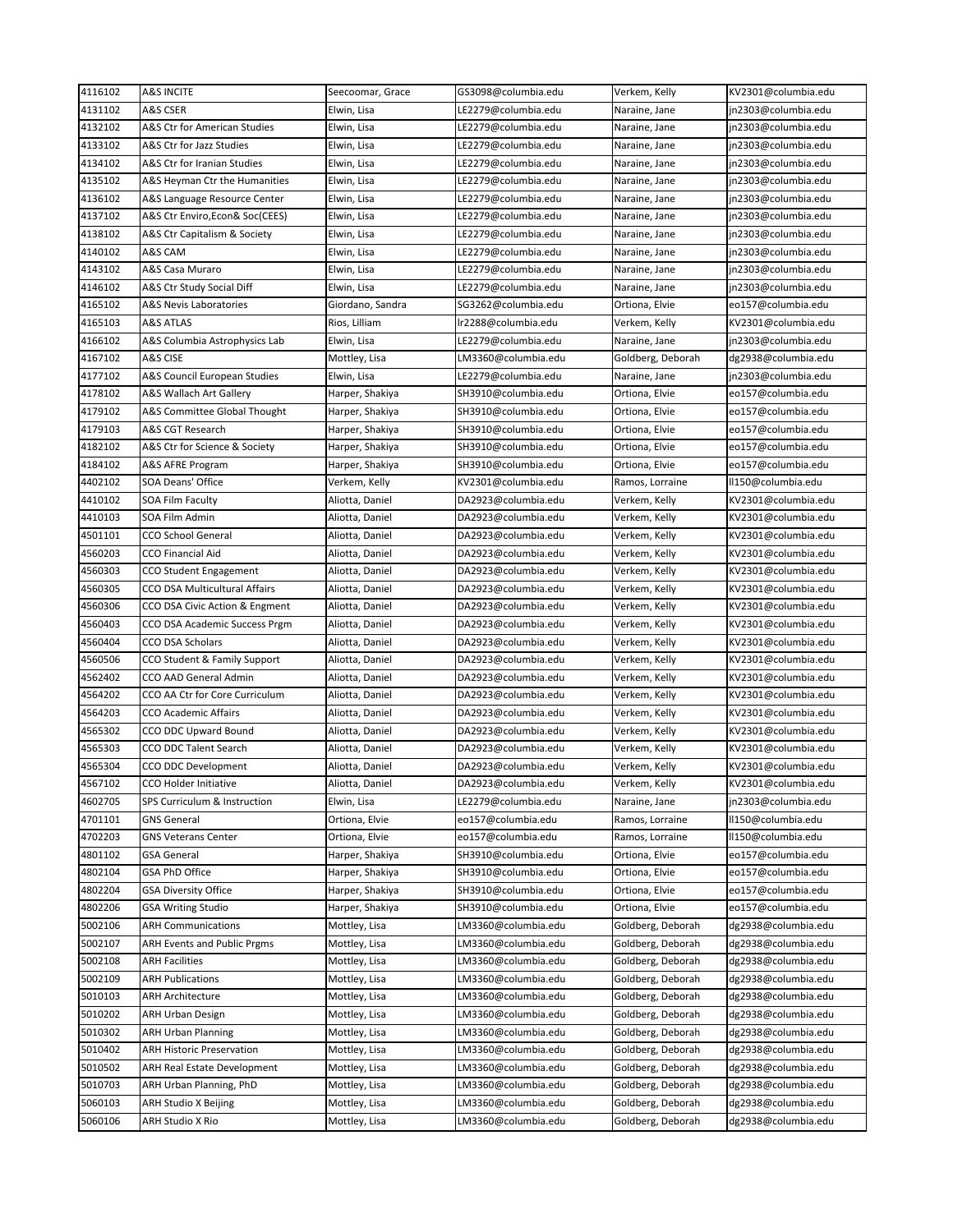| 4116102 | A&S INCITE | Seecoomar, Grace | GS3098@columbia.edu | Verkem, Kelly | KV2301@columbia.edu |
|---|---|---|---|---|---|
| 4131102 | A&S CSER | Elwin, Lisa | LE2279@columbia.edu | Naraine, Jane | jn2303@columbia.edu |
| 4132102 | A&S Ctr for American Studies | Elwin, Lisa | LE2279@columbia.edu | Naraine, Jane | jn2303@columbia.edu |
| 4133102 | A&S Ctr for Jazz Studies | Elwin, Lisa | LE2279@columbia.edu | Naraine, Jane | jn2303@columbia.edu |
| 4134102 | A&S Ctr for Iranian Studies | Elwin, Lisa | LE2279@columbia.edu | Naraine, Jane | jn2303@columbia.edu |
| 4135102 | A&S Heyman Ctr the Humanities | Elwin, Lisa | LE2279@columbia.edu | Naraine, Jane | jn2303@columbia.edu |
| 4136102 | A&S Language Resource Center | Elwin, Lisa | LE2279@columbia.edu | Naraine, Jane | jn2303@columbia.edu |
| 4137102 | A&S Ctr Enviro,Econ& Soc(CEES) | Elwin, Lisa | LE2279@columbia.edu | Naraine, Jane | jn2303@columbia.edu |
| 4138102 | A&S Ctr Capitalism & Society | Elwin, Lisa | LE2279@columbia.edu | Naraine, Jane | jn2303@columbia.edu |
| 4140102 | A&S CAM | Elwin, Lisa | LE2279@columbia.edu | Naraine, Jane | jn2303@columbia.edu |
| 4143102 | A&S Casa Muraro | Elwin, Lisa | LE2279@columbia.edu | Naraine, Jane | jn2303@columbia.edu |
| 4146102 | A&S Ctr Study Social Diff | Elwin, Lisa | LE2279@columbia.edu | Naraine, Jane | jn2303@columbia.edu |
| 4165102 | A&S Nevis Laboratories | Giordano, Sandra | SG3262@columbia.edu | Ortiona, Elvie | eo157@columbia.edu |
| 4165103 | A&S ATLAS | Rios, Lilliam | lr2288@columbia.edu | Verkem, Kelly | KV2301@columbia.edu |
| 4166102 | A&S Columbia Astrophysics Lab | Elwin, Lisa | LE2279@columbia.edu | Naraine, Jane | jn2303@columbia.edu |
| 4167102 | A&S CISE | Mottley, Lisa | LM3360@columbia.edu | Goldberg, Deborah | dg2938@columbia.edu |
| 4177102 | A&S Council European Studies | Elwin, Lisa | LE2279@columbia.edu | Naraine, Jane | jn2303@columbia.edu |
| 4178102 | A&S Wallach Art Gallery | Harper, Shakiya | SH3910@columbia.edu | Ortiona, Elvie | eo157@columbia.edu |
| 4179102 | A&S Committee Global Thought | Harper, Shakiya | SH3910@columbia.edu | Ortiona, Elvie | eo157@columbia.edu |
| 4179103 | A&S CGT Research | Harper, Shakiya | SH3910@columbia.edu | Ortiona, Elvie | eo157@columbia.edu |
| 4182102 | A&S Ctr for Science & Society | Harper, Shakiya | SH3910@columbia.edu | Ortiona, Elvie | eo157@columbia.edu |
| 4184102 | A&S AFRE Program | Harper, Shakiya | SH3910@columbia.edu | Ortiona, Elvie | eo157@columbia.edu |
| 4402102 | SOA Deans' Office | Verkem, Kelly | KV2301@columbia.edu | Ramos, Lorraine | ll150@columbia.edu |
| 4410102 | SOA Film Faculty | Aliotta, Daniel | DA2923@columbia.edu | Verkem, Kelly | KV2301@columbia.edu |
| 4410103 | SOA Film Admin | Aliotta, Daniel | DA2923@columbia.edu | Verkem, Kelly | KV2301@columbia.edu |
| 4501101 | CCO School General | Aliotta, Daniel | DA2923@columbia.edu | Verkem, Kelly | KV2301@columbia.edu |
| 4560203 | CCO Financial Aid | Aliotta, Daniel | DA2923@columbia.edu | Verkem, Kelly | KV2301@columbia.edu |
| 4560303 | CCO Student Engagement | Aliotta, Daniel | DA2923@columbia.edu | Verkem, Kelly | KV2301@columbia.edu |
| 4560305 | CCO DSA Multicultural Affairs | Aliotta, Daniel | DA2923@columbia.edu | Verkem, Kelly | KV2301@columbia.edu |
| 4560306 | CCO DSA Civic Action & Engment | Aliotta, Daniel | DA2923@columbia.edu | Verkem, Kelly | KV2301@columbia.edu |
| 4560403 | CCO DSA Academic Success Prgm | Aliotta, Daniel | DA2923@columbia.edu | Verkem, Kelly | KV2301@columbia.edu |
| 4560404 | CCO DSA Scholars | Aliotta, Daniel | DA2923@columbia.edu | Verkem, Kelly | KV2301@columbia.edu |
| 4560506 | CCO Student & Family Support | Aliotta, Daniel | DA2923@columbia.edu | Verkem, Kelly | KV2301@columbia.edu |
| 4562402 | CCO AAD General Admin | Aliotta, Daniel | DA2923@columbia.edu | Verkem, Kelly | KV2301@columbia.edu |
| 4564202 | CCO AA Ctr for Core Curriculum | Aliotta, Daniel | DA2923@columbia.edu | Verkem, Kelly | KV2301@columbia.edu |
| 4564203 | CCO Academic Affairs | Aliotta, Daniel | DA2923@columbia.edu | Verkem, Kelly | KV2301@columbia.edu |
| 4565302 | CCO DDC Upward Bound | Aliotta, Daniel | DA2923@columbia.edu | Verkem, Kelly | KV2301@columbia.edu |
| 4565303 | CCO DDC Talent Search | Aliotta, Daniel | DA2923@columbia.edu | Verkem, Kelly | KV2301@columbia.edu |
| 4565304 | CCO DDC Development | Aliotta, Daniel | DA2923@columbia.edu | Verkem, Kelly | KV2301@columbia.edu |
| 4567102 | CCO Holder Initiative | Aliotta, Daniel | DA2923@columbia.edu | Verkem, Kelly | KV2301@columbia.edu |
| 4602705 | SPS Curriculum & Instruction | Elwin, Lisa | LE2279@columbia.edu | Naraine, Jane | jn2303@columbia.edu |
| 4701101 | GNS General | Ortiona, Elvie | eo157@columbia.edu | Ramos, Lorraine | ll150@columbia.edu |
| 4702203 | GNS Veterans Center | Ortiona, Elvie | eo157@columbia.edu | Ramos, Lorraine | ll150@columbia.edu |
| 4801102 | GSA General | Harper, Shakiya | SH3910@columbia.edu | Ortiona, Elvie | eo157@columbia.edu |
| 4802104 | GSA PhD Office | Harper, Shakiya | SH3910@columbia.edu | Ortiona, Elvie | eo157@columbia.edu |
| 4802204 | GSA Diversity Office | Harper, Shakiya | SH3910@columbia.edu | Ortiona, Elvie | eo157@columbia.edu |
| 4802206 | GSA Writing Studio | Harper, Shakiya | SH3910@columbia.edu | Ortiona, Elvie | eo157@columbia.edu |
| 5002106 | ARH Communications | Mottley, Lisa | LM3360@columbia.edu | Goldberg, Deborah | dg2938@columbia.edu |
| 5002107 | ARH Events and Public Prgms | Mottley, Lisa | LM3360@columbia.edu | Goldberg, Deborah | dg2938@columbia.edu |
| 5002108 | ARH Facilities | Mottley, Lisa | LM3360@columbia.edu | Goldberg, Deborah | dg2938@columbia.edu |
| 5002109 | ARH Publications | Mottley, Lisa | LM3360@columbia.edu | Goldberg, Deborah | dg2938@columbia.edu |
| 5010103 | ARH Architecture | Mottley, Lisa | LM3360@columbia.edu | Goldberg, Deborah | dg2938@columbia.edu |
| 5010202 | ARH Urban Design | Mottley, Lisa | LM3360@columbia.edu | Goldberg, Deborah | dg2938@columbia.edu |
| 5010302 | ARH Urban Planning | Mottley, Lisa | LM3360@columbia.edu | Goldberg, Deborah | dg2938@columbia.edu |
| 5010402 | ARH Historic Preservation | Mottley, Lisa | LM3360@columbia.edu | Goldberg, Deborah | dg2938@columbia.edu |
| 5010502 | ARH Real Estate Development | Mottley, Lisa | LM3360@columbia.edu | Goldberg, Deborah | dg2938@columbia.edu |
| 5010703 | ARH Urban Planning, PhD | Mottley, Lisa | LM3360@columbia.edu | Goldberg, Deborah | dg2938@columbia.edu |
| 5060103 | ARH Studio X Beijing | Mottley, Lisa | LM3360@columbia.edu | Goldberg, Deborah | dg2938@columbia.edu |
| 5060106 | ARH Studio X Rio | Mottley, Lisa | LM3360@columbia.edu | Goldberg, Deborah | dg2938@columbia.edu |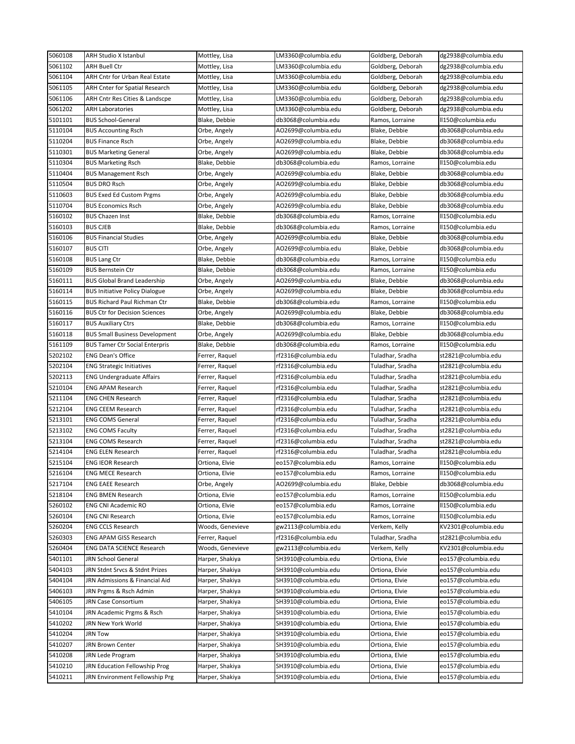| 5060108 | ARH Studio X Istanbul | Mottley, Lisa | LM3360@columbia.edu | Goldberg, Deborah | dg2938@columbia.edu |
|---|---|---|---|---|---|
| 5061102 | ARH Buell Ctr | Mottley, Lisa | LM3360@columbia.edu | Goldberg, Deborah | dg2938@columbia.edu |
| 5061104 | ARH Cntr for Urban Real Estate | Mottley, Lisa | LM3360@columbia.edu | Goldberg, Deborah | dg2938@columbia.edu |
| 5061105 | ARH Cnter for Spatial Research | Mottley, Lisa | LM3360@columbia.edu | Goldberg, Deborah | dg2938@columbia.edu |
| 5061106 | ARH Cntr Res Cities & Landscpe | Mottley, Lisa | LM3360@columbia.edu | Goldberg, Deborah | dg2938@columbia.edu |
| 5061202 | ARH Laboratories | Mottley, Lisa | LM3360@columbia.edu | Goldberg, Deborah | dg2938@columbia.edu |
| 5101101 | BUS School-General | Blake, Debbie | db3068@columbia.edu | Ramos, Lorraine | ll150@columbia.edu |
| 5110104 | BUS Accounting Rsch | Orbe, Angely | AO2699@columbia.edu | Blake, Debbie | db3068@columbia.edu |
| 5110204 | BUS Finance Rsch | Orbe, Angely | AO2699@columbia.edu | Blake, Debbie | db3068@columbia.edu |
| 5110301 | BUS Marketing General | Orbe, Angely | AO2699@columbia.edu | Blake, Debbie | db3068@columbia.edu |
| 5110304 | BUS Marketing Rsch | Blake, Debbie | db3068@columbia.edu | Ramos, Lorraine | ll150@columbia.edu |
| 5110404 | BUS Management Rsch | Orbe, Angely | AO2699@columbia.edu | Blake, Debbie | db3068@columbia.edu |
| 5110504 | BUS DRO Rsch | Orbe, Angely | AO2699@columbia.edu | Blake, Debbie | db3068@columbia.edu |
| 5110603 | BUS Exed Ed Custom Prgms | Orbe, Angely | AO2699@columbia.edu | Blake, Debbie | db3068@columbia.edu |
| 5110704 | BUS Economics Rsch | Orbe, Angely | AO2699@columbia.edu | Blake, Debbie | db3068@columbia.edu |
| 5160102 | BUS Chazen Inst | Blake, Debbie | db3068@columbia.edu | Ramos, Lorraine | ll150@columbia.edu |
| 5160103 | BUS CJEB | Blake, Debbie | db3068@columbia.edu | Ramos, Lorraine | ll150@columbia.edu |
| 5160106 | BUS Financial Studies | Orbe, Angely | AO2699@columbia.edu | Blake, Debbie | db3068@columbia.edu |
| 5160107 | BUS CITI | Orbe, Angely | AO2699@columbia.edu | Blake, Debbie | db3068@columbia.edu |
| 5160108 | BUS Lang Ctr | Blake, Debbie | db3068@columbia.edu | Ramos, Lorraine | ll150@columbia.edu |
| 5160109 | BUS Bernstein Ctr | Blake, Debbie | db3068@columbia.edu | Ramos, Lorraine | ll150@columbia.edu |
| 5160111 | BUS Global Brand Leadership | Orbe, Angely | AO2699@columbia.edu | Blake, Debbie | db3068@columbia.edu |
| 5160114 | BUS Initiative Policy Dialogue | Orbe, Angely | AO2699@columbia.edu | Blake, Debbie | db3068@columbia.edu |
| 5160115 | BUS Richard Paul Richman Ctr | Blake, Debbie | db3068@columbia.edu | Ramos, Lorraine | ll150@columbia.edu |
| 5160116 | BUS Ctr for Decision Sciences | Orbe, Angely | AO2699@columbia.edu | Blake, Debbie | db3068@columbia.edu |
| 5160117 | BUS Auxiliary Ctrs | Blake, Debbie | db3068@columbia.edu | Ramos, Lorraine | ll150@columbia.edu |
| 5160118 | BUS Small Business Development | Orbe, Angely | AO2699@columbia.edu | Blake, Debbie | db3068@columbia.edu |
| 5161109 | BUS Tamer Ctr Social Enterpris | Blake, Debbie | db3068@columbia.edu | Ramos, Lorraine | ll150@columbia.edu |
| 5202102 | ENG Dean's Office | Ferrer, Raquel | rf2316@columbia.edu | Tuladhar, Sradha | st2821@columbia.edu |
| 5202104 | ENG Strategic Initiatives | Ferrer, Raquel | rf2316@columbia.edu | Tuladhar, Sradha | st2821@columbia.edu |
| 5202113 | ENG Undergraduate Affairs | Ferrer, Raquel | rf2316@columbia.edu | Tuladhar, Sradha | st2821@columbia.edu |
| 5210104 | ENG APAM Research | Ferrer, Raquel | rf2316@columbia.edu | Tuladhar, Sradha | st2821@columbia.edu |
| 5211104 | ENG CHEN Research | Ferrer, Raquel | rf2316@columbia.edu | Tuladhar, Sradha | st2821@columbia.edu |
| 5212104 | ENG CEEM Research | Ferrer, Raquel | rf2316@columbia.edu | Tuladhar, Sradha | st2821@columbia.edu |
| 5213101 | ENG COMS General | Ferrer, Raquel | rf2316@columbia.edu | Tuladhar, Sradha | st2821@columbia.edu |
| 5213102 | ENG COMS Faculty | Ferrer, Raquel | rf2316@columbia.edu | Tuladhar, Sradha | st2821@columbia.edu |
| 5213104 | ENG COMS Research | Ferrer, Raquel | rf2316@columbia.edu | Tuladhar, Sradha | st2821@columbia.edu |
| 5214104 | ENG ELEN Research | Ferrer, Raquel | rf2316@columbia.edu | Tuladhar, Sradha | st2821@columbia.edu |
| 5215104 | ENG IEOR Research | Ortiona, Elvie | eo157@columbia.edu | Ramos, Lorraine | ll150@columbia.edu |
| 5216104 | ENG MECE Research | Ortiona, Elvie | eo157@columbia.edu | Ramos, Lorraine | ll150@columbia.edu |
| 5217104 | ENG EAEE Research | Orbe, Angely | AO2699@columbia.edu | Blake, Debbie | db3068@columbia.edu |
| 5218104 | ENG BMEN Research | Ortiona, Elvie | eo157@columbia.edu | Ramos, Lorraine | ll150@columbia.edu |
| 5260102 | ENG CNI Academic RO | Ortiona, Elvie | eo157@columbia.edu | Ramos, Lorraine | ll150@columbia.edu |
| 5260104 | ENG CNI Research | Ortiona, Elvie | eo157@columbia.edu | Ramos, Lorraine | ll150@columbia.edu |
| 5260204 | ENG CCLS Research | Woods, Genevieve | gw2113@columbia.edu | Verkem, Kelly | KV2301@columbia.edu |
| 5260303 | ENG APAM GISS Research | Ferrer, Raquel | rf2316@columbia.edu | Tuladhar, Sradha | st2821@columbia.edu |
| 5260404 | ENG DATA SCIENCE Research | Woods, Genevieve | gw2113@columbia.edu | Verkem, Kelly | KV2301@columbia.edu |
| 5401101 | JRN School General | Harper, Shakiya | SH3910@columbia.edu | Ortiona, Elvie | eo157@columbia.edu |
| 5404103 | JRN Stdnt Srvcs & Stdnt Prizes | Harper, Shakiya | SH3910@columbia.edu | Ortiona, Elvie | eo157@columbia.edu |
| 5404104 | JRN Admissions & Financial Aid | Harper, Shakiya | SH3910@columbia.edu | Ortiona, Elvie | eo157@columbia.edu |
| 5406103 | JRN Prgms & Rsch Admin | Harper, Shakiya | SH3910@columbia.edu | Ortiona, Elvie | eo157@columbia.edu |
| 5406105 | JRN Case Consortium | Harper, Shakiya | SH3910@columbia.edu | Ortiona, Elvie | eo157@columbia.edu |
| 5410104 | JRN Academic Prgms & Rsch | Harper, Shakiya | SH3910@columbia.edu | Ortiona, Elvie | eo157@columbia.edu |
| 5410202 | JRN New York World | Harper, Shakiya | SH3910@columbia.edu | Ortiona, Elvie | eo157@columbia.edu |
| 5410204 | JRN Tow | Harper, Shakiya | SH3910@columbia.edu | Ortiona, Elvie | eo157@columbia.edu |
| 5410207 | JRN Brown Center | Harper, Shakiya | SH3910@columbia.edu | Ortiona, Elvie | eo157@columbia.edu |
| 5410208 | JRN Lede Program | Harper, Shakiya | SH3910@columbia.edu | Ortiona, Elvie | eo157@columbia.edu |
| 5410210 | JRN Education Fellowship Prog | Harper, Shakiya | SH3910@columbia.edu | Ortiona, Elvie | eo157@columbia.edu |
| 5410211 | JRN Environment Fellowship Prg | Harper, Shakiya | SH3910@columbia.edu | Ortiona, Elvie | eo157@columbia.edu |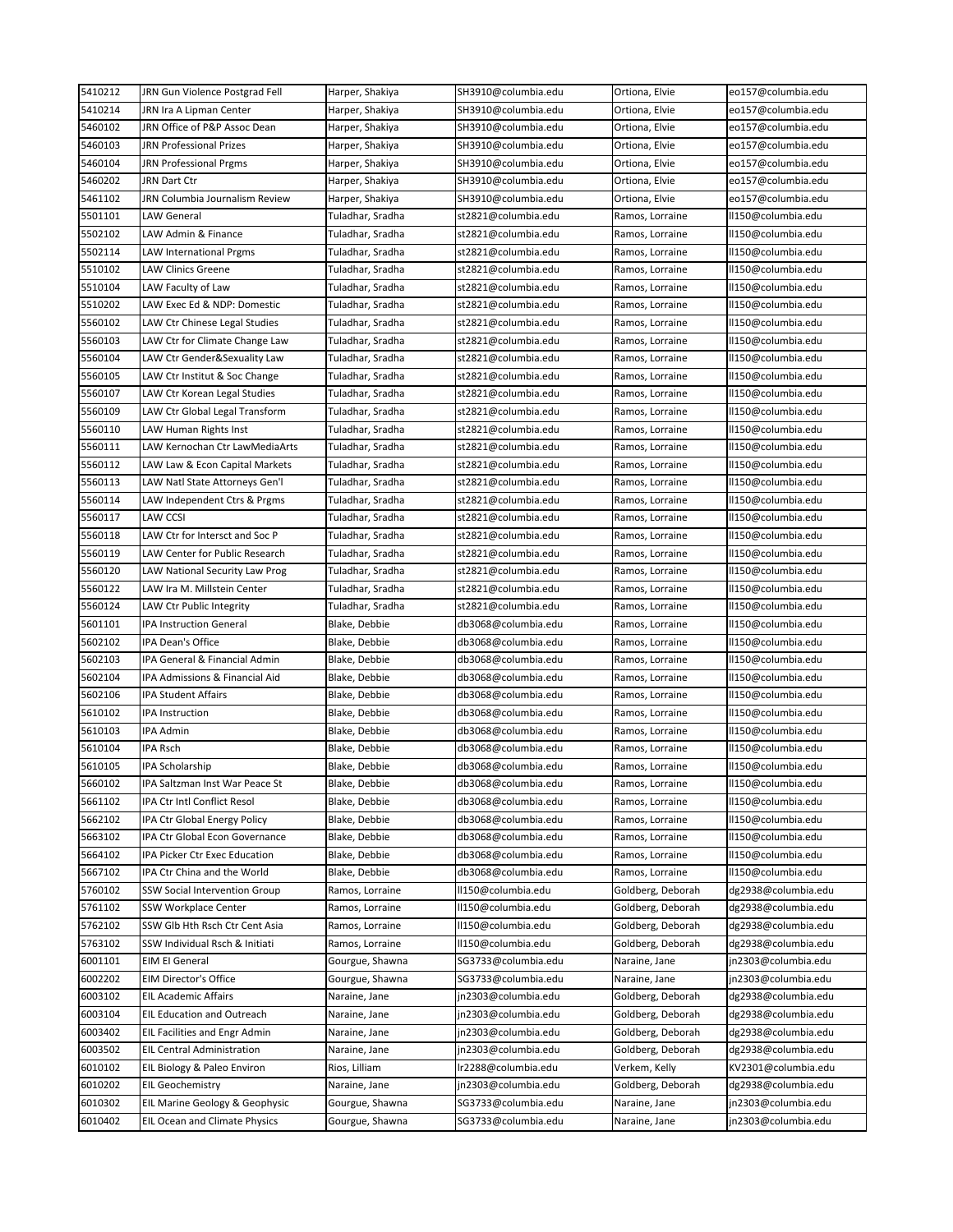| | | | | | |
|---|---|---|---|---|---|
| 5410212 | JRN Gun Violence Postgrad Fell | Harper, Shakiya | SH3910@columbia.edu | Ortiona, Elvie | eo157@columbia.edu |
| 5410214 | JRN Ira A Lipman Center | Harper, Shakiya | SH3910@columbia.edu | Ortiona, Elvie | eo157@columbia.edu |
| 5460102 | JRN Office of P&P Assoc Dean | Harper, Shakiya | SH3910@columbia.edu | Ortiona, Elvie | eo157@columbia.edu |
| 5460103 | JRN Professional Prizes | Harper, Shakiya | SH3910@columbia.edu | Ortiona, Elvie | eo157@columbia.edu |
| 5460104 | JRN Professional Prgms | Harper, Shakiya | SH3910@columbia.edu | Ortiona, Elvie | eo157@columbia.edu |
| 5460202 | JRN Dart Ctr | Harper, Shakiya | SH3910@columbia.edu | Ortiona, Elvie | eo157@columbia.edu |
| 5461102 | JRN Columbia Journalism Review | Harper, Shakiya | SH3910@columbia.edu | Ortiona, Elvie | eo157@columbia.edu |
| 5501101 | LAW General | Tuladhar, Sradha | st2821@columbia.edu | Ramos, Lorraine | ll150@columbia.edu |
| 5502102 | LAW Admin & Finance | Tuladhar, Sradha | st2821@columbia.edu | Ramos, Lorraine | ll150@columbia.edu |
| 5502114 | LAW International Prgms | Tuladhar, Sradha | st2821@columbia.edu | Ramos, Lorraine | ll150@columbia.edu |
| 5510102 | LAW Clinics Greene | Tuladhar, Sradha | st2821@columbia.edu | Ramos, Lorraine | ll150@columbia.edu |
| 5510104 | LAW Faculty of Law | Tuladhar, Sradha | st2821@columbia.edu | Ramos, Lorraine | ll150@columbia.edu |
| 5510202 | LAW Exec Ed & NDP: Domestic | Tuladhar, Sradha | st2821@columbia.edu | Ramos, Lorraine | ll150@columbia.edu |
| 5560102 | LAW Ctr Chinese Legal Studies | Tuladhar, Sradha | st2821@columbia.edu | Ramos, Lorraine | ll150@columbia.edu |
| 5560103 | LAW Ctr for Climate Change Law | Tuladhar, Sradha | st2821@columbia.edu | Ramos, Lorraine | ll150@columbia.edu |
| 5560104 | LAW Ctr Gender&Sexuality Law | Tuladhar, Sradha | st2821@columbia.edu | Ramos, Lorraine | ll150@columbia.edu |
| 5560105 | LAW Ctr Institut & Soc Change | Tuladhar, Sradha | st2821@columbia.edu | Ramos, Lorraine | ll150@columbia.edu |
| 5560107 | LAW Ctr Korean Legal Studies | Tuladhar, Sradha | st2821@columbia.edu | Ramos, Lorraine | ll150@columbia.edu |
| 5560109 | LAW Ctr Global Legal Transform | Tuladhar, Sradha | st2821@columbia.edu | Ramos, Lorraine | ll150@columbia.edu |
| 5560110 | LAW Human Rights Inst | Tuladhar, Sradha | st2821@columbia.edu | Ramos, Lorraine | ll150@columbia.edu |
| 5560111 | LAW Kernochan Ctr LawMediaArts | Tuladhar, Sradha | st2821@columbia.edu | Ramos, Lorraine | ll150@columbia.edu |
| 5560112 | LAW Law & Econ Capital Markets | Tuladhar, Sradha | st2821@columbia.edu | Ramos, Lorraine | ll150@columbia.edu |
| 5560113 | LAW Natl State Attorneys Gen'l | Tuladhar, Sradha | st2821@columbia.edu | Ramos, Lorraine | ll150@columbia.edu |
| 5560114 | LAW Independent Ctrs & Prgms | Tuladhar, Sradha | st2821@columbia.edu | Ramos, Lorraine | ll150@columbia.edu |
| 5560117 | LAW CCSI | Tuladhar, Sradha | st2821@columbia.edu | Ramos, Lorraine | ll150@columbia.edu |
| 5560118 | LAW Ctr for Intersct and Soc P | Tuladhar, Sradha | st2821@columbia.edu | Ramos, Lorraine | ll150@columbia.edu |
| 5560119 | LAW Center for Public Research | Tuladhar, Sradha | st2821@columbia.edu | Ramos, Lorraine | ll150@columbia.edu |
| 5560120 | LAW National Security Law Prog | Tuladhar, Sradha | st2821@columbia.edu | Ramos, Lorraine | ll150@columbia.edu |
| 5560122 | LAW Ira M. Millstein Center | Tuladhar, Sradha | st2821@columbia.edu | Ramos, Lorraine | ll150@columbia.edu |
| 5560124 | LAW Ctr Public Integrity | Tuladhar, Sradha | st2821@columbia.edu | Ramos, Lorraine | ll150@columbia.edu |
| 5601101 | IPA Instruction General | Blake, Debbie | db3068@columbia.edu | Ramos, Lorraine | ll150@columbia.edu |
| 5602102 | IPA Dean's Office | Blake, Debbie | db3068@columbia.edu | Ramos, Lorraine | ll150@columbia.edu |
| 5602103 | IPA General & Financial Admin | Blake, Debbie | db3068@columbia.edu | Ramos, Lorraine | ll150@columbia.edu |
| 5602104 | IPA Admissions & Financial Aid | Blake, Debbie | db3068@columbia.edu | Ramos, Lorraine | ll150@columbia.edu |
| 5602106 | IPA Student Affairs | Blake, Debbie | db3068@columbia.edu | Ramos, Lorraine | ll150@columbia.edu |
| 5610102 | IPA Instruction | Blake, Debbie | db3068@columbia.edu | Ramos, Lorraine | ll150@columbia.edu |
| 5610103 | IPA Admin | Blake, Debbie | db3068@columbia.edu | Ramos, Lorraine | ll150@columbia.edu |
| 5610104 | IPA Rsch | Blake, Debbie | db3068@columbia.edu | Ramos, Lorraine | ll150@columbia.edu |
| 5610105 | IPA Scholarship | Blake, Debbie | db3068@columbia.edu | Ramos, Lorraine | ll150@columbia.edu |
| 5660102 | IPA Saltzman Inst War Peace St | Blake, Debbie | db3068@columbia.edu | Ramos, Lorraine | ll150@columbia.edu |
| 5661102 | IPA Ctr Intl Conflict Resol | Blake, Debbie | db3068@columbia.edu | Ramos, Lorraine | ll150@columbia.edu |
| 5662102 | IPA Ctr Global Energy Policy | Blake, Debbie | db3068@columbia.edu | Ramos, Lorraine | ll150@columbia.edu |
| 5663102 | IPA Ctr Global Econ Governance | Blake, Debbie | db3068@columbia.edu | Ramos, Lorraine | ll150@columbia.edu |
| 5664102 | IPA Picker Ctr Exec Education | Blake, Debbie | db3068@columbia.edu | Ramos, Lorraine | ll150@columbia.edu |
| 5667102 | IPA Ctr China and the World | Blake, Debbie | db3068@columbia.edu | Ramos, Lorraine | ll150@columbia.edu |
| 5760102 | SSW Social Intervention Group | Ramos, Lorraine | ll150@columbia.edu | Goldberg, Deborah | dg2938@columbia.edu |
| 5761102 | SSW Workplace Center | Ramos, Lorraine | ll150@columbia.edu | Goldberg, Deborah | dg2938@columbia.edu |
| 5762102 | SSW Glb Hth Rsch Ctr Cent Asia | Ramos, Lorraine | ll150@columbia.edu | Goldberg, Deborah | dg2938@columbia.edu |
| 5763102 | SSW Individual Rsch & Initiati | Ramos, Lorraine | ll150@columbia.edu | Goldberg, Deborah | dg2938@columbia.edu |
| 6001101 | EIM EI General | Gourgue, Shawna | SG3733@columbia.edu | Naraine, Jane | jn2303@columbia.edu |
| 6002202 | EIM Director's Office | Gourgue, Shawna | SG3733@columbia.edu | Naraine, Jane | jn2303@columbia.edu |
| 6003102 | EIL Academic Affairs | Naraine, Jane | jn2303@columbia.edu | Goldberg, Deborah | dg2938@columbia.edu |
| 6003104 | EIL Education and Outreach | Naraine, Jane | jn2303@columbia.edu | Goldberg, Deborah | dg2938@columbia.edu |
| 6003402 | EIL Facilities and Engr Admin | Naraine, Jane | jn2303@columbia.edu | Goldberg, Deborah | dg2938@columbia.edu |
| 6003502 | EIL Central Administration | Naraine, Jane | jn2303@columbia.edu | Goldberg, Deborah | dg2938@columbia.edu |
| 6010102 | EIL Biology & Paleo Environ | Rios, Lilliam | lr2288@columbia.edu | Verkem, Kelly | KV2301@columbia.edu |
| 6010202 | EIL Geochemistry | Naraine, Jane | jn2303@columbia.edu | Goldberg, Deborah | dg2938@columbia.edu |
| 6010302 | EIL Marine Geology & Geophysic | Gourgue, Shawna | SG3733@columbia.edu | Naraine, Jane | jn2303@columbia.edu |
| 6010402 | EIL Ocean and Climate Physics | Gourgue, Shawna | SG3733@columbia.edu | Naraine, Jane | jn2303@columbia.edu |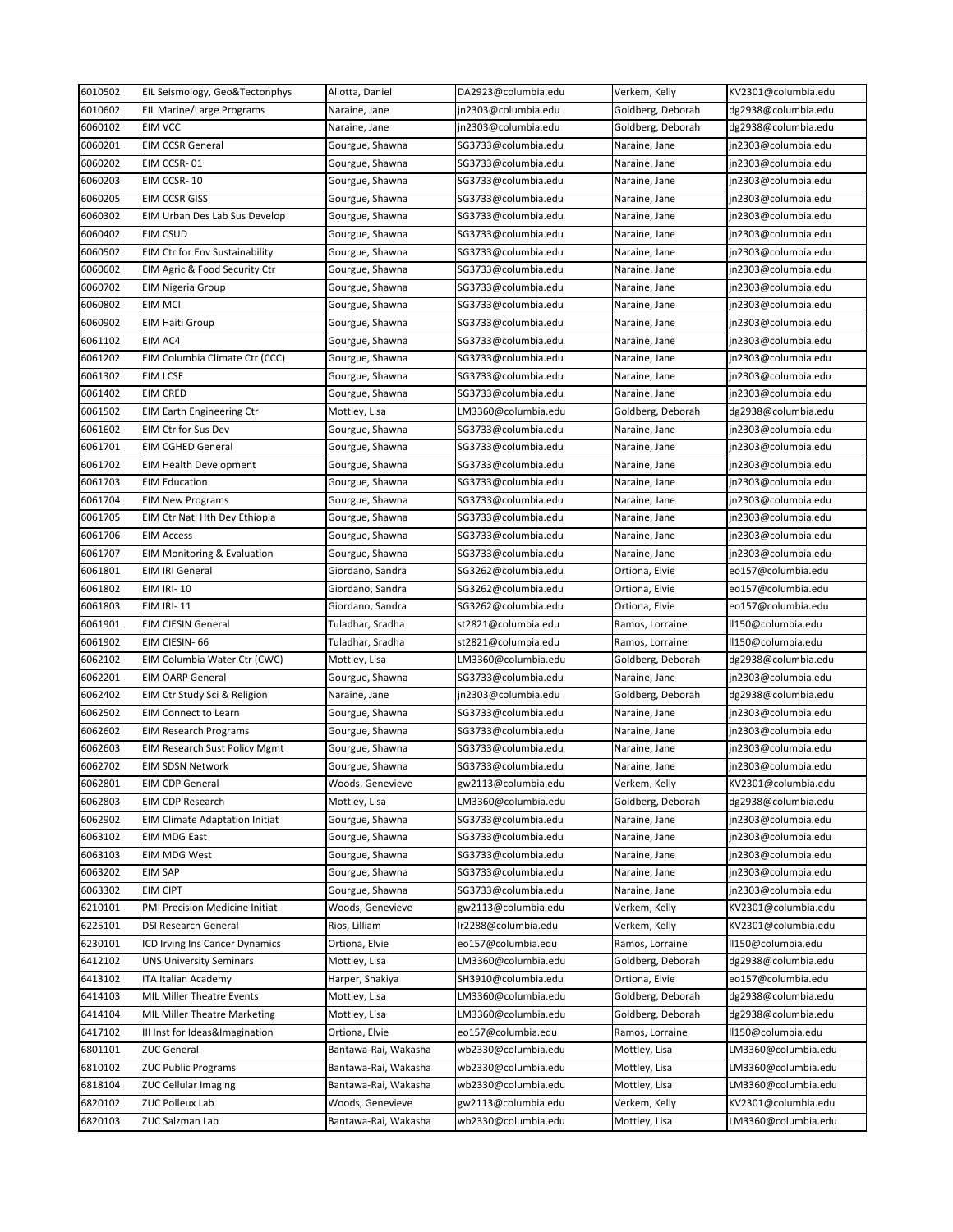| | | | | | |
|---|---|---|---|---|---|
| 6010502 | EIL Seismology, Geo&Tectonphys | Aliotta, Daniel | DA2923@columbia.edu | Verkem, Kelly | KV2301@columbia.edu |
| 6010602 | EIL Marine/Large Programs | Naraine, Jane | jn2303@columbia.edu | Goldberg, Deborah | dg2938@columbia.edu |
| 6060102 | EIM VCC | Naraine, Jane | jn2303@columbia.edu | Goldberg, Deborah | dg2938@columbia.edu |
| 6060201 | EIM CCSR General | Gourgue, Shawna | SG3733@columbia.edu | Naraine, Jane | jn2303@columbia.edu |
| 6060202 | EIM CCSR- 01 | Gourgue, Shawna | SG3733@columbia.edu | Naraine, Jane | jn2303@columbia.edu |
| 6060203 | EIM CCSR- 10 | Gourgue, Shawna | SG3733@columbia.edu | Naraine, Jane | jn2303@columbia.edu |
| 6060205 | EIM CCSR GISS | Gourgue, Shawna | SG3733@columbia.edu | Naraine, Jane | jn2303@columbia.edu |
| 6060302 | EIM Urban Des Lab Sus Develop | Gourgue, Shawna | SG3733@columbia.edu | Naraine, Jane | jn2303@columbia.edu |
| 6060402 | EIM CSUD | Gourgue, Shawna | SG3733@columbia.edu | Naraine, Jane | jn2303@columbia.edu |
| 6060502 | EIM Ctr for Env Sustainability | Gourgue, Shawna | SG3733@columbia.edu | Naraine, Jane | jn2303@columbia.edu |
| 6060602 | EIM Agric & Food Security Ctr | Gourgue, Shawna | SG3733@columbia.edu | Naraine, Jane | jn2303@columbia.edu |
| 6060702 | EIM Nigeria Group | Gourgue, Shawna | SG3733@columbia.edu | Naraine, Jane | jn2303@columbia.edu |
| 6060802 | EIM MCI | Gourgue, Shawna | SG3733@columbia.edu | Naraine, Jane | jn2303@columbia.edu |
| 6060902 | EIM Haiti Group | Gourgue, Shawna | SG3733@columbia.edu | Naraine, Jane | jn2303@columbia.edu |
| 6061102 | EIM AC4 | Gourgue, Shawna | SG3733@columbia.edu | Naraine, Jane | jn2303@columbia.edu |
| 6061202 | EIM Columbia Climate Ctr (CCC) | Gourgue, Shawna | SG3733@columbia.edu | Naraine, Jane | jn2303@columbia.edu |
| 6061302 | EIM LCSE | Gourgue, Shawna | SG3733@columbia.edu | Naraine, Jane | jn2303@columbia.edu |
| 6061402 | EIM CRED | Gourgue, Shawna | SG3733@columbia.edu | Naraine, Jane | jn2303@columbia.edu |
| 6061502 | EIM Earth Engineering Ctr | Mottley, Lisa | LM3360@columbia.edu | Goldberg, Deborah | dg2938@columbia.edu |
| 6061602 | EIM Ctr for Sus Dev | Gourgue, Shawna | SG3733@columbia.edu | Naraine, Jane | jn2303@columbia.edu |
| 6061701 | EIM CGHED General | Gourgue, Shawna | SG3733@columbia.edu | Naraine, Jane | jn2303@columbia.edu |
| 6061702 | EIM Health Development | Gourgue, Shawna | SG3733@columbia.edu | Naraine, Jane | jn2303@columbia.edu |
| 6061703 | EIM Education | Gourgue, Shawna | SG3733@columbia.edu | Naraine, Jane | jn2303@columbia.edu |
| 6061704 | EIM New Programs | Gourgue, Shawna | SG3733@columbia.edu | Naraine, Jane | jn2303@columbia.edu |
| 6061705 | EIM Ctr Natl Hth Dev Ethiopia | Gourgue, Shawna | SG3733@columbia.edu | Naraine, Jane | jn2303@columbia.edu |
| 6061706 | EIM Access | Gourgue, Shawna | SG3733@columbia.edu | Naraine, Jane | jn2303@columbia.edu |
| 6061707 | EIM Monitoring & Evaluation | Gourgue, Shawna | SG3733@columbia.edu | Naraine, Jane | jn2303@columbia.edu |
| 6061801 | EIM IRI General | Giordano, Sandra | SG3262@columbia.edu | Ortiona, Elvie | eo157@columbia.edu |
| 6061802 | EIM IRI- 10 | Giordano, Sandra | SG3262@columbia.edu | Ortiona, Elvie | eo157@columbia.edu |
| 6061803 | EIM IRI- 11 | Giordano, Sandra | SG3262@columbia.edu | Ortiona, Elvie | eo157@columbia.edu |
| 6061901 | EIM CIESIN General | Tuladhar, Sradha | st2821@columbia.edu | Ramos, Lorraine | ll150@columbia.edu |
| 6061902 | EIM CIESIN- 66 | Tuladhar, Sradha | st2821@columbia.edu | Ramos, Lorraine | ll150@columbia.edu |
| 6062102 | EIM Columbia Water Ctr (CWC) | Mottley, Lisa | LM3360@columbia.edu | Goldberg, Deborah | dg2938@columbia.edu |
| 6062201 | EIM OARP General | Gourgue, Shawna | SG3733@columbia.edu | Naraine, Jane | jn2303@columbia.edu |
| 6062402 | EIM Ctr Study Sci & Religion | Naraine, Jane | jn2303@columbia.edu | Goldberg, Deborah | dg2938@columbia.edu |
| 6062502 | EIM Connect to Learn | Gourgue, Shawna | SG3733@columbia.edu | Naraine, Jane | jn2303@columbia.edu |
| 6062602 | EIM Research Programs | Gourgue, Shawna | SG3733@columbia.edu | Naraine, Jane | jn2303@columbia.edu |
| 6062603 | EIM Research Sust Policy Mgmt | Gourgue, Shawna | SG3733@columbia.edu | Naraine, Jane | jn2303@columbia.edu |
| 6062702 | EIM SDSN Network | Gourgue, Shawna | SG3733@columbia.edu | Naraine, Jane | jn2303@columbia.edu |
| 6062801 | EIM CDP General | Woods, Genevieve | gw2113@columbia.edu | Verkem, Kelly | KV2301@columbia.edu |
| 6062803 | EIM CDP Research | Mottley, Lisa | LM3360@columbia.edu | Goldberg, Deborah | dg2938@columbia.edu |
| 6062902 | EIM Climate Adaptation Initiat | Gourgue, Shawna | SG3733@columbia.edu | Naraine, Jane | jn2303@columbia.edu |
| 6063102 | EIM MDG East | Gourgue, Shawna | SG3733@columbia.edu | Naraine, Jane | jn2303@columbia.edu |
| 6063103 | EIM MDG West | Gourgue, Shawna | SG3733@columbia.edu | Naraine, Jane | jn2303@columbia.edu |
| 6063202 | EIM SAP | Gourgue, Shawna | SG3733@columbia.edu | Naraine, Jane | jn2303@columbia.edu |
| 6063302 | EIM CIPT | Gourgue, Shawna | SG3733@columbia.edu | Naraine, Jane | jn2303@columbia.edu |
| 6210101 | PMI Precision Medicine Initiat | Woods, Genevieve | gw2113@columbia.edu | Verkem, Kelly | KV2301@columbia.edu |
| 6225101 | DSI Research General | Rios, Lilliam | lr2288@columbia.edu | Verkem, Kelly | KV2301@columbia.edu |
| 6230101 | ICD Irving Ins Cancer Dynamics | Ortiona, Elvie | eo157@columbia.edu | Ramos, Lorraine | ll150@columbia.edu |
| 6412102 | UNS University Seminars | Mottley, Lisa | LM3360@columbia.edu | Goldberg, Deborah | dg2938@columbia.edu |
| 6413102 | ITA Italian Academy | Harper, Shakiya | SH3910@columbia.edu | Ortiona, Elvie | eo157@columbia.edu |
| 6414103 | MIL Miller Theatre Events | Mottley, Lisa | LM3360@columbia.edu | Goldberg, Deborah | dg2938@columbia.edu |
| 6414104 | MIL Miller Theatre Marketing | Mottley, Lisa | LM3360@columbia.edu | Goldberg, Deborah | dg2938@columbia.edu |
| 6417102 | III Inst for Ideas&Imagination | Ortiona, Elvie | eo157@columbia.edu | Ramos, Lorraine | ll150@columbia.edu |
| 6801101 | ZUC General | Bantawa-Rai, Wakasha | wb2330@columbia.edu | Mottley, Lisa | LM3360@columbia.edu |
| 6810102 | ZUC Public Programs | Bantawa-Rai, Wakasha | wb2330@columbia.edu | Mottley, Lisa | LM3360@columbia.edu |
| 6818104 | ZUC Cellular Imaging | Bantawa-Rai, Wakasha | wb2330@columbia.edu | Mottley, Lisa | LM3360@columbia.edu |
| 6820102 | ZUC Polleux Lab | Woods, Genevieve | gw2113@columbia.edu | Verkem, Kelly | KV2301@columbia.edu |
| 6820103 | ZUC Salzman Lab | Bantawa-Rai, Wakasha | wb2330@columbia.edu | Mottley, Lisa | LM3360@columbia.edu |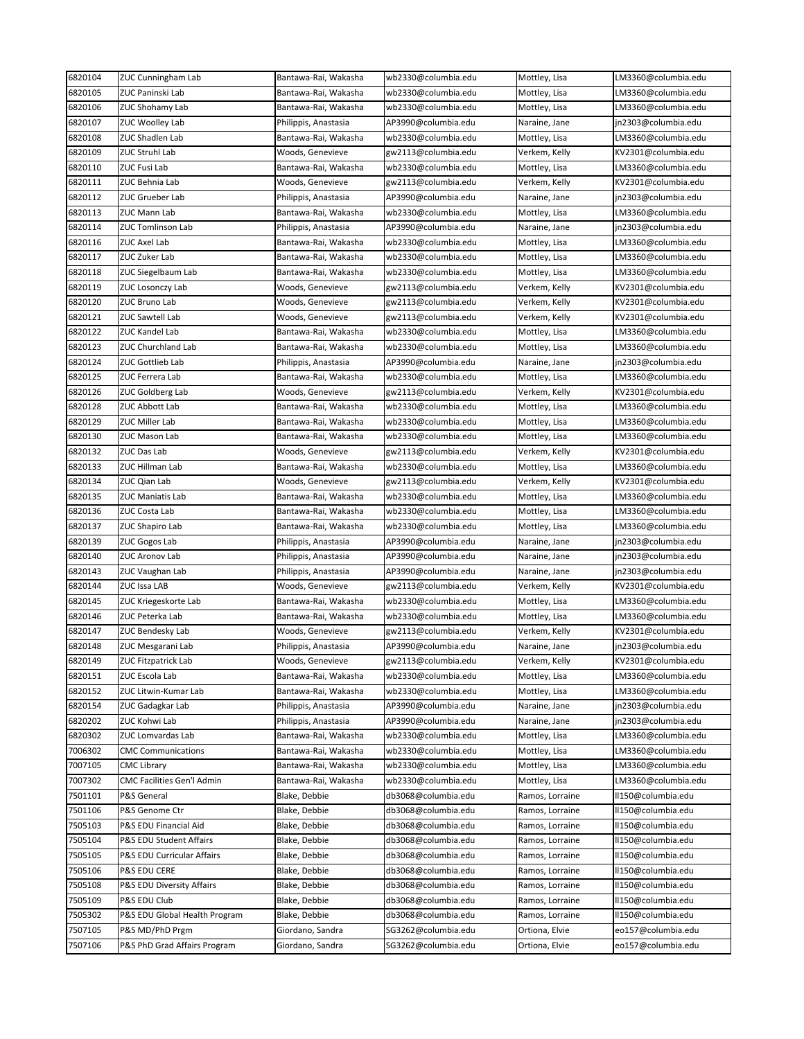| 6820104 | ZUC Cunningham Lab | Bantawa-Rai, Wakasha | wb2330@columbia.edu | Mottley, Lisa | LM3360@columbia.edu |
|---|---|---|---|---|---|
| 6820105 | ZUC Paninski Lab | Bantawa-Rai, Wakasha | wb2330@columbia.edu | Mottley, Lisa | LM3360@columbia.edu |
| 6820106 | ZUC Shohamy Lab | Bantawa-Rai, Wakasha | wb2330@columbia.edu | Mottley, Lisa | LM3360@columbia.edu |
| 6820107 | ZUC Woolley Lab | Philippis, Anastasia | AP3990@columbia.edu | Naraine, Jane | jn2303@columbia.edu |
| 6820108 | ZUC Shadlen Lab | Bantawa-Rai, Wakasha | wb2330@columbia.edu | Mottley, Lisa | LM3360@columbia.edu |
| 6820109 | ZUC Struhl Lab | Woods, Genevieve | gw2113@columbia.edu | Verkem, Kelly | KV2301@columbia.edu |
| 6820110 | ZUC Fusi Lab | Bantawa-Rai, Wakasha | wb2330@columbia.edu | Mottley, Lisa | LM3360@columbia.edu |
| 6820111 | ZUC Behnia Lab | Woods, Genevieve | gw2113@columbia.edu | Verkem, Kelly | KV2301@columbia.edu |
| 6820112 | ZUC Grueber Lab | Philippis, Anastasia | AP3990@columbia.edu | Naraine, Jane | jn2303@columbia.edu |
| 6820113 | ZUC Mann Lab | Bantawa-Rai, Wakasha | wb2330@columbia.edu | Mottley, Lisa | LM3360@columbia.edu |
| 6820114 | ZUC Tomlinson Lab | Philippis, Anastasia | AP3990@columbia.edu | Naraine, Jane | jn2303@columbia.edu |
| 6820116 | ZUC Axel Lab | Bantawa-Rai, Wakasha | wb2330@columbia.edu | Mottley, Lisa | LM3360@columbia.edu |
| 6820117 | ZUC Zuker Lab | Bantawa-Rai, Wakasha | wb2330@columbia.edu | Mottley, Lisa | LM3360@columbia.edu |
| 6820118 | ZUC Siegelbaum Lab | Bantawa-Rai, Wakasha | wb2330@columbia.edu | Mottley, Lisa | LM3360@columbia.edu |
| 6820119 | ZUC Losonczy Lab | Woods, Genevieve | gw2113@columbia.edu | Verkem, Kelly | KV2301@columbia.edu |
| 6820120 | ZUC Bruno Lab | Woods, Genevieve | gw2113@columbia.edu | Verkem, Kelly | KV2301@columbia.edu |
| 6820121 | ZUC Sawtell Lab | Woods, Genevieve | gw2113@columbia.edu | Verkem, Kelly | KV2301@columbia.edu |
| 6820122 | ZUC Kandel Lab | Bantawa-Rai, Wakasha | wb2330@columbia.edu | Mottley, Lisa | LM3360@columbia.edu |
| 6820123 | ZUC Churchland Lab | Bantawa-Rai, Wakasha | wb2330@columbia.edu | Mottley, Lisa | LM3360@columbia.edu |
| 6820124 | ZUC Gottlieb Lab | Philippis, Anastasia | AP3990@columbia.edu | Naraine, Jane | jn2303@columbia.edu |
| 6820125 | ZUC Ferrera Lab | Bantawa-Rai, Wakasha | wb2330@columbia.edu | Mottley, Lisa | LM3360@columbia.edu |
| 6820126 | ZUC Goldberg Lab | Woods, Genevieve | gw2113@columbia.edu | Verkem, Kelly | KV2301@columbia.edu |
| 6820128 | ZUC Abbott Lab | Bantawa-Rai, Wakasha | wb2330@columbia.edu | Mottley, Lisa | LM3360@columbia.edu |
| 6820129 | ZUC Miller Lab | Bantawa-Rai, Wakasha | wb2330@columbia.edu | Mottley, Lisa | LM3360@columbia.edu |
| 6820130 | ZUC Mason Lab | Bantawa-Rai, Wakasha | wb2330@columbia.edu | Mottley, Lisa | LM3360@columbia.edu |
| 6820132 | ZUC Das Lab | Woods, Genevieve | gw2113@columbia.edu | Verkem, Kelly | KV2301@columbia.edu |
| 6820133 | ZUC Hillman Lab | Bantawa-Rai, Wakasha | wb2330@columbia.edu | Mottley, Lisa | LM3360@columbia.edu |
| 6820134 | ZUC Qian Lab | Woods, Genevieve | gw2113@columbia.edu | Verkem, Kelly | KV2301@columbia.edu |
| 6820135 | ZUC Maniatis Lab | Bantawa-Rai, Wakasha | wb2330@columbia.edu | Mottley, Lisa | LM3360@columbia.edu |
| 6820136 | ZUC Costa Lab | Bantawa-Rai, Wakasha | wb2330@columbia.edu | Mottley, Lisa | LM3360@columbia.edu |
| 6820137 | ZUC Shapiro Lab | Bantawa-Rai, Wakasha | wb2330@columbia.edu | Mottley, Lisa | LM3360@columbia.edu |
| 6820139 | ZUC Gogos Lab | Philippis, Anastasia | AP3990@columbia.edu | Naraine, Jane | jn2303@columbia.edu |
| 6820140 | ZUC Aronov Lab | Philippis, Anastasia | AP3990@columbia.edu | Naraine, Jane | jn2303@columbia.edu |
| 6820143 | ZUC Vaughan Lab | Philippis, Anastasia | AP3990@columbia.edu | Naraine, Jane | jn2303@columbia.edu |
| 6820144 | ZUC Issa LAB | Woods, Genevieve | gw2113@columbia.edu | Verkem, Kelly | KV2301@columbia.edu |
| 6820145 | ZUC Kriegeskorte Lab | Bantawa-Rai, Wakasha | wb2330@columbia.edu | Mottley, Lisa | LM3360@columbia.edu |
| 6820146 | ZUC Peterka Lab | Bantawa-Rai, Wakasha | wb2330@columbia.edu | Mottley, Lisa | LM3360@columbia.edu |
| 6820147 | ZUC Bendesky Lab | Woods, Genevieve | gw2113@columbia.edu | Verkem, Kelly | KV2301@columbia.edu |
| 6820148 | ZUC Mesgarani Lab | Philippis, Anastasia | AP3990@columbia.edu | Naraine, Jane | jn2303@columbia.edu |
| 6820149 | ZUC Fitzpatrick Lab | Woods, Genevieve | gw2113@columbia.edu | Verkem, Kelly | KV2301@columbia.edu |
| 6820151 | ZUC Escola Lab | Bantawa-Rai, Wakasha | wb2330@columbia.edu | Mottley, Lisa | LM3360@columbia.edu |
| 6820152 | ZUC Litwin-Kumar Lab | Bantawa-Rai, Wakasha | wb2330@columbia.edu | Mottley, Lisa | LM3360@columbia.edu |
| 6820154 | ZUC Gadagkar Lab | Philippis, Anastasia | AP3990@columbia.edu | Naraine, Jane | jn2303@columbia.edu |
| 6820202 | ZUC Kohwi Lab | Philippis, Anastasia | AP3990@columbia.edu | Naraine, Jane | jn2303@columbia.edu |
| 6820302 | ZUC Lomvardas Lab | Bantawa-Rai, Wakasha | wb2330@columbia.edu | Mottley, Lisa | LM3360@columbia.edu |
| 7006302 | CMC Communications | Bantawa-Rai, Wakasha | wb2330@columbia.edu | Mottley, Lisa | LM3360@columbia.edu |
| 7007105 | CMC Library | Bantawa-Rai, Wakasha | wb2330@columbia.edu | Mottley, Lisa | LM3360@columbia.edu |
| 7007302 | CMC Facilities Gen'l Admin | Bantawa-Rai, Wakasha | wb2330@columbia.edu | Mottley, Lisa | LM3360@columbia.edu |
| 7501101 | P&S General | Blake, Debbie | db3068@columbia.edu | Ramos, Lorraine | ll150@columbia.edu |
| 7501106 | P&S Genome Ctr | Blake, Debbie | db3068@columbia.edu | Ramos, Lorraine | ll150@columbia.edu |
| 7505103 | P&S EDU Financial Aid | Blake, Debbie | db3068@columbia.edu | Ramos, Lorraine | ll150@columbia.edu |
| 7505104 | P&S EDU Student Affairs | Blake, Debbie | db3068@columbia.edu | Ramos, Lorraine | ll150@columbia.edu |
| 7505105 | P&S EDU Curricular Affairs | Blake, Debbie | db3068@columbia.edu | Ramos, Lorraine | ll150@columbia.edu |
| 7505106 | P&S EDU CERE | Blake, Debbie | db3068@columbia.edu | Ramos, Lorraine | ll150@columbia.edu |
| 7505108 | P&S EDU Diversity Affairs | Blake, Debbie | db3068@columbia.edu | Ramos, Lorraine | ll150@columbia.edu |
| 7505109 | P&S EDU Club | Blake, Debbie | db3068@columbia.edu | Ramos, Lorraine | ll150@columbia.edu |
| 7505302 | P&S EDU Global Health Program | Blake, Debbie | db3068@columbia.edu | Ramos, Lorraine | ll150@columbia.edu |
| 7507105 | P&S MD/PhD Prgm | Giordano, Sandra | SG3262@columbia.edu | Ortiona, Elvie | eo157@columbia.edu |
| 7507106 | P&S PhD Grad Affairs Program | Giordano, Sandra | SG3262@columbia.edu | Ortiona, Elvie | eo157@columbia.edu |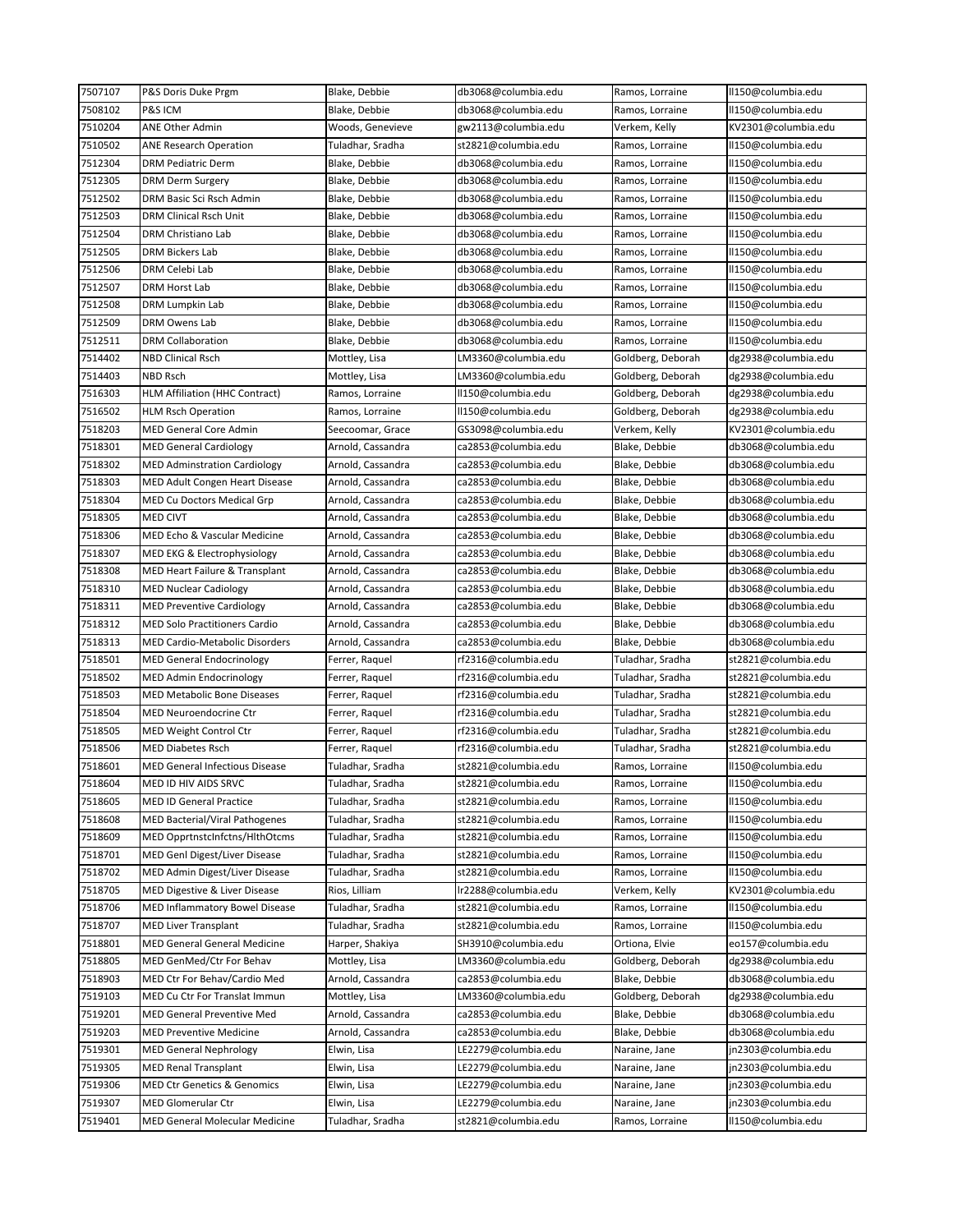| 7507107 | P&S Doris Duke Prgm | Blake, Debbie | db3068@columbia.edu | Ramos, Lorraine | ll150@columbia.edu |
|---|---|---|---|---|---|
| 7508102 | P&S ICM | Blake, Debbie | db3068@columbia.edu | Ramos, Lorraine | ll150@columbia.edu |
| 7510204 | ANE Other Admin | Woods, Genevieve | gw2113@columbia.edu | Verkem, Kelly | KV2301@columbia.edu |
| 7510502 | ANE Research Operation | Tuladhar, Sradha | st2821@columbia.edu | Ramos, Lorraine | ll150@columbia.edu |
| 7512304 | DRM Pediatric Derm | Blake, Debbie | db3068@columbia.edu | Ramos, Lorraine | ll150@columbia.edu |
| 7512305 | DRM Derm Surgery | Blake, Debbie | db3068@columbia.edu | Ramos, Lorraine | ll150@columbia.edu |
| 7512502 | DRM Basic Sci Rsch Admin | Blake, Debbie | db3068@columbia.edu | Ramos, Lorraine | ll150@columbia.edu |
| 7512503 | DRM Clinical Rsch Unit | Blake, Debbie | db3068@columbia.edu | Ramos, Lorraine | ll150@columbia.edu |
| 7512504 | DRM Christiano Lab | Blake, Debbie | db3068@columbia.edu | Ramos, Lorraine | ll150@columbia.edu |
| 7512505 | DRM Bickers Lab | Blake, Debbie | db3068@columbia.edu | Ramos, Lorraine | ll150@columbia.edu |
| 7512506 | DRM Celebi Lab | Blake, Debbie | db3068@columbia.edu | Ramos, Lorraine | ll150@columbia.edu |
| 7512507 | DRM Horst Lab | Blake, Debbie | db3068@columbia.edu | Ramos, Lorraine | ll150@columbia.edu |
| 7512508 | DRM Lumpkin Lab | Blake, Debbie | db3068@columbia.edu | Ramos, Lorraine | ll150@columbia.edu |
| 7512509 | DRM Owens Lab | Blake, Debbie | db3068@columbia.edu | Ramos, Lorraine | ll150@columbia.edu |
| 7512511 | DRM Collaboration | Blake, Debbie | db3068@columbia.edu | Ramos, Lorraine | ll150@columbia.edu |
| 7514402 | NBD Clinical Rsch | Mottley, Lisa | LM3360@columbia.edu | Goldberg, Deborah | dg2938@columbia.edu |
| 7514403 | NBD Rsch | Mottley, Lisa | LM3360@columbia.edu | Goldberg, Deborah | dg2938@columbia.edu |
| 7516303 | HLM Affiliation (HHC Contract) | Ramos, Lorraine | ll150@columbia.edu | Goldberg, Deborah | dg2938@columbia.edu |
| 7516502 | HLM Rsch Operation | Ramos, Lorraine | ll150@columbia.edu | Goldberg, Deborah | dg2938@columbia.edu |
| 7518203 | MED General Core Admin | Seecoomar, Grace | GS3098@columbia.edu | Verkem, Kelly | KV2301@columbia.edu |
| 7518301 | MED General Cardiology | Arnold, Cassandra | ca2853@columbia.edu | Blake, Debbie | db3068@columbia.edu |
| 7518302 | MED Adminstration Cardiology | Arnold, Cassandra | ca2853@columbia.edu | Blake, Debbie | db3068@columbia.edu |
| 7518303 | MED Adult Congen Heart Disease | Arnold, Cassandra | ca2853@columbia.edu | Blake, Debbie | db3068@columbia.edu |
| 7518304 | MED Cu Doctors Medical Grp | Arnold, Cassandra | ca2853@columbia.edu | Blake, Debbie | db3068@columbia.edu |
| 7518305 | MED CIVT | Arnold, Cassandra | ca2853@columbia.edu | Blake, Debbie | db3068@columbia.edu |
| 7518306 | MED Echo & Vascular Medicine | Arnold, Cassandra | ca2853@columbia.edu | Blake, Debbie | db3068@columbia.edu |
| 7518307 | MED EKG & Electrophysiology | Arnold, Cassandra | ca2853@columbia.edu | Blake, Debbie | db3068@columbia.edu |
| 7518308 | MED Heart Failure & Transplant | Arnold, Cassandra | ca2853@columbia.edu | Blake, Debbie | db3068@columbia.edu |
| 7518310 | MED Nuclear Cadiology | Arnold, Cassandra | ca2853@columbia.edu | Blake, Debbie | db3068@columbia.edu |
| 7518311 | MED Preventive Cardiology | Arnold, Cassandra | ca2853@columbia.edu | Blake, Debbie | db3068@columbia.edu |
| 7518312 | MED Solo Practitioners Cardio | Arnold, Cassandra | ca2853@columbia.edu | Blake, Debbie | db3068@columbia.edu |
| 7518313 | MED Cardio-Metabolic Disorders | Arnold, Cassandra | ca2853@columbia.edu | Blake, Debbie | db3068@columbia.edu |
| 7518501 | MED General Endocrinology | Ferrer, Raquel | rf2316@columbia.edu | Tuladhar, Sradha | st2821@columbia.edu |
| 7518502 | MED Admin Endocrinology | Ferrer, Raquel | rf2316@columbia.edu | Tuladhar, Sradha | st2821@columbia.edu |
| 7518503 | MED Metabolic Bone Diseases | Ferrer, Raquel | rf2316@columbia.edu | Tuladhar, Sradha | st2821@columbia.edu |
| 7518504 | MED Neuroendocrine Ctr | Ferrer, Raquel | rf2316@columbia.edu | Tuladhar, Sradha | st2821@columbia.edu |
| 7518505 | MED Weight Control Ctr | Ferrer, Raquel | rf2316@columbia.edu | Tuladhar, Sradha | st2821@columbia.edu |
| 7518506 | MED Diabetes Rsch | Ferrer, Raquel | rf2316@columbia.edu | Tuladhar, Sradha | st2821@columbia.edu |
| 7518601 | MED General Infectious Disease | Tuladhar, Sradha | st2821@columbia.edu | Ramos, Lorraine | ll150@columbia.edu |
| 7518604 | MED ID HIV AIDS SRVC | Tuladhar, Sradha | st2821@columbia.edu | Ramos, Lorraine | ll150@columbia.edu |
| 7518605 | MED ID General Practice | Tuladhar, Sradha | st2821@columbia.edu | Ramos, Lorraine | ll150@columbia.edu |
| 7518608 | MED Bacterial/Viral Pathogenes | Tuladhar, Sradha | st2821@columbia.edu | Ramos, Lorraine | ll150@columbia.edu |
| 7518609 | MED OpprtnstcInfctns/HlthOtcms | Tuladhar, Sradha | st2821@columbia.edu | Ramos, Lorraine | ll150@columbia.edu |
| 7518701 | MED Genl Digest/Liver Disease | Tuladhar, Sradha | st2821@columbia.edu | Ramos, Lorraine | ll150@columbia.edu |
| 7518702 | MED Admin Digest/Liver Disease | Tuladhar, Sradha | st2821@columbia.edu | Ramos, Lorraine | ll150@columbia.edu |
| 7518705 | MED Digestive & Liver Disease | Rios, Lilliam | lr2288@columbia.edu | Verkem, Kelly | KV2301@columbia.edu |
| 7518706 | MED Inflammatory Bowel Disease | Tuladhar, Sradha | st2821@columbia.edu | Ramos, Lorraine | ll150@columbia.edu |
| 7518707 | MED Liver Transplant | Tuladhar, Sradha | st2821@columbia.edu | Ramos, Lorraine | ll150@columbia.edu |
| 7518801 | MED General General Medicine | Harper, Shakiya | SH3910@columbia.edu | Ortiona, Elvie | eo157@columbia.edu |
| 7518805 | MED GenMed/Ctr For Behav | Mottley, Lisa | LM3360@columbia.edu | Goldberg, Deborah | dg2938@columbia.edu |
| 7518903 | MED Ctr For Behav/Cardio Med | Arnold, Cassandra | ca2853@columbia.edu | Blake, Debbie | db3068@columbia.edu |
| 7519103 | MED Cu Ctr For Translat Immun | Mottley, Lisa | LM3360@columbia.edu | Goldberg, Deborah | dg2938@columbia.edu |
| 7519201 | MED General Preventive Med | Arnold, Cassandra | ca2853@columbia.edu | Blake, Debbie | db3068@columbia.edu |
| 7519203 | MED Preventive Medicine | Arnold, Cassandra | ca2853@columbia.edu | Blake, Debbie | db3068@columbia.edu |
| 7519301 | MED General Nephrology | Elwin, Lisa | LE2279@columbia.edu | Naraine, Jane | jn2303@columbia.edu |
| 7519305 | MED Renal Transplant | Elwin, Lisa | LE2279@columbia.edu | Naraine, Jane | jn2303@columbia.edu |
| 7519306 | MED Ctr Genetics & Genomics | Elwin, Lisa | LE2279@columbia.edu | Naraine, Jane | jn2303@columbia.edu |
| 7519307 | MED Glomerular Ctr | Elwin, Lisa | LE2279@columbia.edu | Naraine, Jane | jn2303@columbia.edu |
| 7519401 | MED General Molecular Medicine | Tuladhar, Sradha | st2821@columbia.edu | Ramos, Lorraine | ll150@columbia.edu |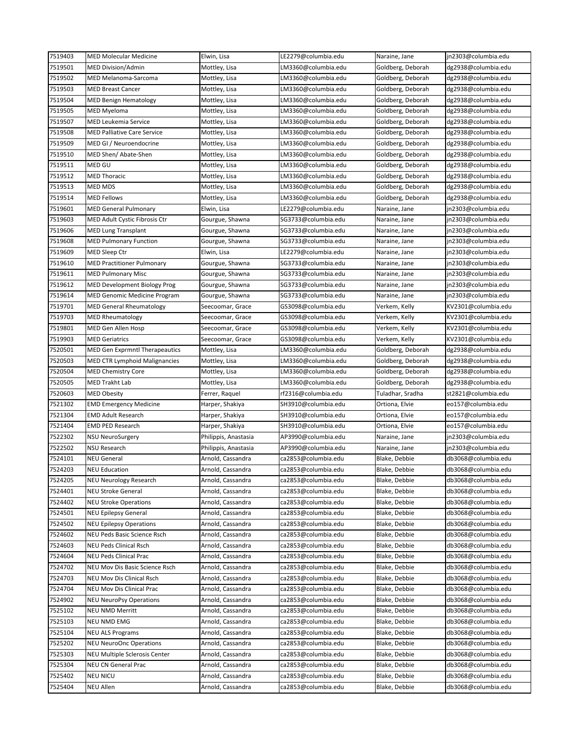| 7519403 | MED Molecular Medicine | Elwin, Lisa | LE2279@columbia.edu | Naraine, Jane | jn2303@columbia.edu |
|---|---|---|---|---|---|
| 7519501 | MED Division/Admin | Mottley, Lisa | LM3360@columbia.edu | Goldberg, Deborah | dg2938@columbia.edu |
| 7519502 | MED Melanoma-Sarcoma | Mottley, Lisa | LM3360@columbia.edu | Goldberg, Deborah | dg2938@columbia.edu |
| 7519503 | MED Breast Cancer | Mottley, Lisa | LM3360@columbia.edu | Goldberg, Deborah | dg2938@columbia.edu |
| 7519504 | MED Benign Hematology | Mottley, Lisa | LM3360@columbia.edu | Goldberg, Deborah | dg2938@columbia.edu |
| 7519505 | MED Myeloma | Mottley, Lisa | LM3360@columbia.edu | Goldberg, Deborah | dg2938@columbia.edu |
| 7519507 | MED Leukemia Service | Mottley, Lisa | LM3360@columbia.edu | Goldberg, Deborah | dg2938@columbia.edu |
| 7519508 | MED Palliative Care Service | Mottley, Lisa | LM3360@columbia.edu | Goldberg, Deborah | dg2938@columbia.edu |
| 7519509 | MED GI / Neuroendocrine | Mottley, Lisa | LM3360@columbia.edu | Goldberg, Deborah | dg2938@columbia.edu |
| 7519510 | MED Shen/ Abate-Shen | Mottley, Lisa | LM3360@columbia.edu | Goldberg, Deborah | dg2938@columbia.edu |
| 7519511 | MED GU | Mottley, Lisa | LM3360@columbia.edu | Goldberg, Deborah | dg2938@columbia.edu |
| 7519512 | MED Thoracic | Mottley, Lisa | LM3360@columbia.edu | Goldberg, Deborah | dg2938@columbia.edu |
| 7519513 | MED MDS | Mottley, Lisa | LM3360@columbia.edu | Goldberg, Deborah | dg2938@columbia.edu |
| 7519514 | MED Fellows | Mottley, Lisa | LM3360@columbia.edu | Goldberg, Deborah | dg2938@columbia.edu |
| 7519601 | MED General Pulmonary | Elwin, Lisa | LE2279@columbia.edu | Naraine, Jane | jn2303@columbia.edu |
| 7519603 | MED Adult Cystic Fibrosis Ctr | Gourgue, Shawna | SG3733@columbia.edu | Naraine, Jane | jn2303@columbia.edu |
| 7519606 | MED Lung Transplant | Gourgue, Shawna | SG3733@columbia.edu | Naraine, Jane | jn2303@columbia.edu |
| 7519608 | MED Pulmonary Function | Gourgue, Shawna | SG3733@columbia.edu | Naraine, Jane | jn2303@columbia.edu |
| 7519609 | MED Sleep Ctr | Elwin, Lisa | LE2279@columbia.edu | Naraine, Jane | jn2303@columbia.edu |
| 7519610 | MED Practitioner Pulmonary | Gourgue, Shawna | SG3733@columbia.edu | Naraine, Jane | jn2303@columbia.edu |
| 7519611 | MED Pulmonary Misc | Gourgue, Shawna | SG3733@columbia.edu | Naraine, Jane | jn2303@columbia.edu |
| 7519612 | MED Development Biology Prog | Gourgue, Shawna | SG3733@columbia.edu | Naraine, Jane | jn2303@columbia.edu |
| 7519614 | MED Genomic Medicine Program | Gourgue, Shawna | SG3733@columbia.edu | Naraine, Jane | jn2303@columbia.edu |
| 7519701 | MED General Rheumatology | Seecoomar, Grace | GS3098@columbia.edu | Verkem, Kelly | KV2301@columbia.edu |
| 7519703 | MED Rheumatology | Seecoomar, Grace | GS3098@columbia.edu | Verkem, Kelly | KV2301@columbia.edu |
| 7519801 | MED Gen Allen Hosp | Seecoomar, Grace | GS3098@columbia.edu | Verkem, Kelly | KV2301@columbia.edu |
| 7519903 | MED Geriatrics | Seecoomar, Grace | GS3098@columbia.edu | Verkem, Kelly | KV2301@columbia.edu |
| 7520501 | MED Gen Exprmntl Therapeautics | Mottley, Lisa | LM3360@columbia.edu | Goldberg, Deborah | dg2938@columbia.edu |
| 7520503 | MED CTR Lymphoid Malignancies | Mottley, Lisa | LM3360@columbia.edu | Goldberg, Deborah | dg2938@columbia.edu |
| 7520504 | MED Chemistry Core | Mottley, Lisa | LM3360@columbia.edu | Goldberg, Deborah | dg2938@columbia.edu |
| 7520505 | MED Trakht Lab | Mottley, Lisa | LM3360@columbia.edu | Goldberg, Deborah | dg2938@columbia.edu |
| 7520603 | MED Obesity | Ferrer, Raquel | rf2316@columbia.edu | Tuladhar, Sradha | st2821@columbia.edu |
| 7521302 | EMD Emergency Medicine | Harper, Shakiya | SH3910@columbia.edu | Ortiona, Elvie | eo157@columbia.edu |
| 7521304 | EMD Adult Research | Harper, Shakiya | SH3910@columbia.edu | Ortiona, Elvie | eo157@columbia.edu |
| 7521404 | EMD PED Research | Harper, Shakiya | SH3910@columbia.edu | Ortiona, Elvie | eo157@columbia.edu |
| 7522302 | NSU NeuroSurgery | Philippis, Anastasia | AP3990@columbia.edu | Naraine, Jane | jn2303@columbia.edu |
| 7522502 | NSU Research | Philippis, Anastasia | AP3990@columbia.edu | Naraine, Jane | jn2303@columbia.edu |
| 7524101 | NEU General | Arnold, Cassandra | ca2853@columbia.edu | Blake, Debbie | db3068@columbia.edu |
| 7524203 | NEU Education | Arnold, Cassandra | ca2853@columbia.edu | Blake, Debbie | db3068@columbia.edu |
| 7524205 | NEU Neurology Research | Arnold, Cassandra | ca2853@columbia.edu | Blake, Debbie | db3068@columbia.edu |
| 7524401 | NEU Stroke General | Arnold, Cassandra | ca2853@columbia.edu | Blake, Debbie | db3068@columbia.edu |
| 7524402 | NEU Stroke Operations | Arnold, Cassandra | ca2853@columbia.edu | Blake, Debbie | db3068@columbia.edu |
| 7524501 | NEU Epilepsy General | Arnold, Cassandra | ca2853@columbia.edu | Blake, Debbie | db3068@columbia.edu |
| 7524502 | NEU Epilepsy Operations | Arnold, Cassandra | ca2853@columbia.edu | Blake, Debbie | db3068@columbia.edu |
| 7524602 | NEU Peds Basic Science Rsch | Arnold, Cassandra | ca2853@columbia.edu | Blake, Debbie | db3068@columbia.edu |
| 7524603 | NEU Peds Clinical Rsch | Arnold, Cassandra | ca2853@columbia.edu | Blake, Debbie | db3068@columbia.edu |
| 7524604 | NEU Peds Clinical Prac | Arnold, Cassandra | ca2853@columbia.edu | Blake, Debbie | db3068@columbia.edu |
| 7524702 | NEU Mov Dis Basic Science Rsch | Arnold, Cassandra | ca2853@columbia.edu | Blake, Debbie | db3068@columbia.edu |
| 7524703 | NEU Mov Dis Clinical Rsch | Arnold, Cassandra | ca2853@columbia.edu | Blake, Debbie | db3068@columbia.edu |
| 7524704 | NEU Mov Dis Clinical Prac | Arnold, Cassandra | ca2853@columbia.edu | Blake, Debbie | db3068@columbia.edu |
| 7524902 | NEU NeuroPsy Operations | Arnold, Cassandra | ca2853@columbia.edu | Blake, Debbie | db3068@columbia.edu |
| 7525102 | NEU NMD Merritt | Arnold, Cassandra | ca2853@columbia.edu | Blake, Debbie | db3068@columbia.edu |
| 7525103 | NEU NMD EMG | Arnold, Cassandra | ca2853@columbia.edu | Blake, Debbie | db3068@columbia.edu |
| 7525104 | NEU ALS Programs | Arnold, Cassandra | ca2853@columbia.edu | Blake, Debbie | db3068@columbia.edu |
| 7525202 | NEU NeuroOnc Operations | Arnold, Cassandra | ca2853@columbia.edu | Blake, Debbie | db3068@columbia.edu |
| 7525303 | NEU Multiple Sclerosis Center | Arnold, Cassandra | ca2853@columbia.edu | Blake, Debbie | db3068@columbia.edu |
| 7525304 | NEU CN General Prac | Arnold, Cassandra | ca2853@columbia.edu | Blake, Debbie | db3068@columbia.edu |
| 7525402 | NEU NICU | Arnold, Cassandra | ca2853@columbia.edu | Blake, Debbie | db3068@columbia.edu |
| 7525404 | NEU Allen | Arnold, Cassandra | ca2853@columbia.edu | Blake, Debbie | db3068@columbia.edu |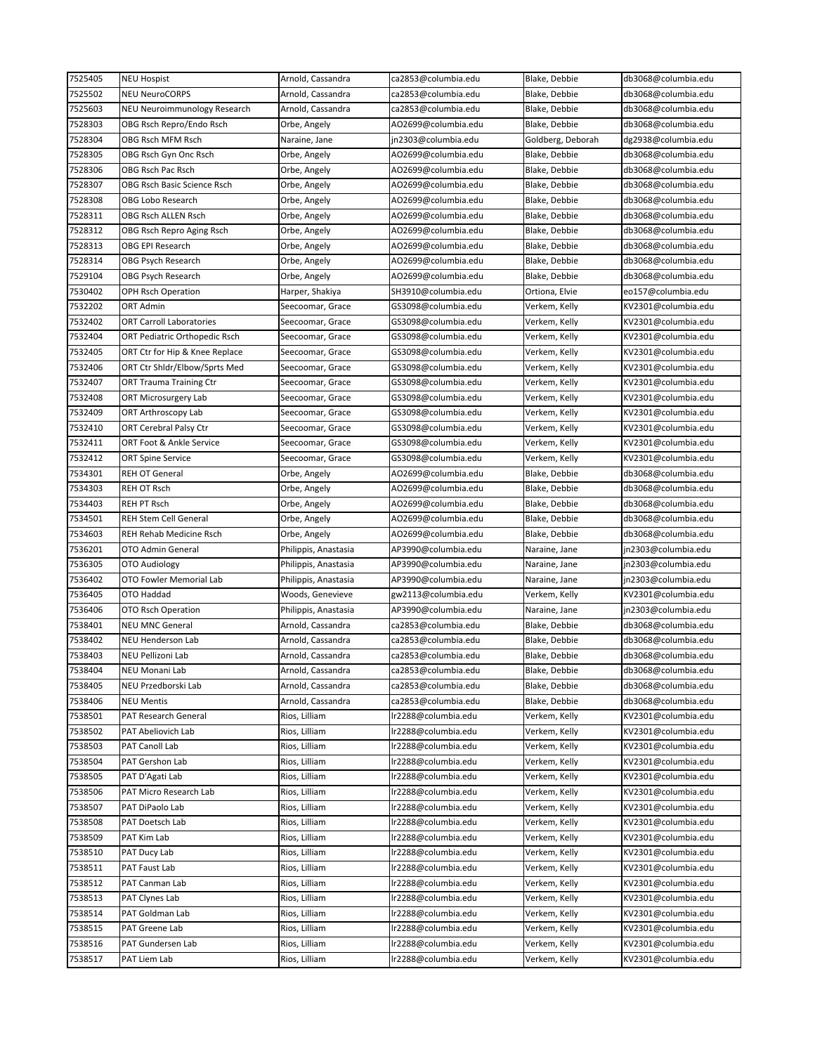| 7525405 | NEU Hospist | Arnold, Cassandra | ca2853@columbia.edu | Blake, Debbie | db3068@columbia.edu |
|---|---|---|---|---|---|
| 7525502 | NEU NeuroCORPS | Arnold, Cassandra | ca2853@columbia.edu | Blake, Debbie | db3068@columbia.edu |
| 7525603 | NEU Neuroimmunology Research | Arnold, Cassandra | ca2853@columbia.edu | Blake, Debbie | db3068@columbia.edu |
| 7528303 | OBG Rsch Repro/Endo Rsch | Orbe, Angely | AO2699@columbia.edu | Blake, Debbie | db3068@columbia.edu |
| 7528304 | OBG Rsch MFM Rsch | Naraine, Jane | jn2303@columbia.edu | Goldberg, Deborah | dg2938@columbia.edu |
| 7528305 | OBG Rsch Gyn Onc Rsch | Orbe, Angely | AO2699@columbia.edu | Blake, Debbie | db3068@columbia.edu |
| 7528306 | OBG Rsch Pac Rsch | Orbe, Angely | AO2699@columbia.edu | Blake, Debbie | db3068@columbia.edu |
| 7528307 | OBG Rsch Basic Science Rsch | Orbe, Angely | AO2699@columbia.edu | Blake, Debbie | db3068@columbia.edu |
| 7528308 | OBG Lobo Research | Orbe, Angely | AO2699@columbia.edu | Blake, Debbie | db3068@columbia.edu |
| 7528311 | OBG Rsch ALLEN Rsch | Orbe, Angely | AO2699@columbia.edu | Blake, Debbie | db3068@columbia.edu |
| 7528312 | OBG Rsch Repro Aging Rsch | Orbe, Angely | AO2699@columbia.edu | Blake, Debbie | db3068@columbia.edu |
| 7528313 | OBG EPI Research | Orbe, Angely | AO2699@columbia.edu | Blake, Debbie | db3068@columbia.edu |
| 7528314 | OBG Psych Research | Orbe, Angely | AO2699@columbia.edu | Blake, Debbie | db3068@columbia.edu |
| 7529104 | OBG Psych Research | Orbe, Angely | AO2699@columbia.edu | Blake, Debbie | db3068@columbia.edu |
| 7530402 | OPH Rsch Operation | Harper, Shakiya | SH3910@columbia.edu | Ortiona, Elvie | eo157@columbia.edu |
| 7532202 | ORT Admin | Seecoomar, Grace | GS3098@columbia.edu | Verkem, Kelly | KV2301@columbia.edu |
| 7532402 | ORT Carroll Laboratories | Seecoomar, Grace | GS3098@columbia.edu | Verkem, Kelly | KV2301@columbia.edu |
| 7532404 | ORT Pediatric Orthopedic Rsch | Seecoomar, Grace | GS3098@columbia.edu | Verkem, Kelly | KV2301@columbia.edu |
| 7532405 | ORT Ctr for Hip & Knee Replace | Seecoomar, Grace | GS3098@columbia.edu | Verkem, Kelly | KV2301@columbia.edu |
| 7532406 | ORT Ctr Shldr/Elbow/Sprts Med | Seecoomar, Grace | GS3098@columbia.edu | Verkem, Kelly | KV2301@columbia.edu |
| 7532407 | ORT Trauma Training Ctr | Seecoomar, Grace | GS3098@columbia.edu | Verkem, Kelly | KV2301@columbia.edu |
| 7532408 | ORT Microsurgery Lab | Seecoomar, Grace | GS3098@columbia.edu | Verkem, Kelly | KV2301@columbia.edu |
| 7532409 | ORT Arthroscopy Lab | Seecoomar, Grace | GS3098@columbia.edu | Verkem, Kelly | KV2301@columbia.edu |
| 7532410 | ORT Cerebral Palsy Ctr | Seecoomar, Grace | GS3098@columbia.edu | Verkem, Kelly | KV2301@columbia.edu |
| 7532411 | ORT Foot & Ankle Service | Seecoomar, Grace | GS3098@columbia.edu | Verkem, Kelly | KV2301@columbia.edu |
| 7532412 | ORT Spine Service | Seecoomar, Grace | GS3098@columbia.edu | Verkem, Kelly | KV2301@columbia.edu |
| 7534301 | REH OT General | Orbe, Angely | AO2699@columbia.edu | Blake, Debbie | db3068@columbia.edu |
| 7534303 | REH OT Rsch | Orbe, Angely | AO2699@columbia.edu | Blake, Debbie | db3068@columbia.edu |
| 7534403 | REH PT Rsch | Orbe, Angely | AO2699@columbia.edu | Blake, Debbie | db3068@columbia.edu |
| 7534501 | REH Stem Cell General | Orbe, Angely | AO2699@columbia.edu | Blake, Debbie | db3068@columbia.edu |
| 7534603 | REH Rehab Medicine Rsch | Orbe, Angely | AO2699@columbia.edu | Blake, Debbie | db3068@columbia.edu |
| 7536201 | OTO Admin General | Philippis, Anastasia | AP3990@columbia.edu | Naraine, Jane | jn2303@columbia.edu |
| 7536305 | OTO Audiology | Philippis, Anastasia | AP3990@columbia.edu | Naraine, Jane | jn2303@columbia.edu |
| 7536402 | OTO Fowler Memorial Lab | Philippis, Anastasia | AP3990@columbia.edu | Naraine, Jane | jn2303@columbia.edu |
| 7536405 | OTO Haddad | Woods, Genevieve | gw2113@columbia.edu | Verkem, Kelly | KV2301@columbia.edu |
| 7536406 | OTO Rsch Operation | Philippis, Anastasia | AP3990@columbia.edu | Naraine, Jane | jn2303@columbia.edu |
| 7538401 | NEU MNC General | Arnold, Cassandra | ca2853@columbia.edu | Blake, Debbie | db3068@columbia.edu |
| 7538402 | NEU Henderson Lab | Arnold, Cassandra | ca2853@columbia.edu | Blake, Debbie | db3068@columbia.edu |
| 7538403 | NEU Pellizoni Lab | Arnold, Cassandra | ca2853@columbia.edu | Blake, Debbie | db3068@columbia.edu |
| 7538404 | NEU Monani Lab | Arnold, Cassandra | ca2853@columbia.edu | Blake, Debbie | db3068@columbia.edu |
| 7538405 | NEU Przedborski Lab | Arnold, Cassandra | ca2853@columbia.edu | Blake, Debbie | db3068@columbia.edu |
| 7538406 | NEU Mentis | Arnold, Cassandra | ca2853@columbia.edu | Blake, Debbie | db3068@columbia.edu |
| 7538501 | PAT Research General | Rios, Lilliam | lr2288@columbia.edu | Verkem, Kelly | KV2301@columbia.edu |
| 7538502 | PAT Abeliovich Lab | Rios, Lilliam | lr2288@columbia.edu | Verkem, Kelly | KV2301@columbia.edu |
| 7538503 | PAT Canoll Lab | Rios, Lilliam | lr2288@columbia.edu | Verkem, Kelly | KV2301@columbia.edu |
| 7538504 | PAT Gershon Lab | Rios, Lilliam | lr2288@columbia.edu | Verkem, Kelly | KV2301@columbia.edu |
| 7538505 | PAT D'Agati Lab | Rios, Lilliam | lr2288@columbia.edu | Verkem, Kelly | KV2301@columbia.edu |
| 7538506 | PAT Micro Research Lab | Rios, Lilliam | lr2288@columbia.edu | Verkem, Kelly | KV2301@columbia.edu |
| 7538507 | PAT DiPaolo Lab | Rios, Lilliam | lr2288@columbia.edu | Verkem, Kelly | KV2301@columbia.edu |
| 7538508 | PAT Doetsch Lab | Rios, Lilliam | lr2288@columbia.edu | Verkem, Kelly | KV2301@columbia.edu |
| 7538509 | PAT Kim Lab | Rios, Lilliam | lr2288@columbia.edu | Verkem, Kelly | KV2301@columbia.edu |
| 7538510 | PAT Ducy Lab | Rios, Lilliam | lr2288@columbia.edu | Verkem, Kelly | KV2301@columbia.edu |
| 7538511 | PAT Faust Lab | Rios, Lilliam | lr2288@columbia.edu | Verkem, Kelly | KV2301@columbia.edu |
| 7538512 | PAT Canman Lab | Rios, Lilliam | lr2288@columbia.edu | Verkem, Kelly | KV2301@columbia.edu |
| 7538513 | PAT Clynes Lab | Rios, Lilliam | lr2288@columbia.edu | Verkem, Kelly | KV2301@columbia.edu |
| 7538514 | PAT Goldman Lab | Rios, Lilliam | lr2288@columbia.edu | Verkem, Kelly | KV2301@columbia.edu |
| 7538515 | PAT Greene Lab | Rios, Lilliam | lr2288@columbia.edu | Verkem, Kelly | KV2301@columbia.edu |
| 7538516 | PAT Gundersen Lab | Rios, Lilliam | lr2288@columbia.edu | Verkem, Kelly | KV2301@columbia.edu |
| 7538517 | PAT Liem Lab | Rios, Lilliam | lr2288@columbia.edu | Verkem, Kelly | KV2301@columbia.edu |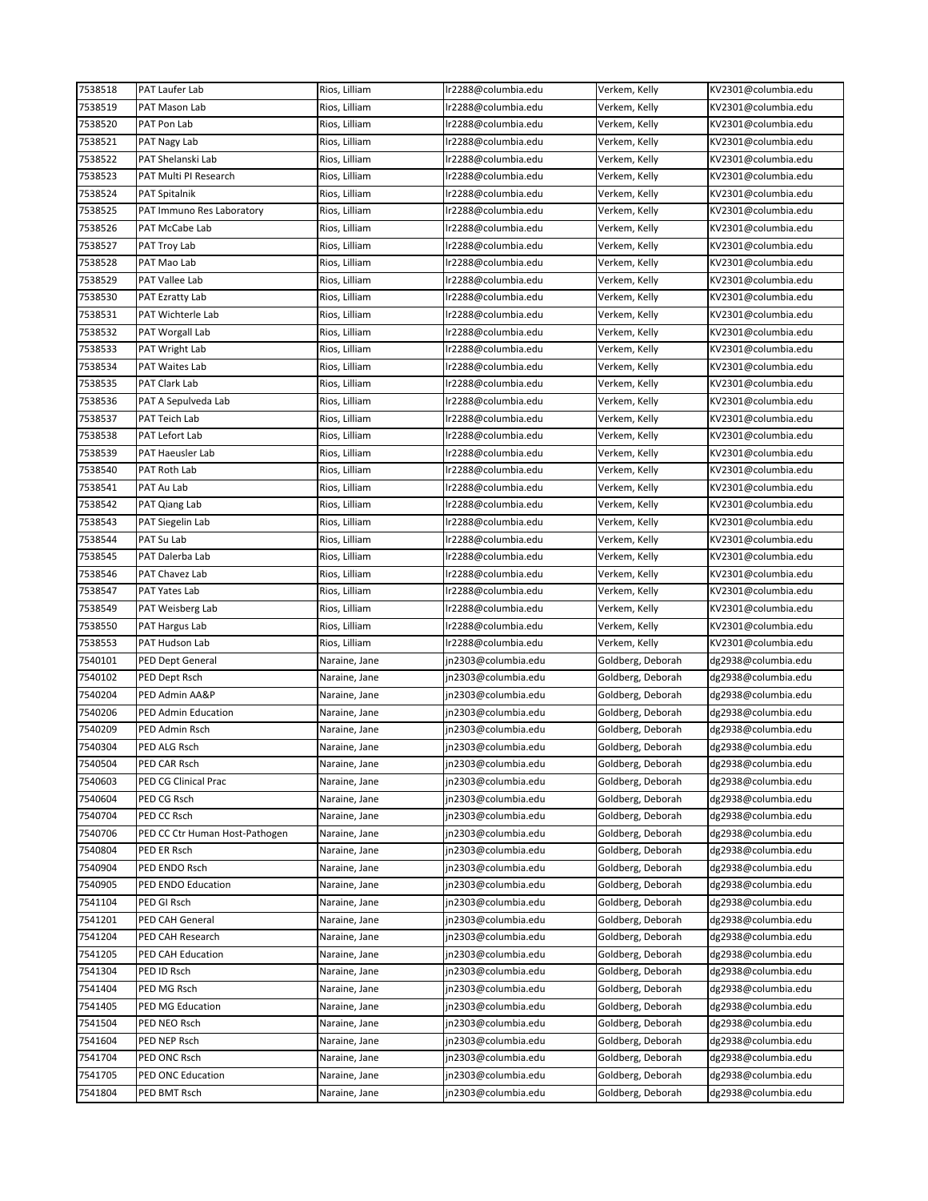| 7538518 | PAT Laufer Lab | Rios, Lilliam | lr2288@columbia.edu | Verkem, Kelly | KV2301@columbia.edu |
|---|---|---|---|---|---|
| 7538519 | PAT Mason Lab | Rios, Lilliam | lr2288@columbia.edu | Verkem, Kelly | KV2301@columbia.edu |
| 7538520 | PAT Pon Lab | Rios, Lilliam | lr2288@columbia.edu | Verkem, Kelly | KV2301@columbia.edu |
| 7538521 | PAT Nagy Lab | Rios, Lilliam | lr2288@columbia.edu | Verkem, Kelly | KV2301@columbia.edu |
| 7538522 | PAT Shelanski Lab | Rios, Lilliam | lr2288@columbia.edu | Verkem, Kelly | KV2301@columbia.edu |
| 7538523 | PAT Multi PI Research | Rios, Lilliam | lr2288@columbia.edu | Verkem, Kelly | KV2301@columbia.edu |
| 7538524 | PAT Spitalnik | Rios, Lilliam | lr2288@columbia.edu | Verkem, Kelly | KV2301@columbia.edu |
| 7538525 | PAT Immuno Res Laboratory | Rios, Lilliam | lr2288@columbia.edu | Verkem, Kelly | KV2301@columbia.edu |
| 7538526 | PAT McCabe Lab | Rios, Lilliam | lr2288@columbia.edu | Verkem, Kelly | KV2301@columbia.edu |
| 7538527 | PAT Troy Lab | Rios, Lilliam | lr2288@columbia.edu | Verkem, Kelly | KV2301@columbia.edu |
| 7538528 | PAT Mao Lab | Rios, Lilliam | lr2288@columbia.edu | Verkem, Kelly | KV2301@columbia.edu |
| 7538529 | PAT Vallee Lab | Rios, Lilliam | lr2288@columbia.edu | Verkem, Kelly | KV2301@columbia.edu |
| 7538530 | PAT Ezratty Lab | Rios, Lilliam | lr2288@columbia.edu | Verkem, Kelly | KV2301@columbia.edu |
| 7538531 | PAT Wichterle Lab | Rios, Lilliam | lr2288@columbia.edu | Verkem, Kelly | KV2301@columbia.edu |
| 7538532 | PAT Worgall Lab | Rios, Lilliam | lr2288@columbia.edu | Verkem, Kelly | KV2301@columbia.edu |
| 7538533 | PAT Wright Lab | Rios, Lilliam | lr2288@columbia.edu | Verkem, Kelly | KV2301@columbia.edu |
| 7538534 | PAT Waites Lab | Rios, Lilliam | lr2288@columbia.edu | Verkem, Kelly | KV2301@columbia.edu |
| 7538535 | PAT Clark Lab | Rios, Lilliam | lr2288@columbia.edu | Verkem, Kelly | KV2301@columbia.edu |
| 7538536 | PAT A Sepulveda Lab | Rios, Lilliam | lr2288@columbia.edu | Verkem, Kelly | KV2301@columbia.edu |
| 7538537 | PAT Teich Lab | Rios, Lilliam | lr2288@columbia.edu | Verkem, Kelly | KV2301@columbia.edu |
| 7538538 | PAT Lefort Lab | Rios, Lilliam | lr2288@columbia.edu | Verkem, Kelly | KV2301@columbia.edu |
| 7538539 | PAT Haeusler Lab | Rios, Lilliam | lr2288@columbia.edu | Verkem, Kelly | KV2301@columbia.edu |
| 7538540 | PAT Roth Lab | Rios, Lilliam | lr2288@columbia.edu | Verkem, Kelly | KV2301@columbia.edu |
| 7538541 | PAT Au Lab | Rios, Lilliam | lr2288@columbia.edu | Verkem, Kelly | KV2301@columbia.edu |
| 7538542 | PAT Qiang Lab | Rios, Lilliam | lr2288@columbia.edu | Verkem, Kelly | KV2301@columbia.edu |
| 7538543 | PAT Siegelin Lab | Rios, Lilliam | lr2288@columbia.edu | Verkem, Kelly | KV2301@columbia.edu |
| 7538544 | PAT Su Lab | Rios, Lilliam | lr2288@columbia.edu | Verkem, Kelly | KV2301@columbia.edu |
| 7538545 | PAT Dalerba Lab | Rios, Lilliam | lr2288@columbia.edu | Verkem, Kelly | KV2301@columbia.edu |
| 7538546 | PAT Chavez Lab | Rios, Lilliam | lr2288@columbia.edu | Verkem, Kelly | KV2301@columbia.edu |
| 7538547 | PAT Yates Lab | Rios, Lilliam | lr2288@columbia.edu | Verkem, Kelly | KV2301@columbia.edu |
| 7538549 | PAT Weisberg Lab | Rios, Lilliam | lr2288@columbia.edu | Verkem, Kelly | KV2301@columbia.edu |
| 7538550 | PAT Hargus Lab | Rios, Lilliam | lr2288@columbia.edu | Verkem, Kelly | KV2301@columbia.edu |
| 7538553 | PAT Hudson Lab | Rios, Lilliam | lr2288@columbia.edu | Verkem, Kelly | KV2301@columbia.edu |
| 7540101 | PED Dept General | Naraine, Jane | jn2303@columbia.edu | Goldberg, Deborah | dg2938@columbia.edu |
| 7540102 | PED Dept Rsch | Naraine, Jane | jn2303@columbia.edu | Goldberg, Deborah | dg2938@columbia.edu |
| 7540204 | PED Admin AA&P | Naraine, Jane | jn2303@columbia.edu | Goldberg, Deborah | dg2938@columbia.edu |
| 7540206 | PED Admin Education | Naraine, Jane | jn2303@columbia.edu | Goldberg, Deborah | dg2938@columbia.edu |
| 7540209 | PED Admin Rsch | Naraine, Jane | jn2303@columbia.edu | Goldberg, Deborah | dg2938@columbia.edu |
| 7540304 | PED ALG Rsch | Naraine, Jane | jn2303@columbia.edu | Goldberg, Deborah | dg2938@columbia.edu |
| 7540504 | PED CAR Rsch | Naraine, Jane | jn2303@columbia.edu | Goldberg, Deborah | dg2938@columbia.edu |
| 7540603 | PED CG Clinical Prac | Naraine, Jane | jn2303@columbia.edu | Goldberg, Deborah | dg2938@columbia.edu |
| 7540604 | PED CG Rsch | Naraine, Jane | jn2303@columbia.edu | Goldberg, Deborah | dg2938@columbia.edu |
| 7540704 | PED CC Rsch | Naraine, Jane | jn2303@columbia.edu | Goldberg, Deborah | dg2938@columbia.edu |
| 7540706 | PED CC Ctr Human Host-Pathogen | Naraine, Jane | jn2303@columbia.edu | Goldberg, Deborah | dg2938@columbia.edu |
| 7540804 | PED ER Rsch | Naraine, Jane | jn2303@columbia.edu | Goldberg, Deborah | dg2938@columbia.edu |
| 7540904 | PED ENDO Rsch | Naraine, Jane | jn2303@columbia.edu | Goldberg, Deborah | dg2938@columbia.edu |
| 7540905 | PED ENDO Education | Naraine, Jane | jn2303@columbia.edu | Goldberg, Deborah | dg2938@columbia.edu |
| 7541104 | PED GI Rsch | Naraine, Jane | jn2303@columbia.edu | Goldberg, Deborah | dg2938@columbia.edu |
| 7541201 | PED CAH General | Naraine, Jane | jn2303@columbia.edu | Goldberg, Deborah | dg2938@columbia.edu |
| 7541204 | PED CAH Research | Naraine, Jane | jn2303@columbia.edu | Goldberg, Deborah | dg2938@columbia.edu |
| 7541205 | PED CAH Education | Naraine, Jane | jn2303@columbia.edu | Goldberg, Deborah | dg2938@columbia.edu |
| 7541304 | PED ID Rsch | Naraine, Jane | jn2303@columbia.edu | Goldberg, Deborah | dg2938@columbia.edu |
| 7541404 | PED MG Rsch | Naraine, Jane | jn2303@columbia.edu | Goldberg, Deborah | dg2938@columbia.edu |
| 7541405 | PED MG Education | Naraine, Jane | jn2303@columbia.edu | Goldberg, Deborah | dg2938@columbia.edu |
| 7541504 | PED NEO Rsch | Naraine, Jane | jn2303@columbia.edu | Goldberg, Deborah | dg2938@columbia.edu |
| 7541604 | PED NEP Rsch | Naraine, Jane | jn2303@columbia.edu | Goldberg, Deborah | dg2938@columbia.edu |
| 7541704 | PED ONC Rsch | Naraine, Jane | jn2303@columbia.edu | Goldberg, Deborah | dg2938@columbia.edu |
| 7541705 | PED ONC Education | Naraine, Jane | jn2303@columbia.edu | Goldberg, Deborah | dg2938@columbia.edu |
| 7541804 | PED BMT Rsch | Naraine, Jane | jn2303@columbia.edu | Goldberg, Deborah | dg2938@columbia.edu |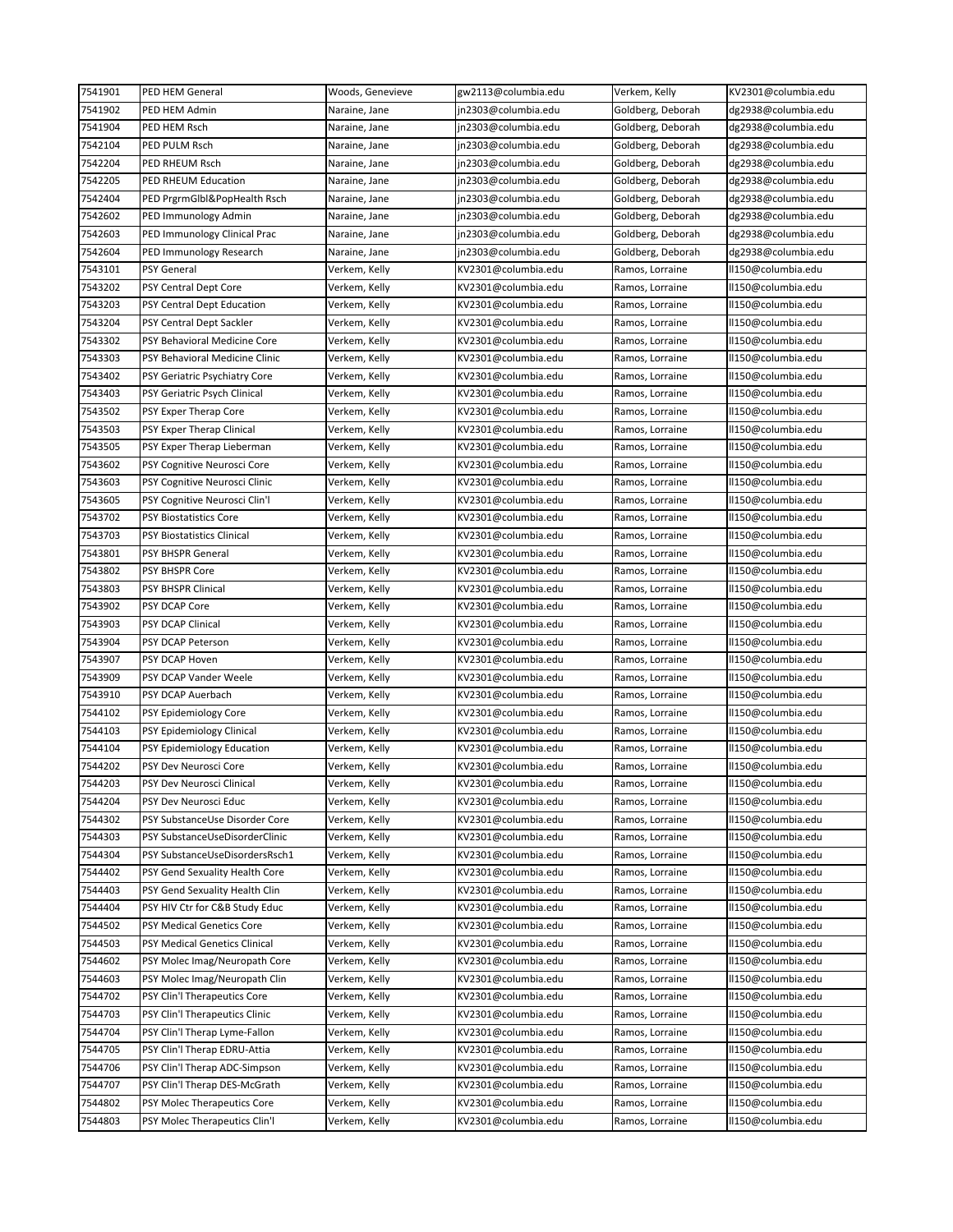| | | | | | |
|---|---|---|---|---|---|
| 7541901 | PED HEM General | Woods, Genevieve | gw2113@columbia.edu | Verkem, Kelly | KV2301@columbia.edu |
| 7541902 | PED HEM Admin | Naraine, Jane | jn2303@columbia.edu | Goldberg, Deborah | dg2938@columbia.edu |
| 7541904 | PED HEM Rsch | Naraine, Jane | jn2303@columbia.edu | Goldberg, Deborah | dg2938@columbia.edu |
| 7542104 | PED PULM Rsch | Naraine, Jane | jn2303@columbia.edu | Goldberg, Deborah | dg2938@columbia.edu |
| 7542204 | PED RHEUM Rsch | Naraine, Jane | jn2303@columbia.edu | Goldberg, Deborah | dg2938@columbia.edu |
| 7542205 | PED RHEUM Education | Naraine, Jane | jn2303@columbia.edu | Goldberg, Deborah | dg2938@columbia.edu |
| 7542404 | PED PrgrmGlbl&PopHealth Rsch | Naraine, Jane | jn2303@columbia.edu | Goldberg, Deborah | dg2938@columbia.edu |
| 7542602 | PED Immunology Admin | Naraine, Jane | jn2303@columbia.edu | Goldberg, Deborah | dg2938@columbia.edu |
| 7542603 | PED Immunology Clinical Prac | Naraine, Jane | jn2303@columbia.edu | Goldberg, Deborah | dg2938@columbia.edu |
| 7542604 | PED Immunology Research | Naraine, Jane | jn2303@columbia.edu | Goldberg, Deborah | dg2938@columbia.edu |
| 7543101 | PSY General | Verkem, Kelly | KV2301@columbia.edu | Ramos, Lorraine | ll150@columbia.edu |
| 7543202 | PSY Central Dept Core | Verkem, Kelly | KV2301@columbia.edu | Ramos, Lorraine | ll150@columbia.edu |
| 7543203 | PSY Central Dept Education | Verkem, Kelly | KV2301@columbia.edu | Ramos, Lorraine | ll150@columbia.edu |
| 7543204 | PSY Central Dept Sackler | Verkem, Kelly | KV2301@columbia.edu | Ramos, Lorraine | ll150@columbia.edu |
| 7543302 | PSY Behavioral Medicine Core | Verkem, Kelly | KV2301@columbia.edu | Ramos, Lorraine | ll150@columbia.edu |
| 7543303 | PSY Behavioral Medicine Clinic | Verkem, Kelly | KV2301@columbia.edu | Ramos, Lorraine | ll150@columbia.edu |
| 7543402 | PSY Geriatric Psychiatry Core | Verkem, Kelly | KV2301@columbia.edu | Ramos, Lorraine | ll150@columbia.edu |
| 7543403 | PSY Geriatric Psych Clinical | Verkem, Kelly | KV2301@columbia.edu | Ramos, Lorraine | ll150@columbia.edu |
| 7543502 | PSY Exper Therap Core | Verkem, Kelly | KV2301@columbia.edu | Ramos, Lorraine | ll150@columbia.edu |
| 7543503 | PSY Exper Therap Clinical | Verkem, Kelly | KV2301@columbia.edu | Ramos, Lorraine | ll150@columbia.edu |
| 7543505 | PSY Exper Therap Lieberman | Verkem, Kelly | KV2301@columbia.edu | Ramos, Lorraine | ll150@columbia.edu |
| 7543602 | PSY Cognitive Neurosci Core | Verkem, Kelly | KV2301@columbia.edu | Ramos, Lorraine | ll150@columbia.edu |
| 7543603 | PSY Cognitive Neurosci Clinic | Verkem, Kelly | KV2301@columbia.edu | Ramos, Lorraine | ll150@columbia.edu |
| 7543605 | PSY Cognitive Neurosci Clin'l | Verkem, Kelly | KV2301@columbia.edu | Ramos, Lorraine | ll150@columbia.edu |
| 7543702 | PSY Biostatistics Core | Verkem, Kelly | KV2301@columbia.edu | Ramos, Lorraine | ll150@columbia.edu |
| 7543703 | PSY Biostatistics Clinical | Verkem, Kelly | KV2301@columbia.edu | Ramos, Lorraine | ll150@columbia.edu |
| 7543801 | PSY BHSPR General | Verkem, Kelly | KV2301@columbia.edu | Ramos, Lorraine | ll150@columbia.edu |
| 7543802 | PSY BHSPR Core | Verkem, Kelly | KV2301@columbia.edu | Ramos, Lorraine | ll150@columbia.edu |
| 7543803 | PSY BHSPR Clinical | Verkem, Kelly | KV2301@columbia.edu | Ramos, Lorraine | ll150@columbia.edu |
| 7543902 | PSY DCAP Core | Verkem, Kelly | KV2301@columbia.edu | Ramos, Lorraine | ll150@columbia.edu |
| 7543903 | PSY DCAP Clinical | Verkem, Kelly | KV2301@columbia.edu | Ramos, Lorraine | ll150@columbia.edu |
| 7543904 | PSY DCAP Peterson | Verkem, Kelly | KV2301@columbia.edu | Ramos, Lorraine | ll150@columbia.edu |
| 7543907 | PSY DCAP Hoven | Verkem, Kelly | KV2301@columbia.edu | Ramos, Lorraine | ll150@columbia.edu |
| 7543909 | PSY DCAP Vander Weele | Verkem, Kelly | KV2301@columbia.edu | Ramos, Lorraine | ll150@columbia.edu |
| 7543910 | PSY DCAP Auerbach | Verkem, Kelly | KV2301@columbia.edu | Ramos, Lorraine | ll150@columbia.edu |
| 7544102 | PSY Epidemiology Core | Verkem, Kelly | KV2301@columbia.edu | Ramos, Lorraine | ll150@columbia.edu |
| 7544103 | PSY Epidemiology Clinical | Verkem, Kelly | KV2301@columbia.edu | Ramos, Lorraine | ll150@columbia.edu |
| 7544104 | PSY Epidemiology Education | Verkem, Kelly | KV2301@columbia.edu | Ramos, Lorraine | ll150@columbia.edu |
| 7544202 | PSY Dev Neurosci Core | Verkem, Kelly | KV2301@columbia.edu | Ramos, Lorraine | ll150@columbia.edu |
| 7544203 | PSY Dev Neurosci Clinical | Verkem, Kelly | KV2301@columbia.edu | Ramos, Lorraine | ll150@columbia.edu |
| 7544204 | PSY Dev Neurosci Educ | Verkem, Kelly | KV2301@columbia.edu | Ramos, Lorraine | ll150@columbia.edu |
| 7544302 | PSY SubstanceUse Disorder Core | Verkem, Kelly | KV2301@columbia.edu | Ramos, Lorraine | ll150@columbia.edu |
| 7544303 | PSY SubstanceUseDisorderClinic | Verkem, Kelly | KV2301@columbia.edu | Ramos, Lorraine | ll150@columbia.edu |
| 7544304 | PSY SubstanceUseDisordersRsch1 | Verkem, Kelly | KV2301@columbia.edu | Ramos, Lorraine | ll150@columbia.edu |
| 7544402 | PSY Gend Sexuality Health Core | Verkem, Kelly | KV2301@columbia.edu | Ramos, Lorraine | ll150@columbia.edu |
| 7544403 | PSY Gend Sexuality Health Clin | Verkem, Kelly | KV2301@columbia.edu | Ramos, Lorraine | ll150@columbia.edu |
| 7544404 | PSY HIV Ctr for C&B Study Educ | Verkem, Kelly | KV2301@columbia.edu | Ramos, Lorraine | ll150@columbia.edu |
| 7544502 | PSY Medical Genetics Core | Verkem, Kelly | KV2301@columbia.edu | Ramos, Lorraine | ll150@columbia.edu |
| 7544503 | PSY Medical Genetics Clinical | Verkem, Kelly | KV2301@columbia.edu | Ramos, Lorraine | ll150@columbia.edu |
| 7544602 | PSY Molec Imag/Neuropath Core | Verkem, Kelly | KV2301@columbia.edu | Ramos, Lorraine | ll150@columbia.edu |
| 7544603 | PSY Molec Imag/Neuropath Clin | Verkem, Kelly | KV2301@columbia.edu | Ramos, Lorraine | ll150@columbia.edu |
| 7544702 | PSY Clin'l Therapeutics Core | Verkem, Kelly | KV2301@columbia.edu | Ramos, Lorraine | ll150@columbia.edu |
| 7544703 | PSY Clin'l Therapeutics Clinic | Verkem, Kelly | KV2301@columbia.edu | Ramos, Lorraine | ll150@columbia.edu |
| 7544704 | PSY Clin'l Therap Lyme-Fallon | Verkem, Kelly | KV2301@columbia.edu | Ramos, Lorraine | ll150@columbia.edu |
| 7544705 | PSY Clin'l Therap EDRU-Attia | Verkem, Kelly | KV2301@columbia.edu | Ramos, Lorraine | ll150@columbia.edu |
| 7544706 | PSY Clin'l Therap ADC-Simpson | Verkem, Kelly | KV2301@columbia.edu | Ramos, Lorraine | ll150@columbia.edu |
| 7544707 | PSY Clin'l Therap DES-McGrath | Verkem, Kelly | KV2301@columbia.edu | Ramos, Lorraine | ll150@columbia.edu |
| 7544802 | PSY Molec Therapeutics Core | Verkem, Kelly | KV2301@columbia.edu | Ramos, Lorraine | ll150@columbia.edu |
| 7544803 | PSY Molec Therapeutics Clin'l | Verkem, Kelly | KV2301@columbia.edu | Ramos, Lorraine | ll150@columbia.edu |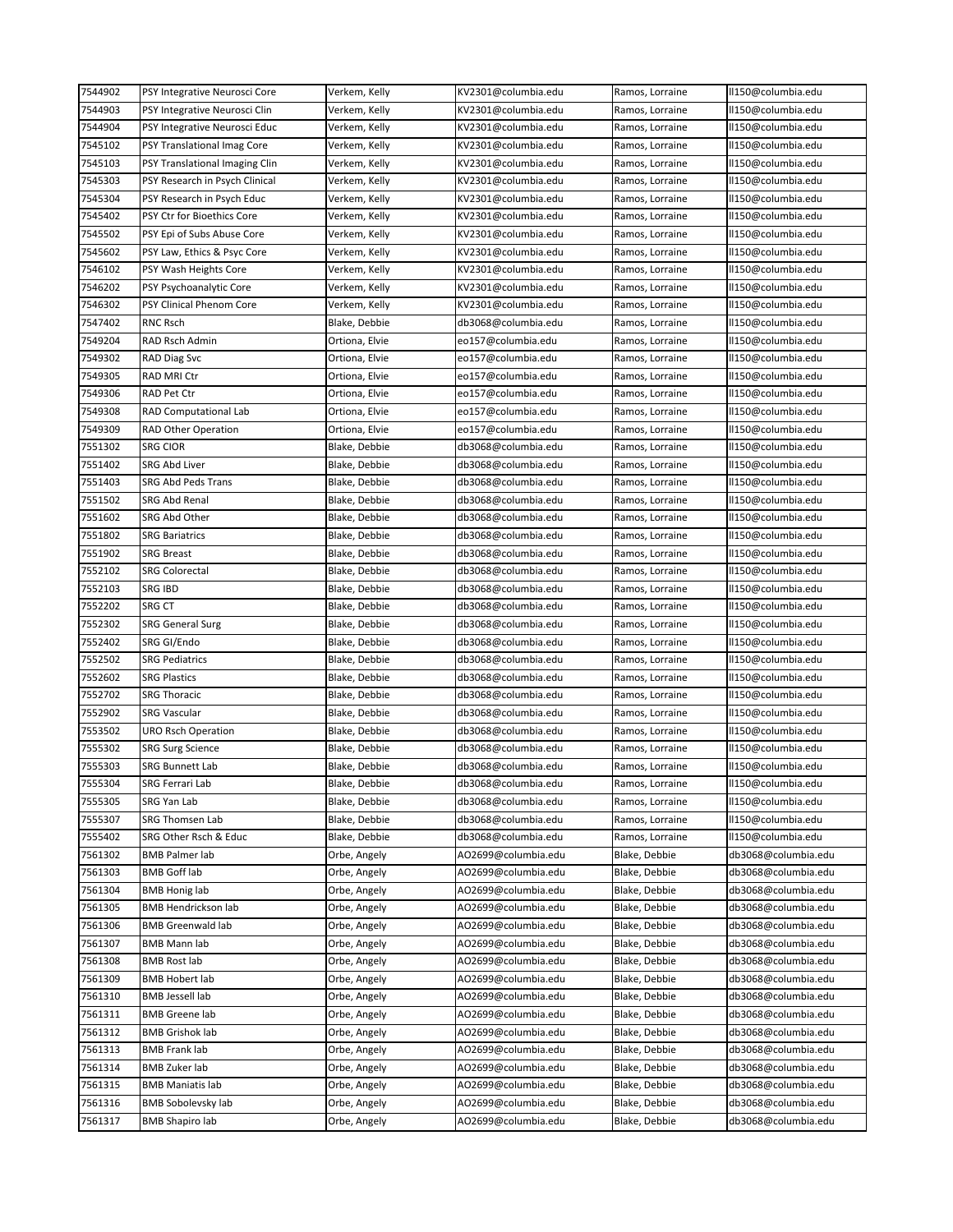| 7544902 | PSY Integrative Neurosci Core | Verkem, Kelly | KV2301@columbia.edu | Ramos, Lorraine | ll150@columbia.edu |
|---|---|---|---|---|---|
| 7544903 | PSY Integrative Neurosci Clin | Verkem, Kelly | KV2301@columbia.edu | Ramos, Lorraine | ll150@columbia.edu |
| 7544904 | PSY Integrative Neurosci Educ | Verkem, Kelly | KV2301@columbia.edu | Ramos, Lorraine | ll150@columbia.edu |
| 7545102 | PSY Translational Imag Core | Verkem, Kelly | KV2301@columbia.edu | Ramos, Lorraine | ll150@columbia.edu |
| 7545103 | PSY Translational Imaging Clin | Verkem, Kelly | KV2301@columbia.edu | Ramos, Lorraine | ll150@columbia.edu |
| 7545303 | PSY Research in Psych Clinical | Verkem, Kelly | KV2301@columbia.edu | Ramos, Lorraine | ll150@columbia.edu |
| 7545304 | PSY Research in Psych Educ | Verkem, Kelly | KV2301@columbia.edu | Ramos, Lorraine | ll150@columbia.edu |
| 7545402 | PSY Ctr for Bioethics Core | Verkem, Kelly | KV2301@columbia.edu | Ramos, Lorraine | ll150@columbia.edu |
| 7545502 | PSY Epi of Subs Abuse Core | Verkem, Kelly | KV2301@columbia.edu | Ramos, Lorraine | ll150@columbia.edu |
| 7545602 | PSY Law, Ethics & Psyc Core | Verkem, Kelly | KV2301@columbia.edu | Ramos, Lorraine | ll150@columbia.edu |
| 7546102 | PSY Wash Heights Core | Verkem, Kelly | KV2301@columbia.edu | Ramos, Lorraine | ll150@columbia.edu |
| 7546202 | PSY Psychoanalytic Core | Verkem, Kelly | KV2301@columbia.edu | Ramos, Lorraine | ll150@columbia.edu |
| 7546302 | PSY Clinical Phenom Core | Verkem, Kelly | KV2301@columbia.edu | Ramos, Lorraine | ll150@columbia.edu |
| 7547402 | RNC Rsch | Blake, Debbie | db3068@columbia.edu | Ramos, Lorraine | ll150@columbia.edu |
| 7549204 | RAD Rsch Admin | Ortiona, Elvie | eo157@columbia.edu | Ramos, Lorraine | ll150@columbia.edu |
| 7549302 | RAD Diag Svc | Ortiona, Elvie | eo157@columbia.edu | Ramos, Lorraine | ll150@columbia.edu |
| 7549305 | RAD MRI Ctr | Ortiona, Elvie | eo157@columbia.edu | Ramos, Lorraine | ll150@columbia.edu |
| 7549306 | RAD Pet Ctr | Ortiona, Elvie | eo157@columbia.edu | Ramos, Lorraine | ll150@columbia.edu |
| 7549308 | RAD Computational Lab | Ortiona, Elvie | eo157@columbia.edu | Ramos, Lorraine | ll150@columbia.edu |
| 7549309 | RAD Other Operation | Ortiona, Elvie | eo157@columbia.edu | Ramos, Lorraine | ll150@columbia.edu |
| 7551302 | SRG CIOR | Blake, Debbie | db3068@columbia.edu | Ramos, Lorraine | ll150@columbia.edu |
| 7551402 | SRG Abd Liver | Blake, Debbie | db3068@columbia.edu | Ramos, Lorraine | ll150@columbia.edu |
| 7551403 | SRG Abd Peds Trans | Blake, Debbie | db3068@columbia.edu | Ramos, Lorraine | ll150@columbia.edu |
| 7551502 | SRG Abd Renal | Blake, Debbie | db3068@columbia.edu | Ramos, Lorraine | ll150@columbia.edu |
| 7551602 | SRG Abd Other | Blake, Debbie | db3068@columbia.edu | Ramos, Lorraine | ll150@columbia.edu |
| 7551802 | SRG Bariatrics | Blake, Debbie | db3068@columbia.edu | Ramos, Lorraine | ll150@columbia.edu |
| 7551902 | SRG Breast | Blake, Debbie | db3068@columbia.edu | Ramos, Lorraine | ll150@columbia.edu |
| 7552102 | SRG Colorectal | Blake, Debbie | db3068@columbia.edu | Ramos, Lorraine | ll150@columbia.edu |
| 7552103 | SRG IBD | Blake, Debbie | db3068@columbia.edu | Ramos, Lorraine | ll150@columbia.edu |
| 7552202 | SRG CT | Blake, Debbie | db3068@columbia.edu | Ramos, Lorraine | ll150@columbia.edu |
| 7552302 | SRG General Surg | Blake, Debbie | db3068@columbia.edu | Ramos, Lorraine | ll150@columbia.edu |
| 7552402 | SRG GI/Endo | Blake, Debbie | db3068@columbia.edu | Ramos, Lorraine | ll150@columbia.edu |
| 7552502 | SRG Pediatrics | Blake, Debbie | db3068@columbia.edu | Ramos, Lorraine | ll150@columbia.edu |
| 7552602 | SRG Plastics | Blake, Debbie | db3068@columbia.edu | Ramos, Lorraine | ll150@columbia.edu |
| 7552702 | SRG Thoracic | Blake, Debbie | db3068@columbia.edu | Ramos, Lorraine | ll150@columbia.edu |
| 7552902 | SRG Vascular | Blake, Debbie | db3068@columbia.edu | Ramos, Lorraine | ll150@columbia.edu |
| 7553502 | URO Rsch Operation | Blake, Debbie | db3068@columbia.edu | Ramos, Lorraine | ll150@columbia.edu |
| 7555302 | SRG Surg Science | Blake, Debbie | db3068@columbia.edu | Ramos, Lorraine | ll150@columbia.edu |
| 7555303 | SRG Bunnett Lab | Blake, Debbie | db3068@columbia.edu | Ramos, Lorraine | ll150@columbia.edu |
| 7555304 | SRG Ferrari Lab | Blake, Debbie | db3068@columbia.edu | Ramos, Lorraine | ll150@columbia.edu |
| 7555305 | SRG Yan Lab | Blake, Debbie | db3068@columbia.edu | Ramos, Lorraine | ll150@columbia.edu |
| 7555307 | SRG Thomsen Lab | Blake, Debbie | db3068@columbia.edu | Ramos, Lorraine | ll150@columbia.edu |
| 7555402 | SRG Other Rsch & Educ | Blake, Debbie | db3068@columbia.edu | Ramos, Lorraine | ll150@columbia.edu |
| 7561302 | BMB Palmer lab | Orbe, Angely | AO2699@columbia.edu | Blake, Debbie | db3068@columbia.edu |
| 7561303 | BMB Goff lab | Orbe, Angely | AO2699@columbia.edu | Blake, Debbie | db3068@columbia.edu |
| 7561304 | BMB Honig lab | Orbe, Angely | AO2699@columbia.edu | Blake, Debbie | db3068@columbia.edu |
| 7561305 | BMB Hendrickson lab | Orbe, Angely | AO2699@columbia.edu | Blake, Debbie | db3068@columbia.edu |
| 7561306 | BMB Greenwald lab | Orbe, Angely | AO2699@columbia.edu | Blake, Debbie | db3068@columbia.edu |
| 7561307 | BMB Mann lab | Orbe, Angely | AO2699@columbia.edu | Blake, Debbie | db3068@columbia.edu |
| 7561308 | BMB Rost lab | Orbe, Angely | AO2699@columbia.edu | Blake, Debbie | db3068@columbia.edu |
| 7561309 | BMB Hobert lab | Orbe, Angely | AO2699@columbia.edu | Blake, Debbie | db3068@columbia.edu |
| 7561310 | BMB Jessell lab | Orbe, Angely | AO2699@columbia.edu | Blake, Debbie | db3068@columbia.edu |
| 7561311 | BMB Greene lab | Orbe, Angely | AO2699@columbia.edu | Blake, Debbie | db3068@columbia.edu |
| 7561312 | BMB Grishok lab | Orbe, Angely | AO2699@columbia.edu | Blake, Debbie | db3068@columbia.edu |
| 7561313 | BMB Frank lab | Orbe, Angely | AO2699@columbia.edu | Blake, Debbie | db3068@columbia.edu |
| 7561314 | BMB Zuker lab | Orbe, Angely | AO2699@columbia.edu | Blake, Debbie | db3068@columbia.edu |
| 7561315 | BMB Maniatis lab | Orbe, Angely | AO2699@columbia.edu | Blake, Debbie | db3068@columbia.edu |
| 7561316 | BMB Sobolevsky lab | Orbe, Angely | AO2699@columbia.edu | Blake, Debbie | db3068@columbia.edu |
| 7561317 | BMB Shapiro lab | Orbe, Angely | AO2699@columbia.edu | Blake, Debbie | db3068@columbia.edu |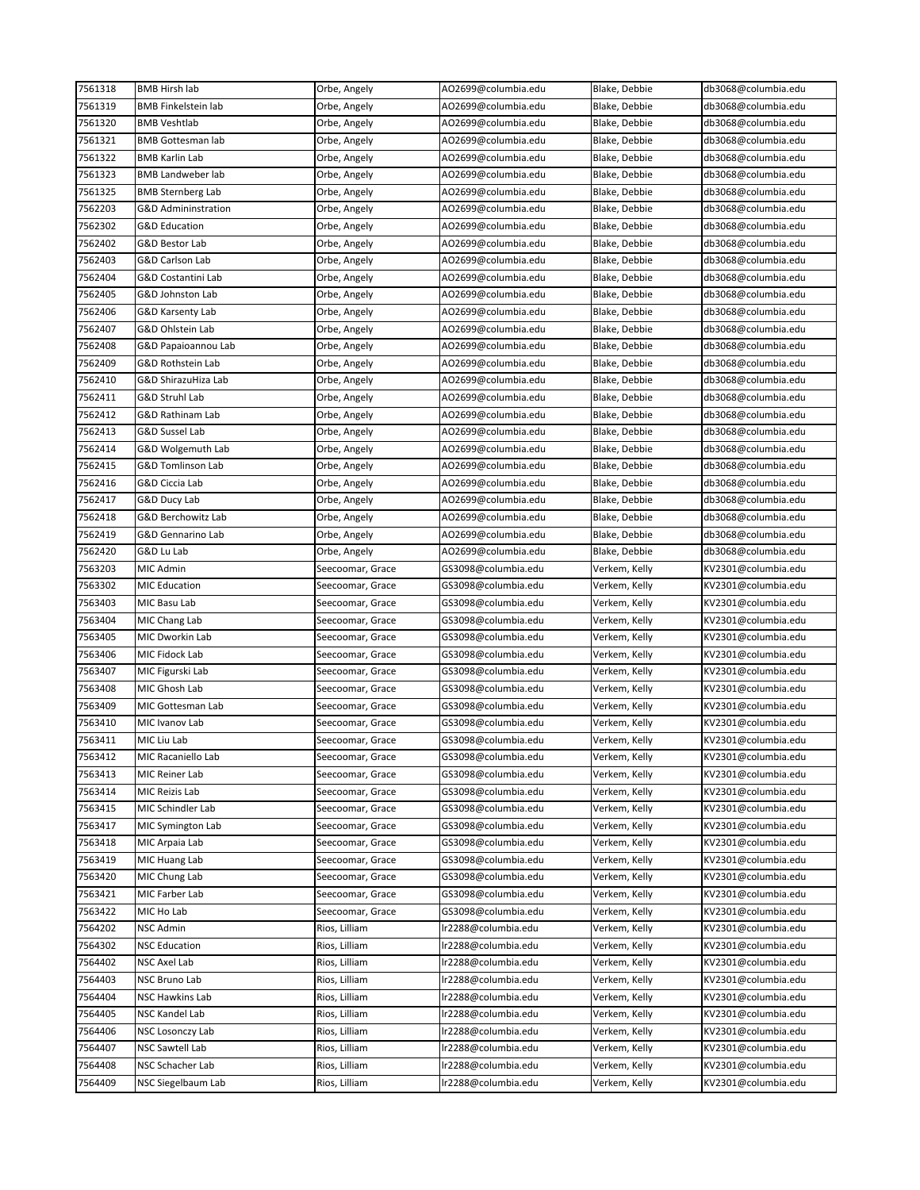| | | | | | |
|---|---|---|---|---|---|
| 7561318 | BMB Hirsh lab | Orbe, Angely | AO2699@columbia.edu | Blake, Debbie | db3068@columbia.edu |
| 7561319 | BMB Finkelstein lab | Orbe, Angely | AO2699@columbia.edu | Blake, Debbie | db3068@columbia.edu |
| 7561320 | BMB Veshtlab | Orbe, Angely | AO2699@columbia.edu | Blake, Debbie | db3068@columbia.edu |
| 7561321 | BMB Gottesman lab | Orbe, Angely | AO2699@columbia.edu | Blake, Debbie | db3068@columbia.edu |
| 7561322 | BMB Karlin Lab | Orbe, Angely | AO2699@columbia.edu | Blake, Debbie | db3068@columbia.edu |
| 7561323 | BMB Landweber lab | Orbe, Angely | AO2699@columbia.edu | Blake, Debbie | db3068@columbia.edu |
| 7561325 | BMB Sternberg Lab | Orbe, Angely | AO2699@columbia.edu | Blake, Debbie | db3068@columbia.edu |
| 7562203 | G&D Admininstration | Orbe, Angely | AO2699@columbia.edu | Blake, Debbie | db3068@columbia.edu |
| 7562302 | G&D Education | Orbe, Angely | AO2699@columbia.edu | Blake, Debbie | db3068@columbia.edu |
| 7562402 | G&D Bestor Lab | Orbe, Angely | AO2699@columbia.edu | Blake, Debbie | db3068@columbia.edu |
| 7562403 | G&D Carlson Lab | Orbe, Angely | AO2699@columbia.edu | Blake, Debbie | db3068@columbia.edu |
| 7562404 | G&D Costantini Lab | Orbe, Angely | AO2699@columbia.edu | Blake, Debbie | db3068@columbia.edu |
| 7562405 | G&D Johnston Lab | Orbe, Angely | AO2699@columbia.edu | Blake, Debbie | db3068@columbia.edu |
| 7562406 | G&D Karsenty Lab | Orbe, Angely | AO2699@columbia.edu | Blake, Debbie | db3068@columbia.edu |
| 7562407 | G&D Ohlstein Lab | Orbe, Angely | AO2699@columbia.edu | Blake, Debbie | db3068@columbia.edu |
| 7562408 | G&D Papaioannou Lab | Orbe, Angely | AO2699@columbia.edu | Blake, Debbie | db3068@columbia.edu |
| 7562409 | G&D Rothstein Lab | Orbe, Angely | AO2699@columbia.edu | Blake, Debbie | db3068@columbia.edu |
| 7562410 | G&D ShirazuHiza Lab | Orbe, Angely | AO2699@columbia.edu | Blake, Debbie | db3068@columbia.edu |
| 7562411 | G&D Struhl Lab | Orbe, Angely | AO2699@columbia.edu | Blake, Debbie | db3068@columbia.edu |
| 7562412 | G&D Rathinam Lab | Orbe, Angely | AO2699@columbia.edu | Blake, Debbie | db3068@columbia.edu |
| 7562413 | G&D Sussel Lab | Orbe, Angely | AO2699@columbia.edu | Blake, Debbie | db3068@columbia.edu |
| 7562414 | G&D Wolgemuth Lab | Orbe, Angely | AO2699@columbia.edu | Blake, Debbie | db3068@columbia.edu |
| 7562415 | G&D Tomlinson Lab | Orbe, Angely | AO2699@columbia.edu | Blake, Debbie | db3068@columbia.edu |
| 7562416 | G&D Ciccia Lab | Orbe, Angely | AO2699@columbia.edu | Blake, Debbie | db3068@columbia.edu |
| 7562417 | G&D Ducy Lab | Orbe, Angely | AO2699@columbia.edu | Blake, Debbie | db3068@columbia.edu |
| 7562418 | G&D Berchowitz Lab | Orbe, Angely | AO2699@columbia.edu | Blake, Debbie | db3068@columbia.edu |
| 7562419 | G&D Gennarino Lab | Orbe, Angely | AO2699@columbia.edu | Blake, Debbie | db3068@columbia.edu |
| 7562420 | G&D Lu Lab | Orbe, Angely | AO2699@columbia.edu | Blake, Debbie | db3068@columbia.edu |
| 7563203 | MIC Admin | Seecoomar, Grace | GS3098@columbia.edu | Verkem, Kelly | KV2301@columbia.edu |
| 7563302 | MIC Education | Seecoomar, Grace | GS3098@columbia.edu | Verkem, Kelly | KV2301@columbia.edu |
| 7563403 | MIC Basu Lab | Seecoomar, Grace | GS3098@columbia.edu | Verkem, Kelly | KV2301@columbia.edu |
| 7563404 | MIC Chang Lab | Seecoomar, Grace | GS3098@columbia.edu | Verkem, Kelly | KV2301@columbia.edu |
| 7563405 | MIC Dworkin Lab | Seecoomar, Grace | GS3098@columbia.edu | Verkem, Kelly | KV2301@columbia.edu |
| 7563406 | MIC Fidock Lab | Seecoomar, Grace | GS3098@columbia.edu | Verkem, Kelly | KV2301@columbia.edu |
| 7563407 | MIC Figurski Lab | Seecoomar, Grace | GS3098@columbia.edu | Verkem, Kelly | KV2301@columbia.edu |
| 7563408 | MIC Ghosh Lab | Seecoomar, Grace | GS3098@columbia.edu | Verkem, Kelly | KV2301@columbia.edu |
| 7563409 | MIC Gottesman Lab | Seecoomar, Grace | GS3098@columbia.edu | Verkem, Kelly | KV2301@columbia.edu |
| 7563410 | MIC Ivanov Lab | Seecoomar, Grace | GS3098@columbia.edu | Verkem, Kelly | KV2301@columbia.edu |
| 7563411 | MIC Liu Lab | Seecoomar, Grace | GS3098@columbia.edu | Verkem, Kelly | KV2301@columbia.edu |
| 7563412 | MIC Racaniello Lab | Seecoomar, Grace | GS3098@columbia.edu | Verkem, Kelly | KV2301@columbia.edu |
| 7563413 | MIC Reiner Lab | Seecoomar, Grace | GS3098@columbia.edu | Verkem, Kelly | KV2301@columbia.edu |
| 7563414 | MIC Reizis Lab | Seecoomar, Grace | GS3098@columbia.edu | Verkem, Kelly | KV2301@columbia.edu |
| 7563415 | MIC Schindler Lab | Seecoomar, Grace | GS3098@columbia.edu | Verkem, Kelly | KV2301@columbia.edu |
| 7563417 | MIC Symington Lab | Seecoomar, Grace | GS3098@columbia.edu | Verkem, Kelly | KV2301@columbia.edu |
| 7563418 | MIC Arpaia Lab | Seecoomar, Grace | GS3098@columbia.edu | Verkem, Kelly | KV2301@columbia.edu |
| 7563419 | MIC Huang Lab | Seecoomar, Grace | GS3098@columbia.edu | Verkem, Kelly | KV2301@columbia.edu |
| 7563420 | MIC Chung Lab | Seecoomar, Grace | GS3098@columbia.edu | Verkem, Kelly | KV2301@columbia.edu |
| 7563421 | MIC Farber Lab | Seecoomar, Grace | GS3098@columbia.edu | Verkem, Kelly | KV2301@columbia.edu |
| 7563422 | MIC Ho Lab | Seecoomar, Grace | GS3098@columbia.edu | Verkem, Kelly | KV2301@columbia.edu |
| 7564202 | NSC Admin | Rios, Lilliam | lr2288@columbia.edu | Verkem, Kelly | KV2301@columbia.edu |
| 7564302 | NSC Education | Rios, Lilliam | lr2288@columbia.edu | Verkem, Kelly | KV2301@columbia.edu |
| 7564402 | NSC Axel Lab | Rios, Lilliam | lr2288@columbia.edu | Verkem, Kelly | KV2301@columbia.edu |
| 7564403 | NSC Bruno Lab | Rios, Lilliam | lr2288@columbia.edu | Verkem, Kelly | KV2301@columbia.edu |
| 7564404 | NSC Hawkins Lab | Rios, Lilliam | lr2288@columbia.edu | Verkem, Kelly | KV2301@columbia.edu |
| 7564405 | NSC Kandel Lab | Rios, Lilliam | lr2288@columbia.edu | Verkem, Kelly | KV2301@columbia.edu |
| 7564406 | NSC Losonczy Lab | Rios, Lilliam | lr2288@columbia.edu | Verkem, Kelly | KV2301@columbia.edu |
| 7564407 | NSC Sawtell Lab | Rios, Lilliam | lr2288@columbia.edu | Verkem, Kelly | KV2301@columbia.edu |
| 7564408 | NSC Schacher Lab | Rios, Lilliam | lr2288@columbia.edu | Verkem, Kelly | KV2301@columbia.edu |
| 7564409 | NSC Siegelbaum Lab | Rios, Lilliam | lr2288@columbia.edu | Verkem, Kelly | KV2301@columbia.edu |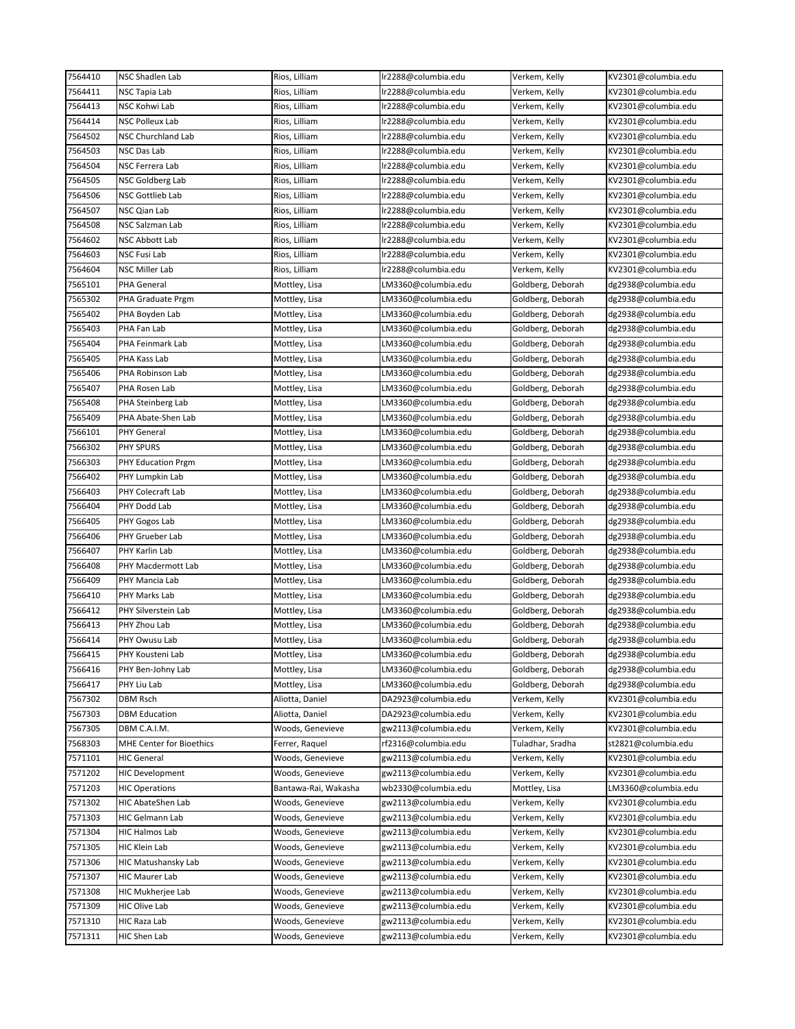| 7564410 | NSC Shadlen Lab | Rios, Lilliam | lr2288@columbia.edu | Verkem, Kelly | KV2301@columbia.edu |
|---|---|---|---|---|---|
| 7564411 | NSC Tapia Lab | Rios, Lilliam | lr2288@columbia.edu | Verkem, Kelly | KV2301@columbia.edu |
| 7564413 | NSC Kohwi Lab | Rios, Lilliam | lr2288@columbia.edu | Verkem, Kelly | KV2301@columbia.edu |
| 7564414 | NSC Polleux Lab | Rios, Lilliam | lr2288@columbia.edu | Verkem, Kelly | KV2301@columbia.edu |
| 7564502 | NSC Churchland Lab | Rios, Lilliam | lr2288@columbia.edu | Verkem, Kelly | KV2301@columbia.edu |
| 7564503 | NSC Das Lab | Rios, Lilliam | lr2288@columbia.edu | Verkem, Kelly | KV2301@columbia.edu |
| 7564504 | NSC Ferrera Lab | Rios, Lilliam | lr2288@columbia.edu | Verkem, Kelly | KV2301@columbia.edu |
| 7564505 | NSC Goldberg Lab | Rios, Lilliam | lr2288@columbia.edu | Verkem, Kelly | KV2301@columbia.edu |
| 7564506 | NSC Gottlieb Lab | Rios, Lilliam | lr2288@columbia.edu | Verkem, Kelly | KV2301@columbia.edu |
| 7564507 | NSC Qian Lab | Rios, Lilliam | lr2288@columbia.edu | Verkem, Kelly | KV2301@columbia.edu |
| 7564508 | NSC Salzman Lab | Rios, Lilliam | lr2288@columbia.edu | Verkem, Kelly | KV2301@columbia.edu |
| 7564602 | NSC Abbott Lab | Rios, Lilliam | lr2288@columbia.edu | Verkem, Kelly | KV2301@columbia.edu |
| 7564603 | NSC Fusi Lab | Rios, Lilliam | lr2288@columbia.edu | Verkem, Kelly | KV2301@columbia.edu |
| 7564604 | NSC Miller Lab | Rios, Lilliam | lr2288@columbia.edu | Verkem, Kelly | KV2301@columbia.edu |
| 7565101 | PHA General | Mottley, Lisa | LM3360@columbia.edu | Goldberg, Deborah | dg2938@columbia.edu |
| 7565302 | PHA Graduate Prgm | Mottley, Lisa | LM3360@columbia.edu | Goldberg, Deborah | dg2938@columbia.edu |
| 7565402 | PHA Boyden Lab | Mottley, Lisa | LM3360@columbia.edu | Goldberg, Deborah | dg2938@columbia.edu |
| 7565403 | PHA Fan Lab | Mottley, Lisa | LM3360@columbia.edu | Goldberg, Deborah | dg2938@columbia.edu |
| 7565404 | PHA Feinmark Lab | Mottley, Lisa | LM3360@columbia.edu | Goldberg, Deborah | dg2938@columbia.edu |
| 7565405 | PHA Kass Lab | Mottley, Lisa | LM3360@columbia.edu | Goldberg, Deborah | dg2938@columbia.edu |
| 7565406 | PHA Robinson Lab | Mottley, Lisa | LM3360@columbia.edu | Goldberg, Deborah | dg2938@columbia.edu |
| 7565407 | PHA Rosen Lab | Mottley, Lisa | LM3360@columbia.edu | Goldberg, Deborah | dg2938@columbia.edu |
| 7565408 | PHA Steinberg Lab | Mottley, Lisa | LM3360@columbia.edu | Goldberg, Deborah | dg2938@columbia.edu |
| 7565409 | PHA Abate-Shen Lab | Mottley, Lisa | LM3360@columbia.edu | Goldberg, Deborah | dg2938@columbia.edu |
| 7566101 | PHY General | Mottley, Lisa | LM3360@columbia.edu | Goldberg, Deborah | dg2938@columbia.edu |
| 7566302 | PHY SPURS | Mottley, Lisa | LM3360@columbia.edu | Goldberg, Deborah | dg2938@columbia.edu |
| 7566303 | PHY Education Prgm | Mottley, Lisa | LM3360@columbia.edu | Goldberg, Deborah | dg2938@columbia.edu |
| 7566402 | PHY Lumpkin Lab | Mottley, Lisa | LM3360@columbia.edu | Goldberg, Deborah | dg2938@columbia.edu |
| 7566403 | PHY Colecraft Lab | Mottley, Lisa | LM3360@columbia.edu | Goldberg, Deborah | dg2938@columbia.edu |
| 7566404 | PHY Dodd Lab | Mottley, Lisa | LM3360@columbia.edu | Goldberg, Deborah | dg2938@columbia.edu |
| 7566405 | PHY Gogos Lab | Mottley, Lisa | LM3360@columbia.edu | Goldberg, Deborah | dg2938@columbia.edu |
| 7566406 | PHY Grueber Lab | Mottley, Lisa | LM3360@columbia.edu | Goldberg, Deborah | dg2938@columbia.edu |
| 7566407 | PHY Karlin Lab | Mottley, Lisa | LM3360@columbia.edu | Goldberg, Deborah | dg2938@columbia.edu |
| 7566408 | PHY Macdermott Lab | Mottley, Lisa | LM3360@columbia.edu | Goldberg, Deborah | dg2938@columbia.edu |
| 7566409 | PHY Mancia Lab | Mottley, Lisa | LM3360@columbia.edu | Goldberg, Deborah | dg2938@columbia.edu |
| 7566410 | PHY Marks Lab | Mottley, Lisa | LM3360@columbia.edu | Goldberg, Deborah | dg2938@columbia.edu |
| 7566412 | PHY Silverstein Lab | Mottley, Lisa | LM3360@columbia.edu | Goldberg, Deborah | dg2938@columbia.edu |
| 7566413 | PHY Zhou Lab | Mottley, Lisa | LM3360@columbia.edu | Goldberg, Deborah | dg2938@columbia.edu |
| 7566414 | PHY Owusu Lab | Mottley, Lisa | LM3360@columbia.edu | Goldberg, Deborah | dg2938@columbia.edu |
| 7566415 | PHY Kousteni Lab | Mottley, Lisa | LM3360@columbia.edu | Goldberg, Deborah | dg2938@columbia.edu |
| 7566416 | PHY Ben-Johny Lab | Mottley, Lisa | LM3360@columbia.edu | Goldberg, Deborah | dg2938@columbia.edu |
| 7566417 | PHY Liu Lab | Mottley, Lisa | LM3360@columbia.edu | Goldberg, Deborah | dg2938@columbia.edu |
| 7567302 | DBM Rsch | Aliotta, Daniel | DA2923@columbia.edu | Verkem, Kelly | KV2301@columbia.edu |
| 7567303 | DBM Education | Aliotta, Daniel | DA2923@columbia.edu | Verkem, Kelly | KV2301@columbia.edu |
| 7567305 | DBM C.A.I.M. | Woods, Genevieve | gw2113@columbia.edu | Verkem, Kelly | KV2301@columbia.edu |
| 7568303 | MHE Center for Bioethics | Ferrer, Raquel | rf2316@columbia.edu | Tuladhar, Sradha | st2821@columbia.edu |
| 7571101 | HIC General | Woods, Genevieve | gw2113@columbia.edu | Verkem, Kelly | KV2301@columbia.edu |
| 7571202 | HIC Development | Woods, Genevieve | gw2113@columbia.edu | Verkem, Kelly | KV2301@columbia.edu |
| 7571203 | HIC Operations | Bantawa-Rai, Wakasha | wb2330@columbia.edu | Mottley, Lisa | LM3360@columbia.edu |
| 7571302 | HIC AbateShen Lab | Woods, Genevieve | gw2113@columbia.edu | Verkem, Kelly | KV2301@columbia.edu |
| 7571303 | HIC Gelmann Lab | Woods, Genevieve | gw2113@columbia.edu | Verkem, Kelly | KV2301@columbia.edu |
| 7571304 | HIC Halmos Lab | Woods, Genevieve | gw2113@columbia.edu | Verkem, Kelly | KV2301@columbia.edu |
| 7571305 | HIC Klein Lab | Woods, Genevieve | gw2113@columbia.edu | Verkem, Kelly | KV2301@columbia.edu |
| 7571306 | HIC Matushansky Lab | Woods, Genevieve | gw2113@columbia.edu | Verkem, Kelly | KV2301@columbia.edu |
| 7571307 | HIC Maurer Lab | Woods, Genevieve | gw2113@columbia.edu | Verkem, Kelly | KV2301@columbia.edu |
| 7571308 | HIC Mukherjee Lab | Woods, Genevieve | gw2113@columbia.edu | Verkem, Kelly | KV2301@columbia.edu |
| 7571309 | HIC Olive Lab | Woods, Genevieve | gw2113@columbia.edu | Verkem, Kelly | KV2301@columbia.edu |
| 7571310 | HIC Raza Lab | Woods, Genevieve | gw2113@columbia.edu | Verkem, Kelly | KV2301@columbia.edu |
| 7571311 | HIC Shen Lab | Woods, Genevieve | gw2113@columbia.edu | Verkem, Kelly | KV2301@columbia.edu |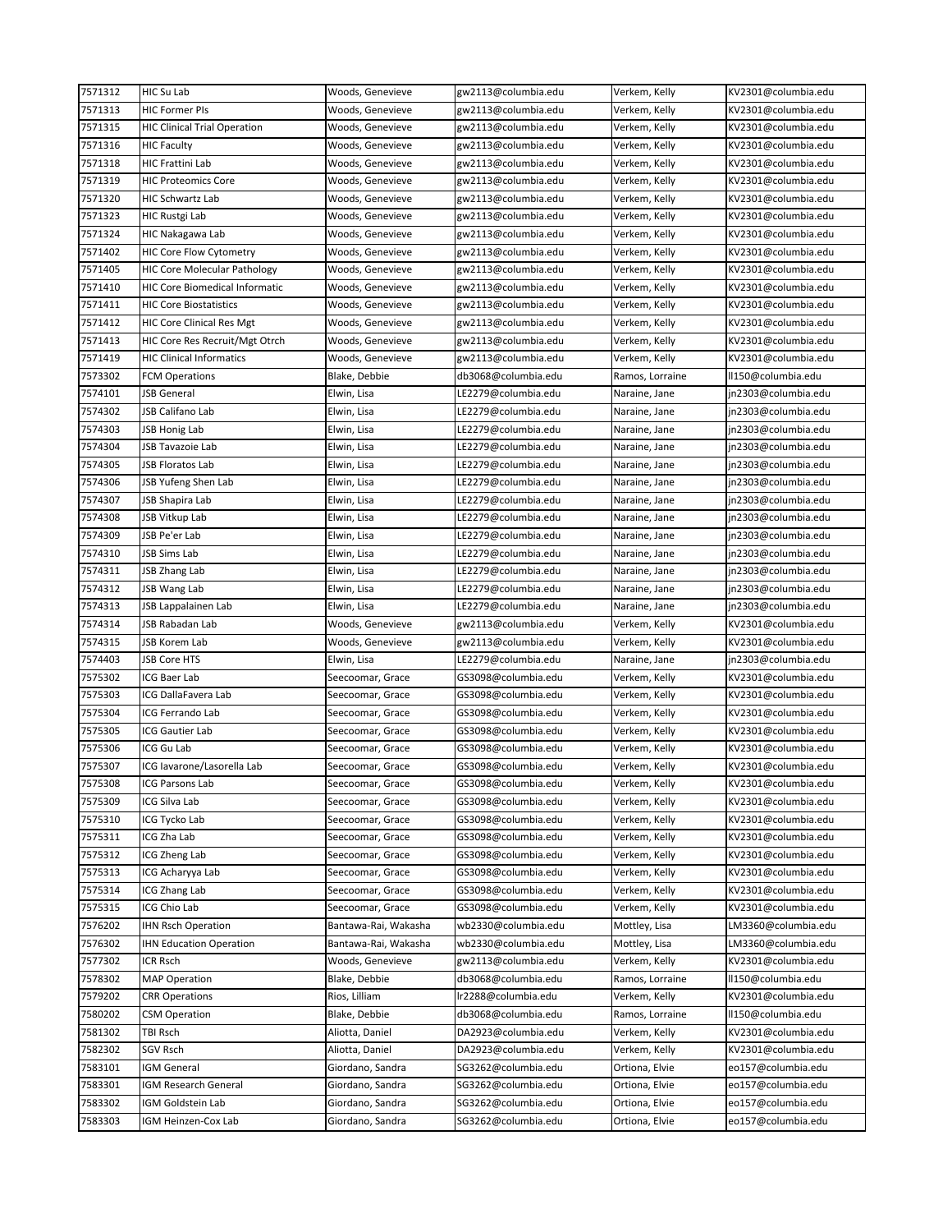| 7571312 | HIC Su Lab | Woods, Genevieve | gw2113@columbia.edu | Verkem, Kelly | KV2301@columbia.edu |
|---|---|---|---|---|---|
| 7571313 | HIC Former PIs | Woods, Genevieve | gw2113@columbia.edu | Verkem, Kelly | KV2301@columbia.edu |
| 7571315 | HIC Clinical Trial Operation | Woods, Genevieve | gw2113@columbia.edu | Verkem, Kelly | KV2301@columbia.edu |
| 7571316 | HIC Faculty | Woods, Genevieve | gw2113@columbia.edu | Verkem, Kelly | KV2301@columbia.edu |
| 7571318 | HIC Frattini Lab | Woods, Genevieve | gw2113@columbia.edu | Verkem, Kelly | KV2301@columbia.edu |
| 7571319 | HIC Proteomics Core | Woods, Genevieve | gw2113@columbia.edu | Verkem, Kelly | KV2301@columbia.edu |
| 7571320 | HIC Schwartz Lab | Woods, Genevieve | gw2113@columbia.edu | Verkem, Kelly | KV2301@columbia.edu |
| 7571323 | HIC Rustgi Lab | Woods, Genevieve | gw2113@columbia.edu | Verkem, Kelly | KV2301@columbia.edu |
| 7571324 | HIC Nakagawa Lab | Woods, Genevieve | gw2113@columbia.edu | Verkem, Kelly | KV2301@columbia.edu |
| 7571402 | HIC Core Flow Cytometry | Woods, Genevieve | gw2113@columbia.edu | Verkem, Kelly | KV2301@columbia.edu |
| 7571405 | HIC Core Molecular Pathology | Woods, Genevieve | gw2113@columbia.edu | Verkem, Kelly | KV2301@columbia.edu |
| 7571410 | HIC Core Biomedical Informatic | Woods, Genevieve | gw2113@columbia.edu | Verkem, Kelly | KV2301@columbia.edu |
| 7571411 | HIC Core Biostatistics | Woods, Genevieve | gw2113@columbia.edu | Verkem, Kelly | KV2301@columbia.edu |
| 7571412 | HIC Core Clinical Res Mgt | Woods, Genevieve | gw2113@columbia.edu | Verkem, Kelly | KV2301@columbia.edu |
| 7571413 | HIC Core Res Recruit/Mgt Otrch | Woods, Genevieve | gw2113@columbia.edu | Verkem, Kelly | KV2301@columbia.edu |
| 7571419 | HIC Clinical Informatics | Woods, Genevieve | gw2113@columbia.edu | Verkem, Kelly | KV2301@columbia.edu |
| 7573302 | FCM Operations | Blake, Debbie | db3068@columbia.edu | Ramos, Lorraine | ll150@columbia.edu |
| 7574101 | JSB General | Elwin, Lisa | LE2279@columbia.edu | Naraine, Jane | jn2303@columbia.edu |
| 7574302 | JSB Califano Lab | Elwin, Lisa | LE2279@columbia.edu | Naraine, Jane | jn2303@columbia.edu |
| 7574303 | JSB Honig Lab | Elwin, Lisa | LE2279@columbia.edu | Naraine, Jane | jn2303@columbia.edu |
| 7574304 | JSB Tavazoie Lab | Elwin, Lisa | LE2279@columbia.edu | Naraine, Jane | jn2303@columbia.edu |
| 7574305 | JSB Floratos Lab | Elwin, Lisa | LE2279@columbia.edu | Naraine, Jane | jn2303@columbia.edu |
| 7574306 | JSB Yufeng Shen Lab | Elwin, Lisa | LE2279@columbia.edu | Naraine, Jane | jn2303@columbia.edu |
| 7574307 | JSB Shapira Lab | Elwin, Lisa | LE2279@columbia.edu | Naraine, Jane | jn2303@columbia.edu |
| 7574308 | JSB Vitkup Lab | Elwin, Lisa | LE2279@columbia.edu | Naraine, Jane | jn2303@columbia.edu |
| 7574309 | JSB Pe'er Lab | Elwin, Lisa | LE2279@columbia.edu | Naraine, Jane | jn2303@columbia.edu |
| 7574310 | JSB Sims Lab | Elwin, Lisa | LE2279@columbia.edu | Naraine, Jane | jn2303@columbia.edu |
| 7574311 | JSB Zhang Lab | Elwin, Lisa | LE2279@columbia.edu | Naraine, Jane | jn2303@columbia.edu |
| 7574312 | JSB Wang Lab | Elwin, Lisa | LE2279@columbia.edu | Naraine, Jane | jn2303@columbia.edu |
| 7574313 | JSB Lappalainen Lab | Elwin, Lisa | LE2279@columbia.edu | Naraine, Jane | jn2303@columbia.edu |
| 7574314 | JSB Rabadan Lab | Woods, Genevieve | gw2113@columbia.edu | Verkem, Kelly | KV2301@columbia.edu |
| 7574315 | JSB Korem Lab | Woods, Genevieve | gw2113@columbia.edu | Verkem, Kelly | KV2301@columbia.edu |
| 7574403 | JSB Core HTS | Elwin, Lisa | LE2279@columbia.edu | Naraine, Jane | jn2303@columbia.edu |
| 7575302 | ICG Baer Lab | Seecoomar, Grace | GS3098@columbia.edu | Verkem, Kelly | KV2301@columbia.edu |
| 7575303 | ICG DallaFavera Lab | Seecoomar, Grace | GS3098@columbia.edu | Verkem, Kelly | KV2301@columbia.edu |
| 7575304 | ICG Ferrando Lab | Seecoomar, Grace | GS3098@columbia.edu | Verkem, Kelly | KV2301@columbia.edu |
| 7575305 | ICG Gautier Lab | Seecoomar, Grace | GS3098@columbia.edu | Verkem, Kelly | KV2301@columbia.edu |
| 7575306 | ICG Gu Lab | Seecoomar, Grace | GS3098@columbia.edu | Verkem, Kelly | KV2301@columbia.edu |
| 7575307 | ICG Iavarone/Lasorella Lab | Seecoomar, Grace | GS3098@columbia.edu | Verkem, Kelly | KV2301@columbia.edu |
| 7575308 | ICG Parsons Lab | Seecoomar, Grace | GS3098@columbia.edu | Verkem, Kelly | KV2301@columbia.edu |
| 7575309 | ICG Silva Lab | Seecoomar, Grace | GS3098@columbia.edu | Verkem, Kelly | KV2301@columbia.edu |
| 7575310 | ICG Tycko Lab | Seecoomar, Grace | GS3098@columbia.edu | Verkem, Kelly | KV2301@columbia.edu |
| 7575311 | ICG Zha Lab | Seecoomar, Grace | GS3098@columbia.edu | Verkem, Kelly | KV2301@columbia.edu |
| 7575312 | ICG Zheng Lab | Seecoomar, Grace | GS3098@columbia.edu | Verkem, Kelly | KV2301@columbia.edu |
| 7575313 | ICG Acharyya Lab | Seecoomar, Grace | GS3098@columbia.edu | Verkem, Kelly | KV2301@columbia.edu |
| 7575314 | ICG Zhang Lab | Seecoomar, Grace | GS3098@columbia.edu | Verkem, Kelly | KV2301@columbia.edu |
| 7575315 | ICG Chio Lab | Seecoomar, Grace | GS3098@columbia.edu | Verkem, Kelly | KV2301@columbia.edu |
| 7576202 | IHN Rsch Operation | Bantawa-Rai, Wakasha | wb2330@columbia.edu | Mottley, Lisa | LM3360@columbia.edu |
| 7576302 | IHN Education Operation | Bantawa-Rai, Wakasha | wb2330@columbia.edu | Mottley, Lisa | LM3360@columbia.edu |
| 7577302 | ICR Rsch | Woods, Genevieve | gw2113@columbia.edu | Verkem, Kelly | KV2301@columbia.edu |
| 7578302 | MAP Operation | Blake, Debbie | db3068@columbia.edu | Ramos, Lorraine | ll150@columbia.edu |
| 7579202 | CRR Operations | Rios, Lilliam | lr2288@columbia.edu | Verkem, Kelly | KV2301@columbia.edu |
| 7580202 | CSM Operation | Blake, Debbie | db3068@columbia.edu | Ramos, Lorraine | ll150@columbia.edu |
| 7581302 | TBI Rsch | Aliotta, Daniel | DA2923@columbia.edu | Verkem, Kelly | KV2301@columbia.edu |
| 7582302 | SGV Rsch | Aliotta, Daniel | DA2923@columbia.edu | Verkem, Kelly | KV2301@columbia.edu |
| 7583101 | IGM General | Giordano, Sandra | SG3262@columbia.edu | Ortiona, Elvie | eo157@columbia.edu |
| 7583301 | IGM Research General | Giordano, Sandra | SG3262@columbia.edu | Ortiona, Elvie | eo157@columbia.edu |
| 7583302 | IGM Goldstein Lab | Giordano, Sandra | SG3262@columbia.edu | Ortiona, Elvie | eo157@columbia.edu |
| 7583303 | IGM Heinzen-Cox Lab | Giordano, Sandra | SG3262@columbia.edu | Ortiona, Elvie | eo157@columbia.edu |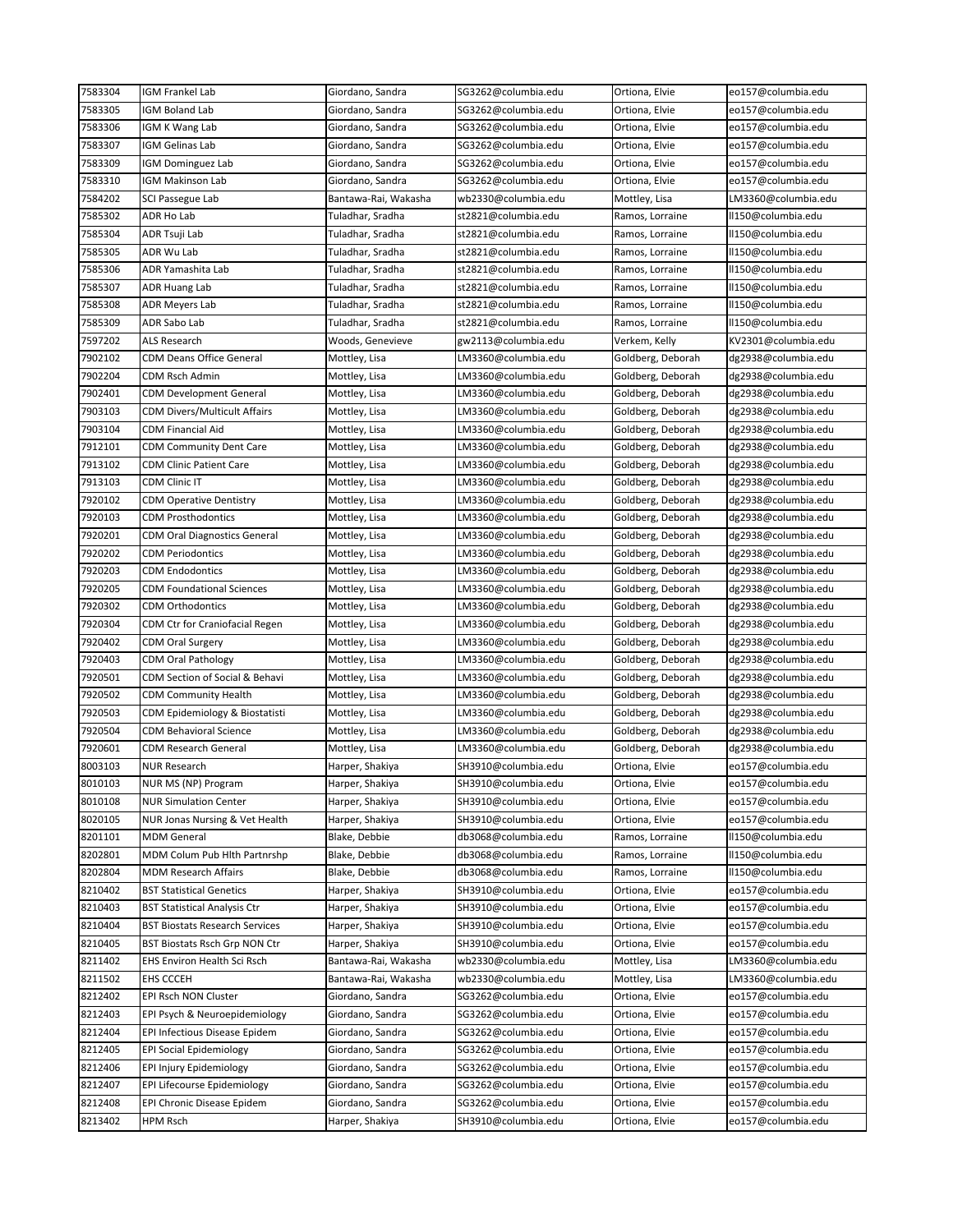| | | | | | |
|---|---|---|---|---|---|
| 7583304 | IGM Frankel Lab | Giordano, Sandra | SG3262@columbia.edu | Ortiona, Elvie | eo157@columbia.edu |
| 7583305 | IGM Boland Lab | Giordano, Sandra | SG3262@columbia.edu | Ortiona, Elvie | eo157@columbia.edu |
| 7583306 | IGM K Wang Lab | Giordano, Sandra | SG3262@columbia.edu | Ortiona, Elvie | eo157@columbia.edu |
| 7583307 | IGM Gelinas Lab | Giordano, Sandra | SG3262@columbia.edu | Ortiona, Elvie | eo157@columbia.edu |
| 7583309 | IGM Dominguez Lab | Giordano, Sandra | SG3262@columbia.edu | Ortiona, Elvie | eo157@columbia.edu |
| 7583310 | IGM Makinson Lab | Giordano, Sandra | SG3262@columbia.edu | Ortiona, Elvie | eo157@columbia.edu |
| 7584202 | SCI Passegue Lab | Bantawa-Rai, Wakasha | wb2330@columbia.edu | Mottley, Lisa | LM3360@columbia.edu |
| 7585302 | ADR Ho Lab | Tuladhar, Sradha | st2821@columbia.edu | Ramos, Lorraine | ll150@columbia.edu |
| 7585304 | ADR Tsuji Lab | Tuladhar, Sradha | st2821@columbia.edu | Ramos, Lorraine | ll150@columbia.edu |
| 7585305 | ADR Wu Lab | Tuladhar, Sradha | st2821@columbia.edu | Ramos, Lorraine | ll150@columbia.edu |
| 7585306 | ADR Yamashita Lab | Tuladhar, Sradha | st2821@columbia.edu | Ramos, Lorraine | ll150@columbia.edu |
| 7585307 | ADR Huang Lab | Tuladhar, Sradha | st2821@columbia.edu | Ramos, Lorraine | ll150@columbia.edu |
| 7585308 | ADR Meyers Lab | Tuladhar, Sradha | st2821@columbia.edu | Ramos, Lorraine | ll150@columbia.edu |
| 7585309 | ADR Sabo Lab | Tuladhar, Sradha | st2821@columbia.edu | Ramos, Lorraine | ll150@columbia.edu |
| 7597202 | ALS Research | Woods, Genevieve | gw2113@columbia.edu | Verkem, Kelly | KV2301@columbia.edu |
| 7902102 | CDM Deans Office General | Mottley, Lisa | LM3360@columbia.edu | Goldberg, Deborah | dg2938@columbia.edu |
| 7902204 | CDM Rsch Admin | Mottley, Lisa | LM3360@columbia.edu | Goldberg, Deborah | dg2938@columbia.edu |
| 7902401 | CDM Development General | Mottley, Lisa | LM3360@columbia.edu | Goldberg, Deborah | dg2938@columbia.edu |
| 7903103 | CDM Divers/Multicult Affairs | Mottley, Lisa | LM3360@columbia.edu | Goldberg, Deborah | dg2938@columbia.edu |
| 7903104 | CDM Financial Aid | Mottley, Lisa | LM3360@columbia.edu | Goldberg, Deborah | dg2938@columbia.edu |
| 7912101 | CDM Community Dent Care | Mottley, Lisa | LM3360@columbia.edu | Goldberg, Deborah | dg2938@columbia.edu |
| 7913102 | CDM Clinic Patient Care | Mottley, Lisa | LM3360@columbia.edu | Goldberg, Deborah | dg2938@columbia.edu |
| 7913103 | CDM Clinic IT | Mottley, Lisa | LM3360@columbia.edu | Goldberg, Deborah | dg2938@columbia.edu |
| 7920102 | CDM Operative Dentistry | Mottley, Lisa | LM3360@columbia.edu | Goldberg, Deborah | dg2938@columbia.edu |
| 7920103 | CDM Prosthodontics | Mottley, Lisa | LM3360@columbia.edu | Goldberg, Deborah | dg2938@columbia.edu |
| 7920201 | CDM Oral Diagnostics General | Mottley, Lisa | LM3360@columbia.edu | Goldberg, Deborah | dg2938@columbia.edu |
| 7920202 | CDM Periodontics | Mottley, Lisa | LM3360@columbia.edu | Goldberg, Deborah | dg2938@columbia.edu |
| 7920203 | CDM Endodontics | Mottley, Lisa | LM3360@columbia.edu | Goldberg, Deborah | dg2938@columbia.edu |
| 7920205 | CDM Foundational Sciences | Mottley, Lisa | LM3360@columbia.edu | Goldberg, Deborah | dg2938@columbia.edu |
| 7920302 | CDM Orthodontics | Mottley, Lisa | LM3360@columbia.edu | Goldberg, Deborah | dg2938@columbia.edu |
| 7920304 | CDM Ctr for Craniofacial Regen | Mottley, Lisa | LM3360@columbia.edu | Goldberg, Deborah | dg2938@columbia.edu |
| 7920402 | CDM Oral Surgery | Mottley, Lisa | LM3360@columbia.edu | Goldberg, Deborah | dg2938@columbia.edu |
| 7920403 | CDM Oral Pathology | Mottley, Lisa | LM3360@columbia.edu | Goldberg, Deborah | dg2938@columbia.edu |
| 7920501 | CDM Section of Social & Behavi | Mottley, Lisa | LM3360@columbia.edu | Goldberg, Deborah | dg2938@columbia.edu |
| 7920502 | CDM Community Health | Mottley, Lisa | LM3360@columbia.edu | Goldberg, Deborah | dg2938@columbia.edu |
| 7920503 | CDM Epidemiology & Biostatisti | Mottley, Lisa | LM3360@columbia.edu | Goldberg, Deborah | dg2938@columbia.edu |
| 7920504 | CDM Behavioral Science | Mottley, Lisa | LM3360@columbia.edu | Goldberg, Deborah | dg2938@columbia.edu |
| 7920601 | CDM Research General | Mottley, Lisa | LM3360@columbia.edu | Goldberg, Deborah | dg2938@columbia.edu |
| 8003103 | NUR Research | Harper, Shakiya | SH3910@columbia.edu | Ortiona, Elvie | eo157@columbia.edu |
| 8010103 | NUR MS (NP) Program | Harper, Shakiya | SH3910@columbia.edu | Ortiona, Elvie | eo157@columbia.edu |
| 8010108 | NUR Simulation Center | Harper, Shakiya | SH3910@columbia.edu | Ortiona, Elvie | eo157@columbia.edu |
| 8020105 | NUR Jonas Nursing & Vet Health | Harper, Shakiya | SH3910@columbia.edu | Ortiona, Elvie | eo157@columbia.edu |
| 8201101 | MDM General | Blake, Debbie | db3068@columbia.edu | Ramos, Lorraine | ll150@columbia.edu |
| 8202801 | MDM Colum Pub Hlth Partnrshp | Blake, Debbie | db3068@columbia.edu | Ramos, Lorraine | ll150@columbia.edu |
| 8202804 | MDM Research Affairs | Blake, Debbie | db3068@columbia.edu | Ramos, Lorraine | ll150@columbia.edu |
| 8210402 | BST Statistical Genetics | Harper, Shakiya | SH3910@columbia.edu | Ortiona, Elvie | eo157@columbia.edu |
| 8210403 | BST Statistical Analysis Ctr | Harper, Shakiya | SH3910@columbia.edu | Ortiona, Elvie | eo157@columbia.edu |
| 8210404 | BST Biostats Research Services | Harper, Shakiya | SH3910@columbia.edu | Ortiona, Elvie | eo157@columbia.edu |
| 8210405 | BST Biostats Rsch Grp NON Ctr | Harper, Shakiya | SH3910@columbia.edu | Ortiona, Elvie | eo157@columbia.edu |
| 8211402 | EHS Environ Health Sci Rsch | Bantawa-Rai, Wakasha | wb2330@columbia.edu | Mottley, Lisa | LM3360@columbia.edu |
| 8211502 | EHS CCCEH | Bantawa-Rai, Wakasha | wb2330@columbia.edu | Mottley, Lisa | LM3360@columbia.edu |
| 8212402 | EPI Rsch NON Cluster | Giordano, Sandra | SG3262@columbia.edu | Ortiona, Elvie | eo157@columbia.edu |
| 8212403 | EPI Psych & Neuroepidemiology | Giordano, Sandra | SG3262@columbia.edu | Ortiona, Elvie | eo157@columbia.edu |
| 8212404 | EPI Infectious Disease Epidem | Giordano, Sandra | SG3262@columbia.edu | Ortiona, Elvie | eo157@columbia.edu |
| 8212405 | EPI Social Epidemiology | Giordano, Sandra | SG3262@columbia.edu | Ortiona, Elvie | eo157@columbia.edu |
| 8212406 | EPI Injury Epidemiology | Giordano, Sandra | SG3262@columbia.edu | Ortiona, Elvie | eo157@columbia.edu |
| 8212407 | EPI Lifecourse Epidemiology | Giordano, Sandra | SG3262@columbia.edu | Ortiona, Elvie | eo157@columbia.edu |
| 8212408 | EPI Chronic Disease Epidem | Giordano, Sandra | SG3262@columbia.edu | Ortiona, Elvie | eo157@columbia.edu |
| 8213402 | HPM Rsch | Harper, Shakiya | SH3910@columbia.edu | Ortiona, Elvie | eo157@columbia.edu |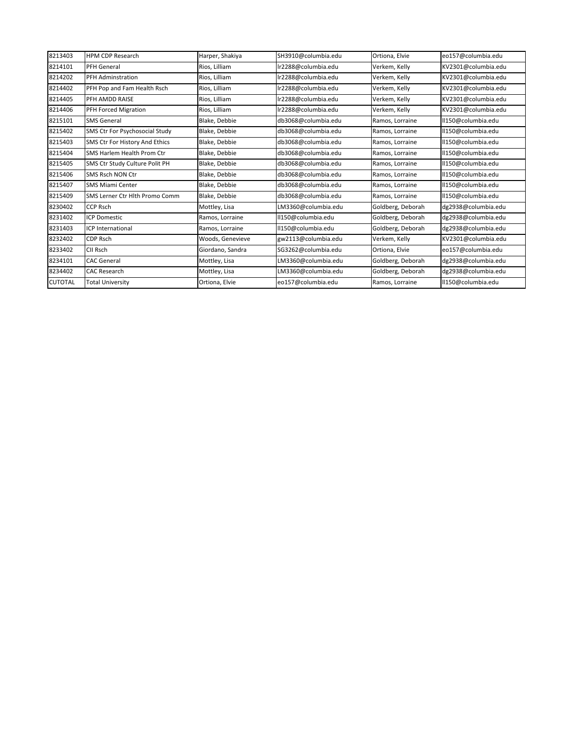| | | | | | |
|---|---|---|---|---|---|
| 8213403 | HPM CDP Research | Harper, Shakiya | SH3910@columbia.edu | Ortiona, Elvie | eo157@columbia.edu |
| 8214101 | PFH General | Rios, Lilliam | lr2288@columbia.edu | Verkem, Kelly | KV2301@columbia.edu |
| 8214202 | PFH Adminstration | Rios, Lilliam | lr2288@columbia.edu | Verkem, Kelly | KV2301@columbia.edu |
| 8214402 | PFH Pop and Fam Health Rsch | Rios, Lilliam | lr2288@columbia.edu | Verkem, Kelly | KV2301@columbia.edu |
| 8214405 | PFH AMDD RAISE | Rios, Lilliam | lr2288@columbia.edu | Verkem, Kelly | KV2301@columbia.edu |
| 8214406 | PFH Forced Migration | Rios, Lilliam | lr2288@columbia.edu | Verkem, Kelly | KV2301@columbia.edu |
| 8215101 | SMS General | Blake, Debbie | db3068@columbia.edu | Ramos, Lorraine | ll150@columbia.edu |
| 8215402 | SMS Ctr For Psychosocial Study | Blake, Debbie | db3068@columbia.edu | Ramos, Lorraine | ll150@columbia.edu |
| 8215403 | SMS Ctr For History And Ethics | Blake, Debbie | db3068@columbia.edu | Ramos, Lorraine | ll150@columbia.edu |
| 8215404 | SMS Harlem Health Prom Ctr | Blake, Debbie | db3068@columbia.edu | Ramos, Lorraine | ll150@columbia.edu |
| 8215405 | SMS Ctr Study Culture Polit PH | Blake, Debbie | db3068@columbia.edu | Ramos, Lorraine | ll150@columbia.edu |
| 8215406 | SMS Rsch NON Ctr | Blake, Debbie | db3068@columbia.edu | Ramos, Lorraine | ll150@columbia.edu |
| 8215407 | SMS Miami Center | Blake, Debbie | db3068@columbia.edu | Ramos, Lorraine | ll150@columbia.edu |
| 8215409 | SMS Lerner Ctr Hlth Promo Comm | Blake, Debbie | db3068@columbia.edu | Ramos, Lorraine | ll150@columbia.edu |
| 8230402 | CCP Rsch | Mottley, Lisa | LM3360@columbia.edu | Goldberg, Deborah | dg2938@columbia.edu |
| 8231402 | ICP Domestic | Ramos, Lorraine | ll150@columbia.edu | Goldberg, Deborah | dg2938@columbia.edu |
| 8231403 | ICP International | Ramos, Lorraine | ll150@columbia.edu | Goldberg, Deborah | dg2938@columbia.edu |
| 8232402 | CDP Rsch | Woods, Genevieve | gw2113@columbia.edu | Verkem, Kelly | KV2301@columbia.edu |
| 8233402 | CII Rsch | Giordano, Sandra | SG3262@columbia.edu | Ortiona, Elvie | eo157@columbia.edu |
| 8234101 | CAC General | Mottley, Lisa | LM3360@columbia.edu | Goldberg, Deborah | dg2938@columbia.edu |
| 8234402 | CAC Research | Mottley, Lisa | LM3360@columbia.edu | Goldberg, Deborah | dg2938@columbia.edu |
| CUTOTAL | Total University | Ortiona, Elvie | eo157@columbia.edu | Ramos, Lorraine | ll150@columbia.edu |